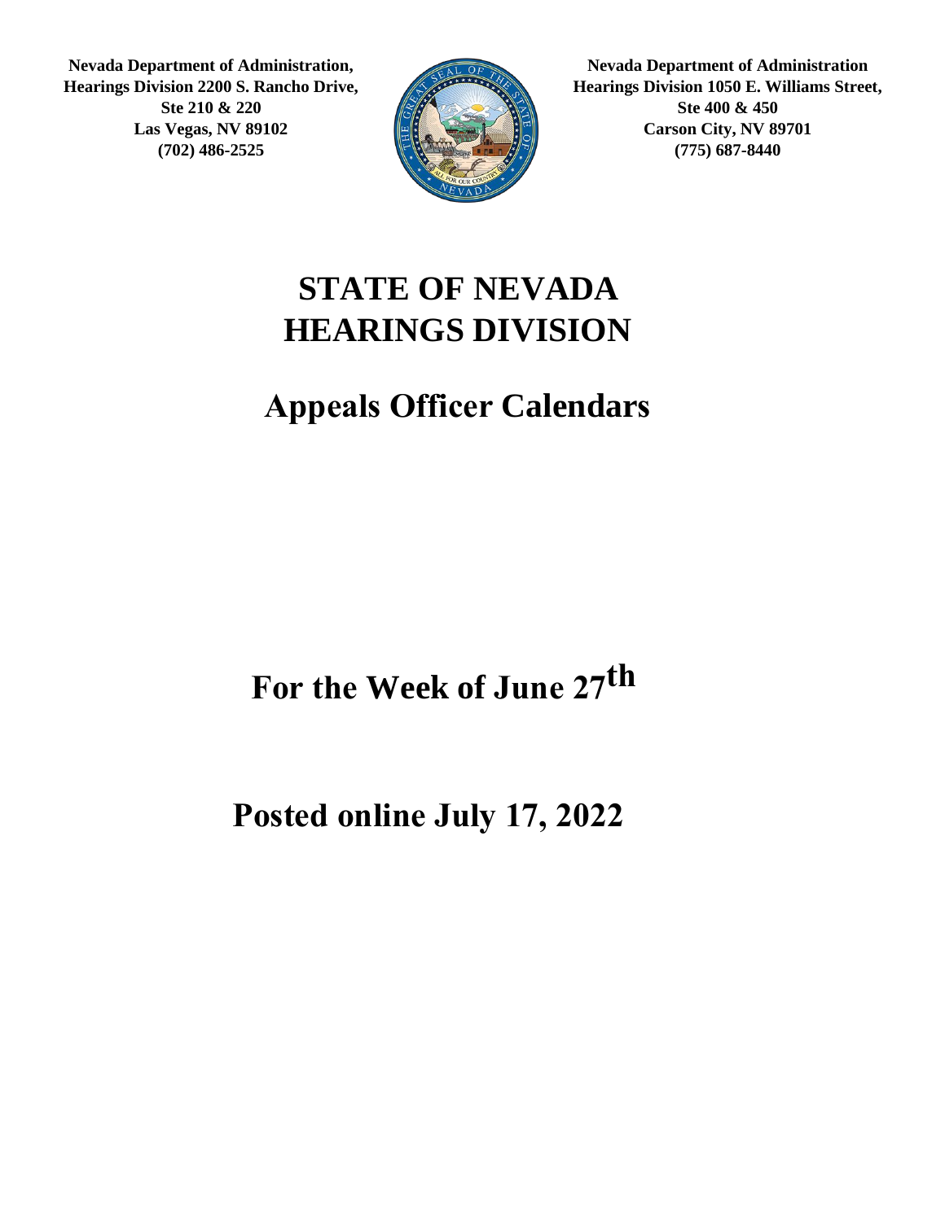**Nevada Department of Administration, Hearings Division 2200 S. Rancho Drive, Ste 210 & 220 Las Vegas, NV 89102 (702) 486-2525**

**Nevada Department of Administration Hearings Division 1050 E. Williams Street, Ste 400 & 450 Carson City, NV 89701 (775) 687-8440**

# STATE OF NEVADA HEARINGS DIVISION

# Appeals Officer Calendars

# For the Week of June 27th

# Posted online July 17, 2022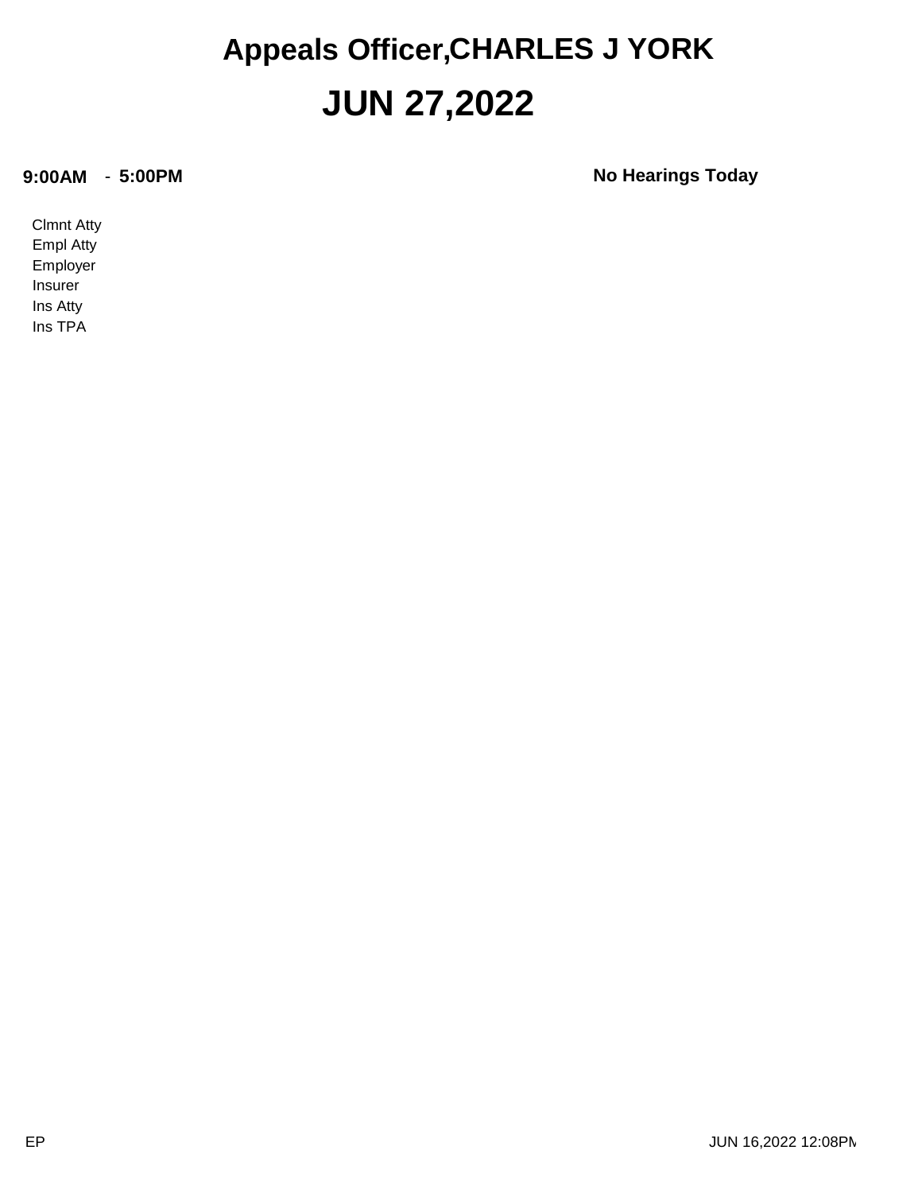# Appeals Officer,CHARLES J YORK

# JUN 27,2022

**9:00AM** - **5:00PM** **No Hearings Today**

Clmnt Atty
Empl Atty
Employer
Insurer
Ins Atty
Ins TPA

EP JUN 16,2022 12:08PM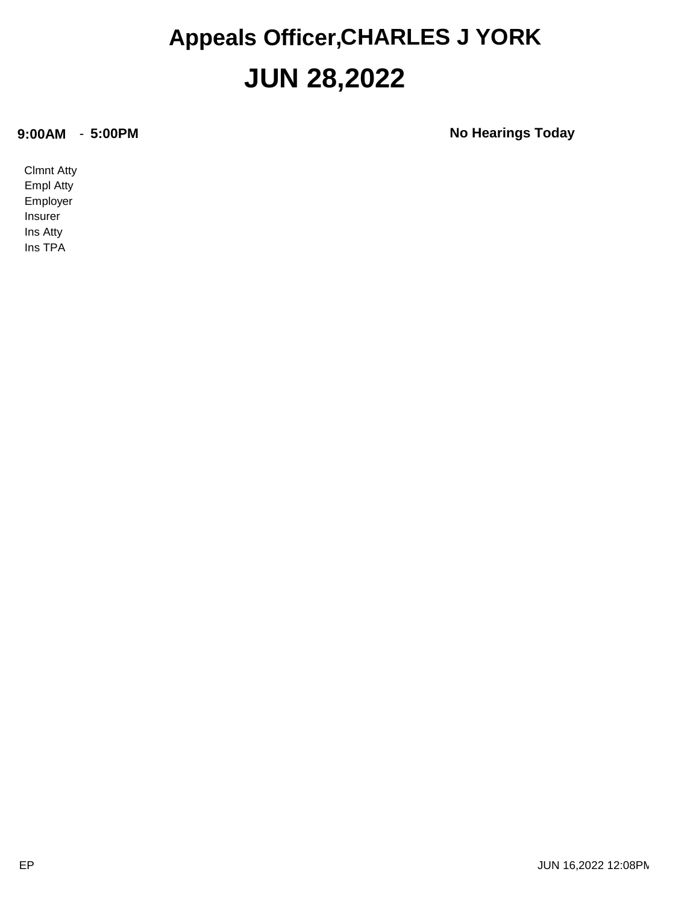# Appeals Officer,CHARLES J YORK

# JUN 28,2022

**9:00AM** - **5:00PM** **No Hearings Today**

Clmnt Atty
Empl Atty
Employer
Insurer
Ins Atty
Ins TPA

EP

JUN 16,2022 12:08PM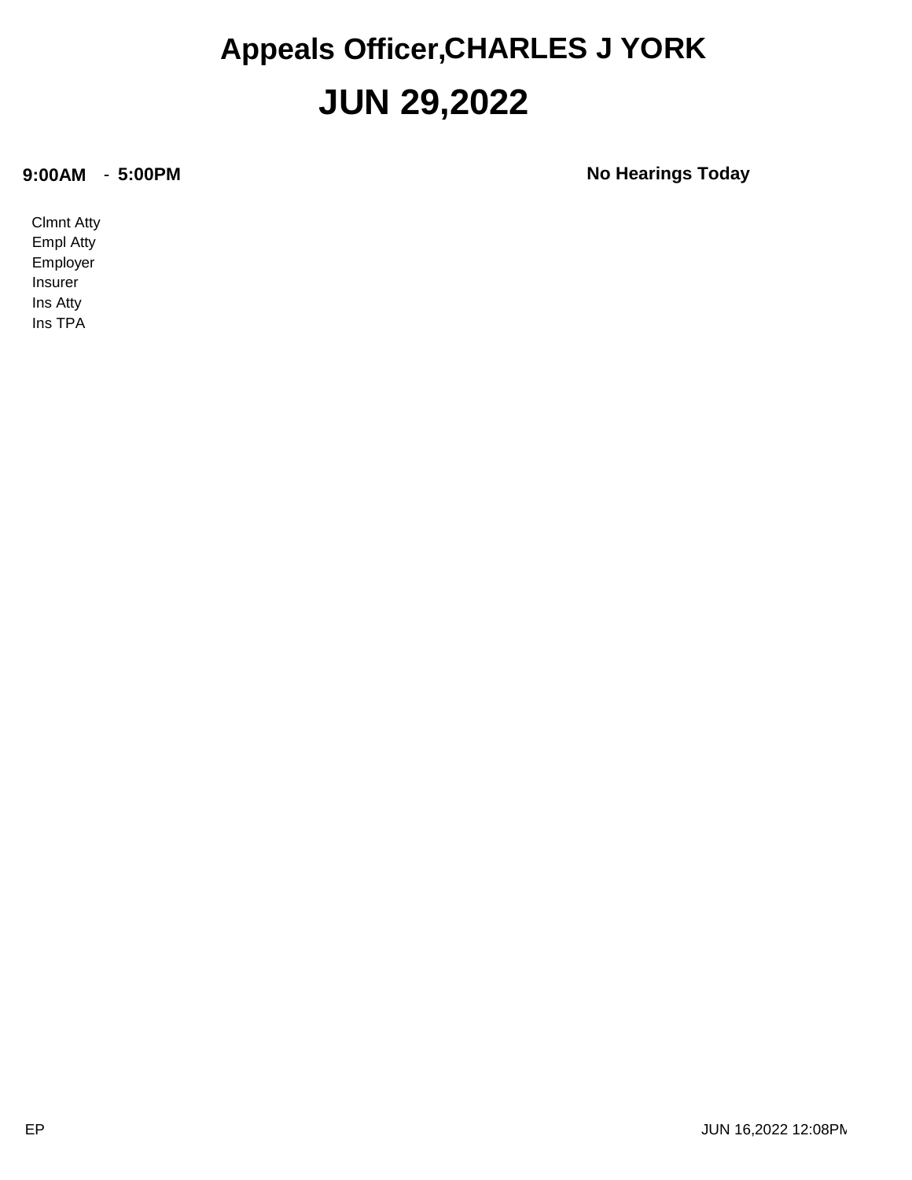# Appeals Officer,CHARLES J YORK

# JUN 29,2022

**9:00AM** - **5:00PM** **No Hearings Today**

Clmnt Atty
Empl Atty
Employer
Insurer
Ins Atty
Ins TPA

EP

JUN 16,2022 12:08PM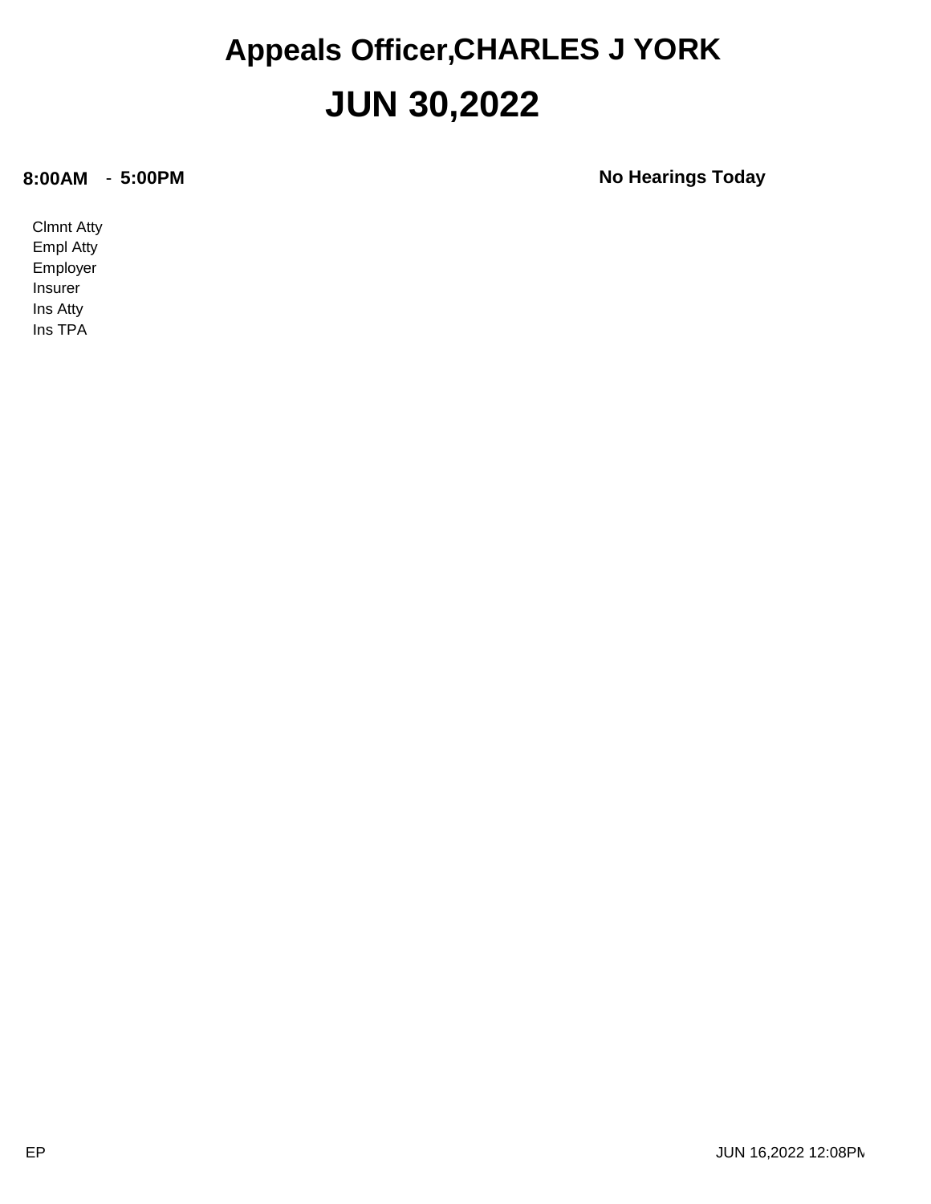# Appeals Officer,CHARLES J YORK

# JUN 30,2022

**8:00AM** - **5:00PM** **No Hearings Today**

Clmnt Atty
Empl Atty
Employer
Insurer
Ins Atty
Ins TPA

EP JUN 16,2022 12:08PM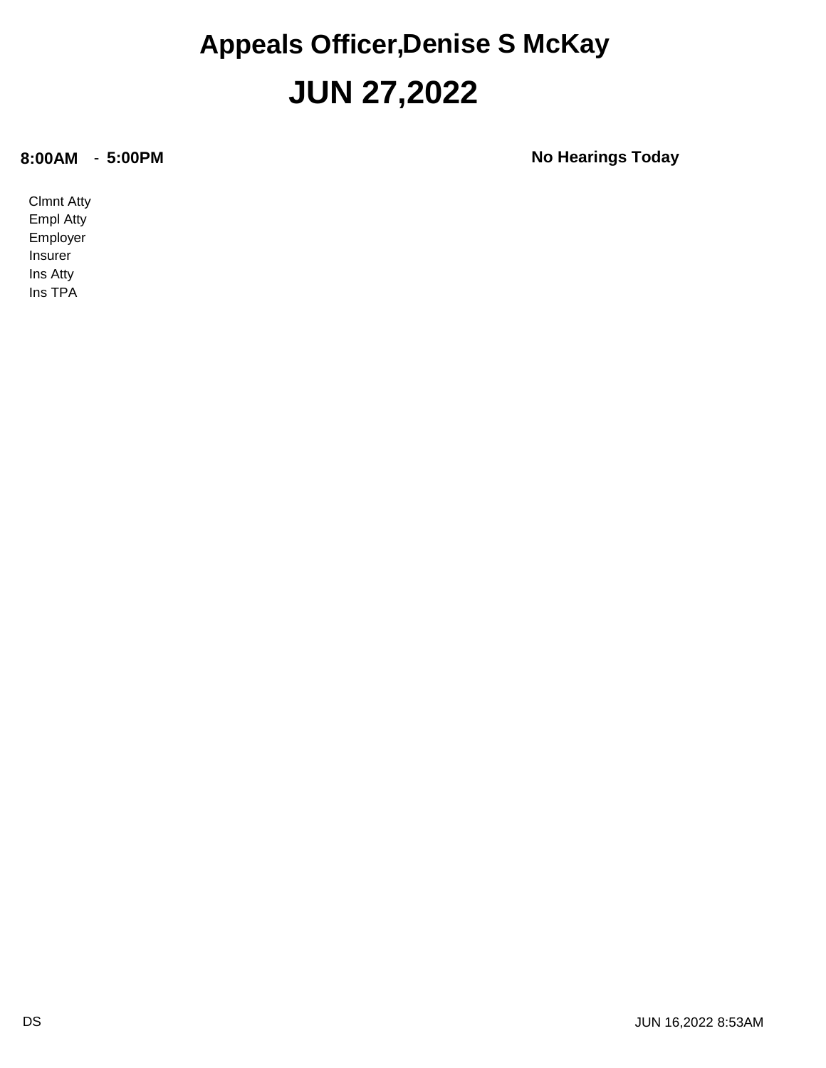# Appeals Officer,Denise S McKay

# JUN 27,2022

**8:00AM** - **5:00PM** **No Hearings Today**

Clmnt Atty
Empl Atty
Employer
Insurer
Ins Atty
Ins TPA

DS JUN 16,2022 8:53AM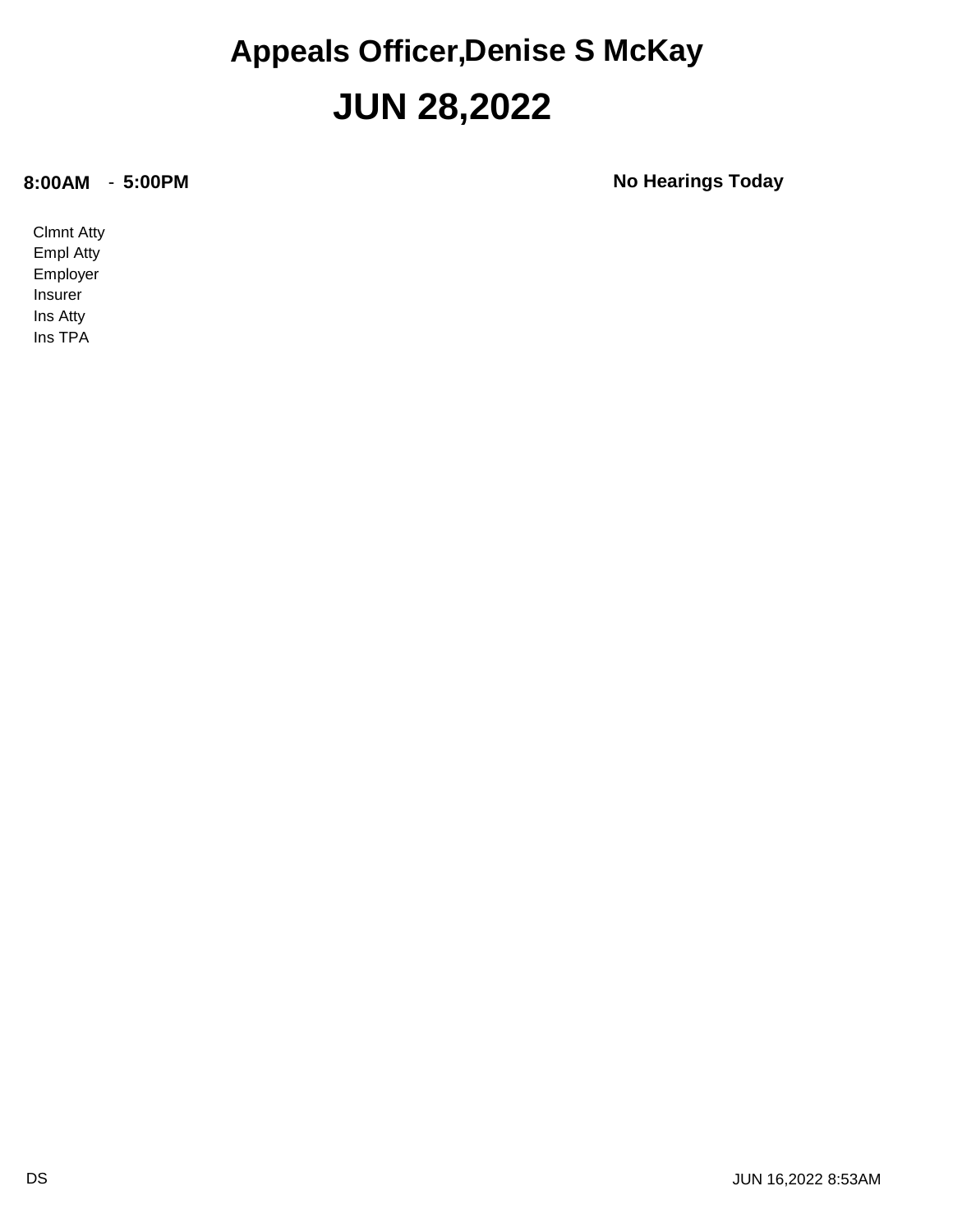# Appeals Officer,Denise S McKay

# JUN 28,2022

**8:00AM** - **5:00PM** **No Hearings Today**

Clmnt Atty
Empl Atty
Employer
Insurer
Ins Atty
Ins TPA

DS JUN 16,2022 8:53AM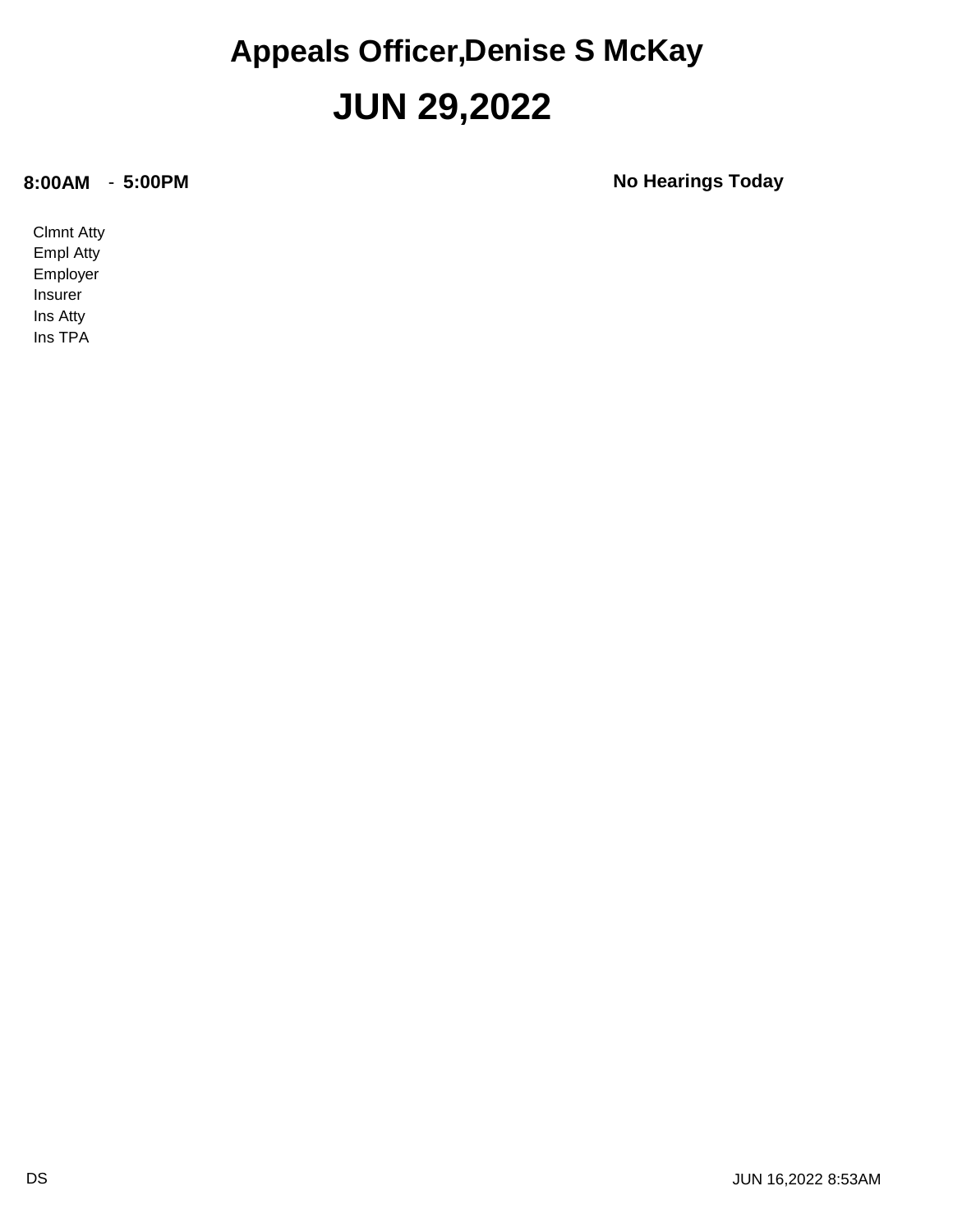# Appeals Officer,Denise S McKay

# JUN 29,2022

**8:00AM** - **5:00PM** **No Hearings Today**

Clmnt Atty
Empl Atty
Employer
Insurer
Ins Atty
Ins TPA

DS JUN 16,2022 8:53AM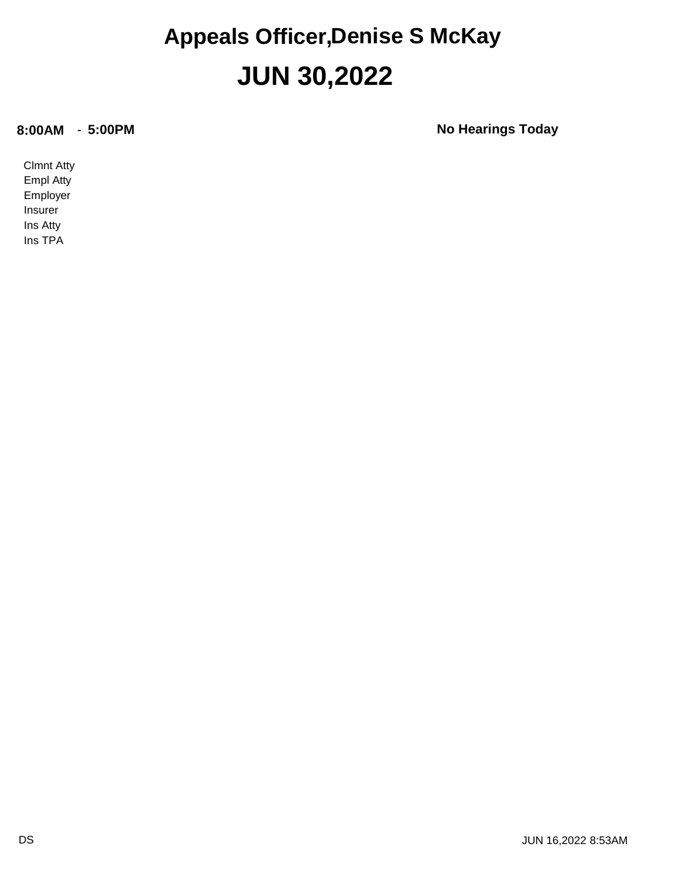# Appeals Officer,Denise S McKay

# JUN 30,2022

**8:00AM** - **5:00PM** **No Hearings Today**

Clmnt Atty
Empl Atty
Employer
Insurer
Ins Atty
Ins TPA

DS JUN 16,2022 8:53AM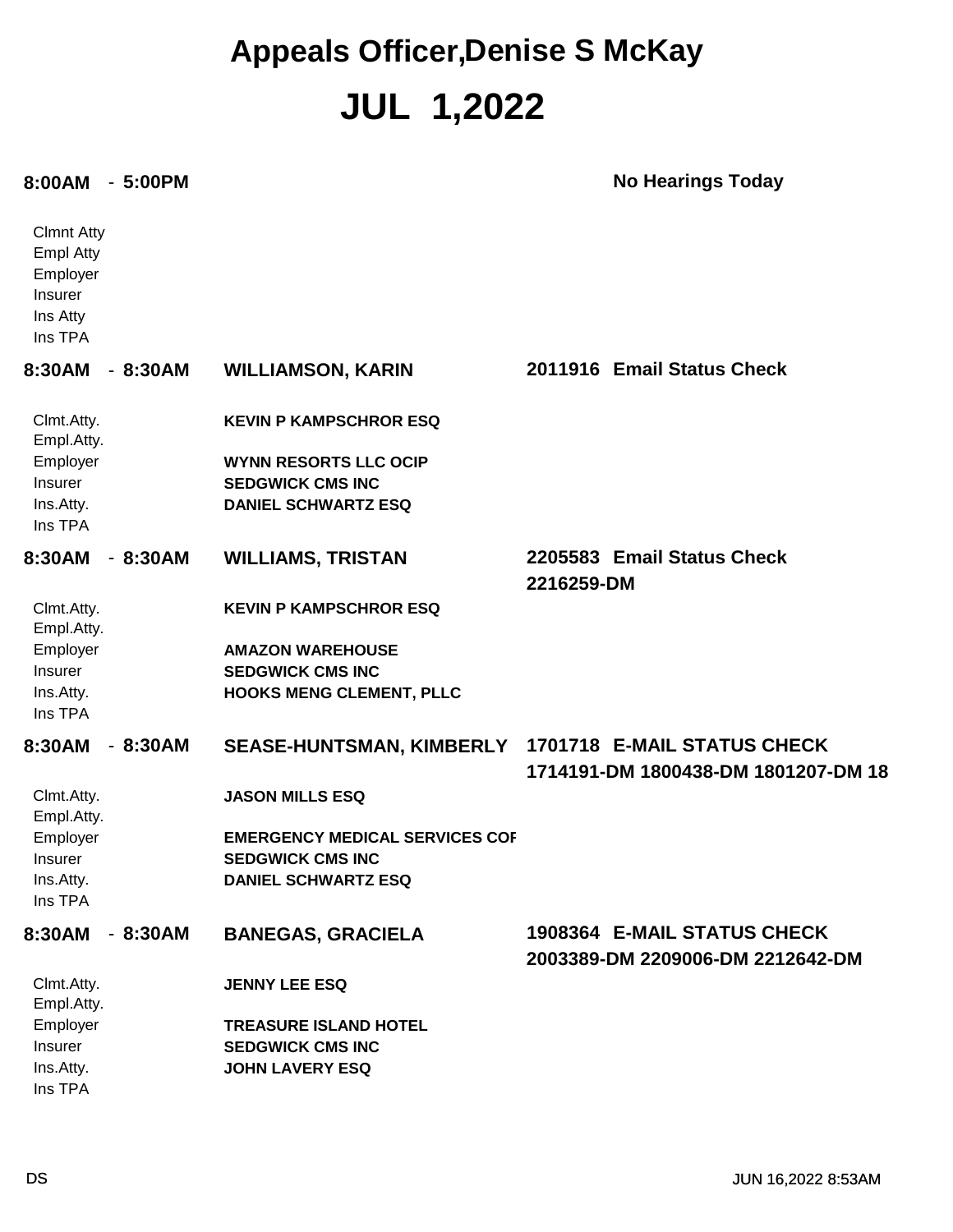# Appeals Officer,Denise S McKay

# JUL 1,2022

**8:00AM - 5:00PM** **No Hearings Today**

Clmnt Atty
Empl Atty
Employer
Insurer
Ins Atty
Ins TPA

**8:30AM - 8:30AM** **WILLIAMSON, KARIN** **2011916 Email Status Check**

| | |
|---|---|
| Clmt.Atty. | **KEVIN P KAMPSCHROR ESQ** |
| Empl.Atty. | |
| Employer | **WYNN RESORTS LLC OCIP** |
| Insurer | **SEDGWICK CMS INC** |
| Ins.Atty. | **DANIEL SCHWARTZ ESQ** |
| Ins TPA | |

**8:30AM - 8:30AM** **WILLIAMS, TRISTAN** **2205583 Email Status Check**
**2216259-DM**

| | |
|---|---|
| Clmt.Atty. | **KEVIN P KAMPSCHROR ESQ** |
| Empl.Atty. | |
| Employer | **AMAZON WAREHOUSE** |
| Insurer | **SEDGWICK CMS INC** |
| Ins.Atty. | **HOOKS MENG CLEMENT, PLLC** |
| Ins TPA | |

**8:30AM - 8:30AM** **SEASE-HUNTSMAN, KIMBERLY** **1701718 E-MAIL STATUS CHECK**
**1714191-DM 1800438-DM 1801207-DM 18**

| | |
|---|---|
| Clmt.Atty. | **JASON MILLS ESQ** |
| Empl.Atty. | |
| Employer | **EMERGENCY MEDICAL SERVICES COF** |
| Insurer | **SEDGWICK CMS INC** |
| Ins.Atty. | **DANIEL SCHWARTZ ESQ** |
| Ins TPA | |

**8:30AM - 8:30AM** **BANEGAS, GRACIELA** **1908364 E-MAIL STATUS CHECK**
**2003389-DM 2209006-DM 2212642-DM**

| | |
|---|---|
| Clmt.Atty. | **JENNY LEE ESQ** |
| Empl.Atty. | |
| Employer | **TREASURE ISLAND HOTEL** |
| Insurer | **SEDGWICK CMS INC** |
| Ins.Atty. | **JOHN LAVERY ESQ** |
| Ins TPA | |

DS JUN 16,2022 8:53AM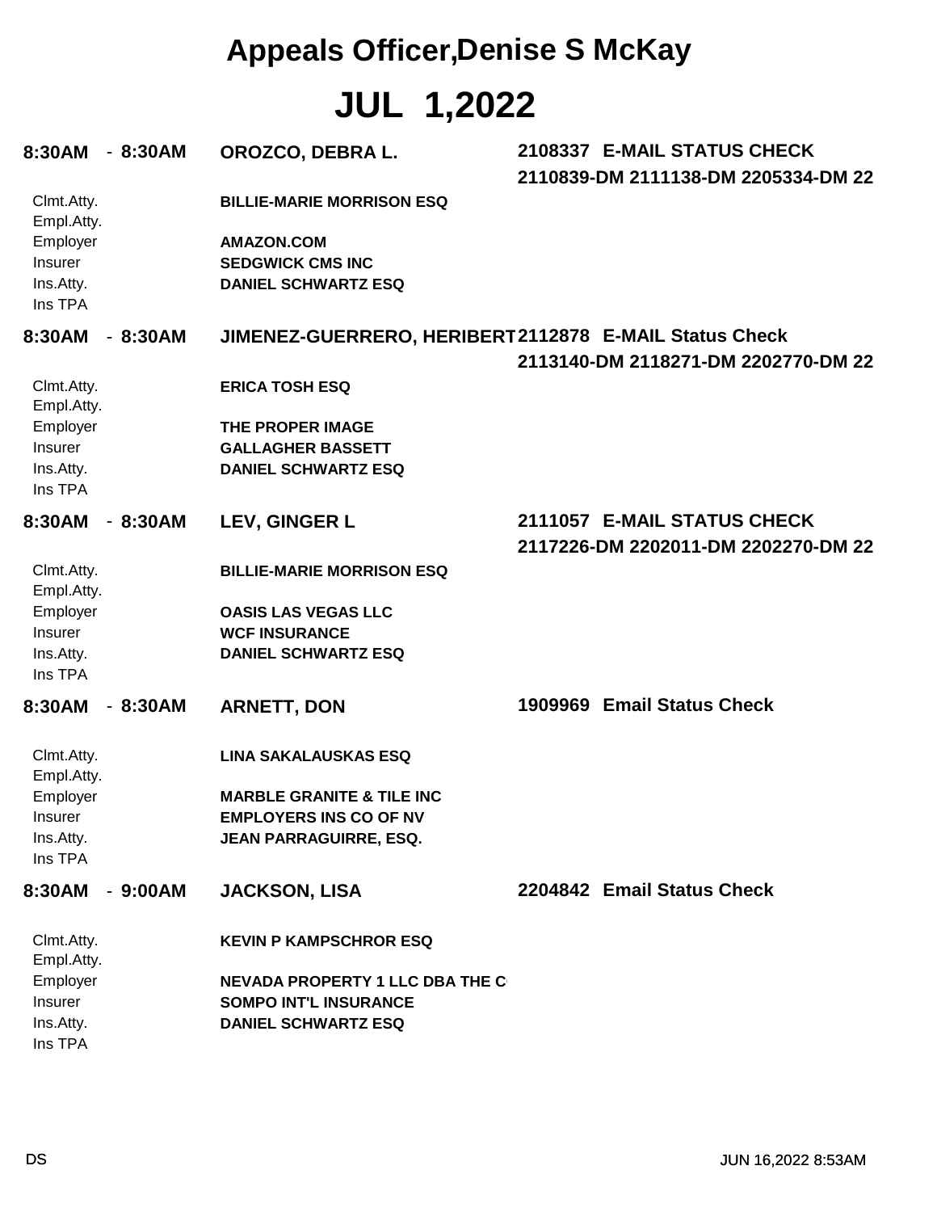# Appeals Officer,Denise S McKay

# JUL 1,2022

**8:30AM - 8:30AM** **OROZCO, DEBRA L.** **2108337 E-MAIL STATUS CHECK**
**2110839-DM 2111138-DM 2205334-DM 22**

| | |
|---|---|
| Clmt.Atty. | **BILLIE-MARIE MORRISON ESQ** |
| Empl.Atty. | |
| Employer | **AMAZON.COM** |
| Insurer | **SEDGWICK CMS INC** |
| Ins.Atty. | **DANIEL SCHWARTZ ESQ** |
| Ins TPA | |

**8:30AM - 8:30AM** **JIMENEZ-GUERRERO, HERIBERT** **2112878 E-MAIL Status Check**
**2113140-DM 2118271-DM 2202770-DM 22**

| | |
|---|---|
| Clmt.Atty. | **ERICA TOSH ESQ** |
| Empl.Atty. | |
| Employer | **THE PROPER IMAGE** |
| Insurer | **GALLAGHER BASSETT** |
| Ins.Atty. | **DANIEL SCHWARTZ ESQ** |
| Ins TPA | |

**8:30AM - 8:30AM** **LEV, GINGER L** **2111057 E-MAIL STATUS CHECK**
**2117226-DM 2202011-DM 2202270-DM 22**

| | |
|---|---|
| Clmt.Atty. | **BILLIE-MARIE MORRISON ESQ** |
| Empl.Atty. | |
| Employer | **OASIS LAS VEGAS LLC** |
| Insurer | **WCF INSURANCE** |
| Ins.Atty. | **DANIEL SCHWARTZ ESQ** |
| Ins TPA | |

**8:30AM - 8:30AM** **ARNETT, DON** **1909969 Email Status Check**

| | |
|---|---|
| Clmt.Atty. | **LINA SAKALAUSKAS ESQ** |
| Empl.Atty. | |
| Employer | **MARBLE GRANITE & TILE INC** |
| Insurer | **EMPLOYERS INS CO OF NV** |
| Ins.Atty. | **JEAN PARRAGUIRRE, ESQ.** |
| Ins TPA | |

**8:30AM - 9:00AM** **JACKSON, LISA** **2204842 Email Status Check**

| | |
|---|---|
| Clmt.Atty. | **KEVIN P KAMPSCHROR ESQ** |
| Empl.Atty. | |
| Employer | **NEVADA PROPERTY 1 LLC DBA THE C** |
| Insurer | **SOMPO INT'L INSURANCE** |
| Ins.Atty. | **DANIEL SCHWARTZ ESQ** |
| Ins TPA | |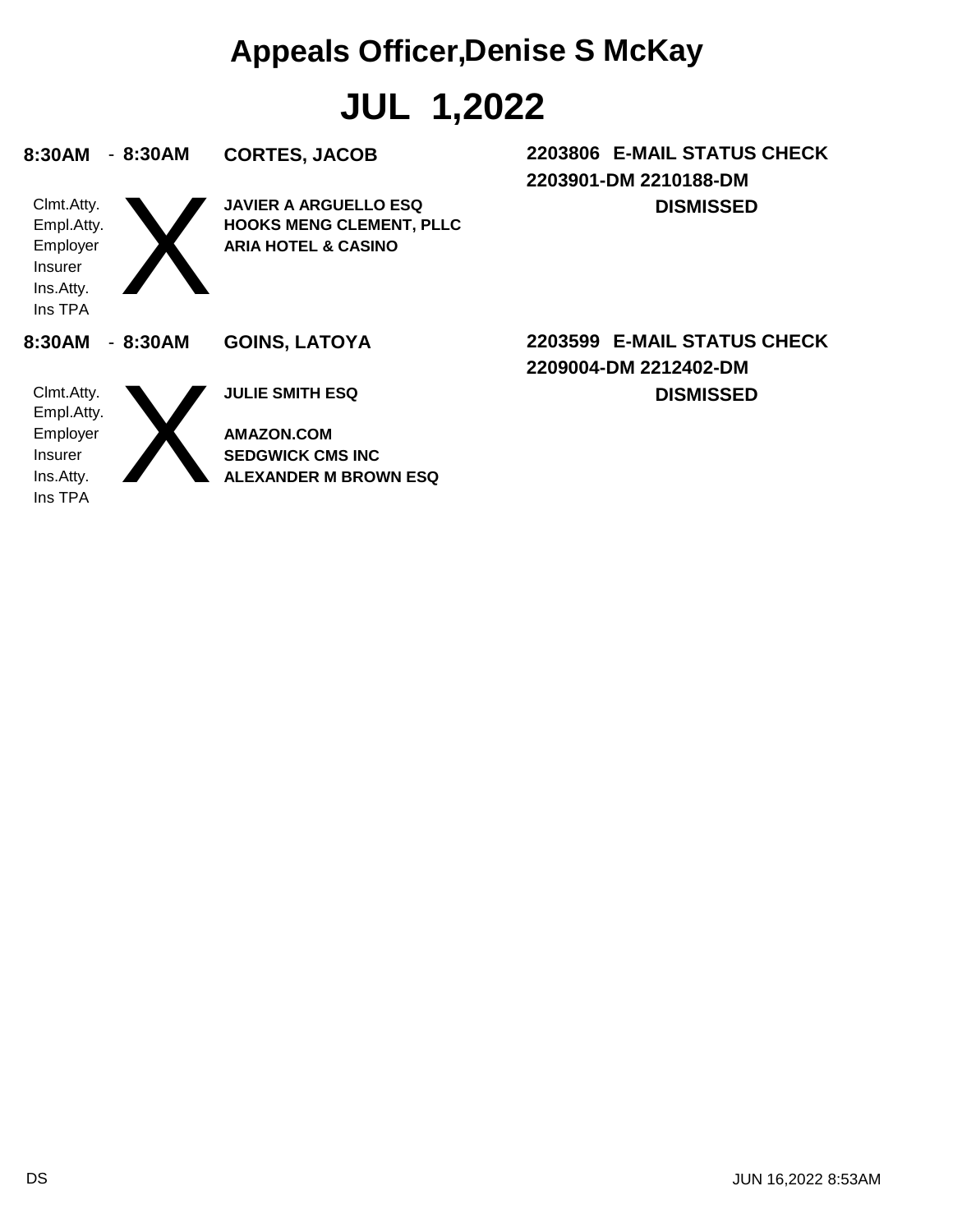# Appeals Officer,Denise S McKay

# JUL 1,2022

**8:30AM - 8:30AM** **CORTES, JACOB** **2203806 E-MAIL STATUS CHECK**

**2203901-DM 2210188-DM**

**DISMISSED**

| | |
|---|---|
| Clmt.Atty. | JAVIER A ARGUELLO ESQ |
| Empl.Atty. | HOOKS MENG CLEMENT, PLLC |
| Employer | ARIA HOTEL & CASINO |
| Insurer | |
| Ins.Atty. | |
| Ins TPA | |

**8:30AM - 8:30AM** **GOINS, LATOYA** **2203599 E-MAIL STATUS CHECK**

**2209004-DM 2212402-DM**

**DISMISSED**

| | |
|---|---|
| Clmt.Atty. | JULIE SMITH ESQ |
| Empl.Atty. | |
| Employer | AMAZON.COM |
| Insurer | SEDGWICK CMS INC |
| Ins.Atty. | ALEXANDER M BROWN ESQ |
| Ins TPA | |

DS JUN 16,2022 8:53AM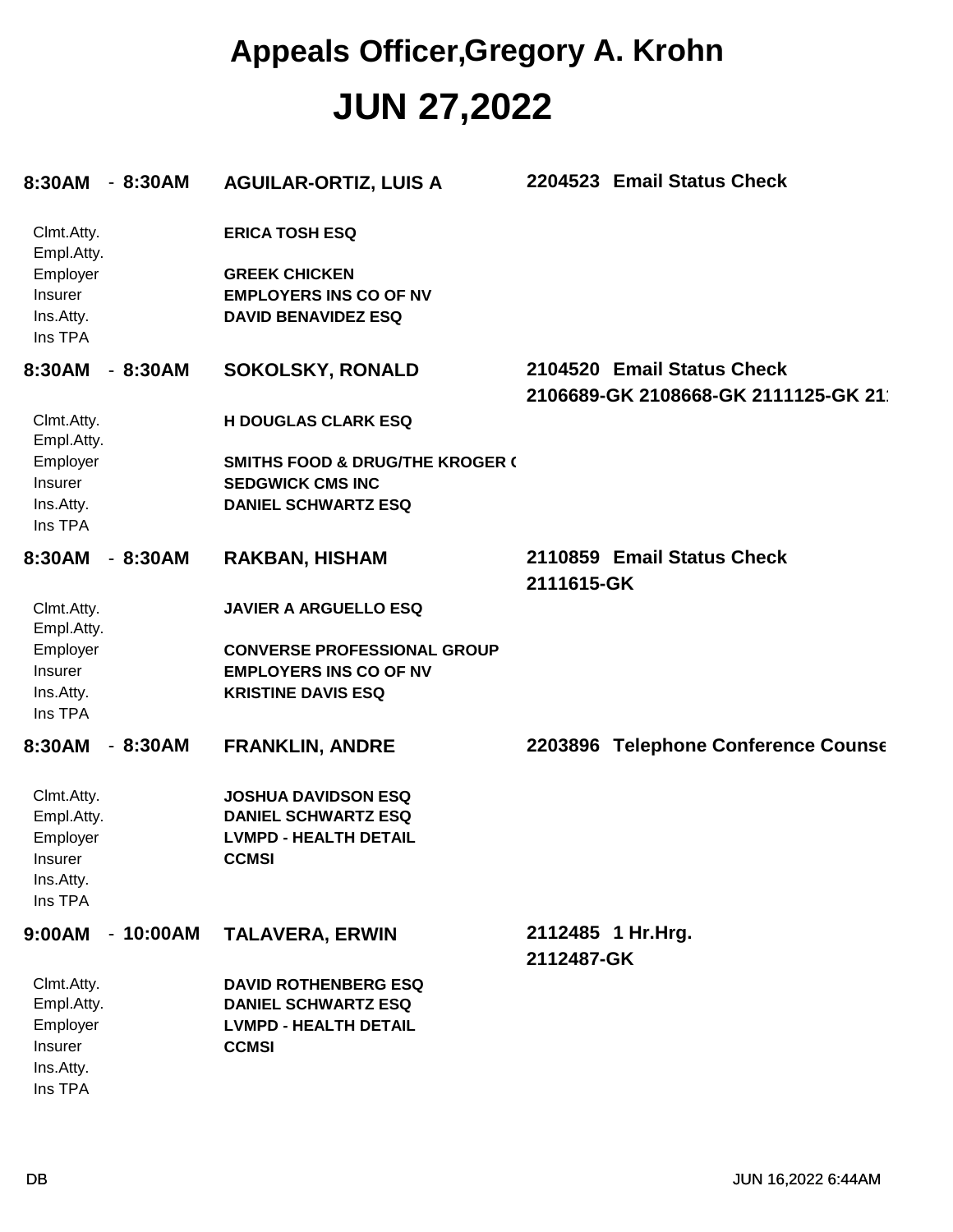# Appeals Officer,Gregory A. Krohn

# JUN 27,2022

**8:30AM - 8:30AM** **AGUILAR-ORTIZ, LUIS A** **2204523 Email Status Check**

| | |
|---|---|
| Clmt.Atty. | **ERICA TOSH ESQ** |
| Empl.Atty. | |
| Employer | **GREEK CHICKEN** |
| Insurer | **EMPLOYERS INS CO OF NV** |
| Ins.Atty. | **DAVID BENAVIDEZ ESQ** |
| Ins TPA | |

**8:30AM - 8:30AM** **SOKOLSKY, RONALD** **2104520 Email Status Check**
**2106689-GK 2108668-GK 2111125-GK 21**

| | |
|---|---|
| Clmt.Atty. | **H DOUGLAS CLARK ESQ** |
| Empl.Atty. | |
| Employer | **SMITHS FOOD & DRUG/THE KROGER C** |
| Insurer | **SEDGWICK CMS INC** |
| Ins.Atty. | **DANIEL SCHWARTZ ESQ** |
| Ins TPA | |

**8:30AM - 8:30AM** **RAKBAN, HISHAM** **2110859 Email Status Check**
**2111615-GK**

| | |
|---|---|
| Clmt.Atty. | **JAVIER A ARGUELLO ESQ** |
| Empl.Atty. | |
| Employer | **CONVERSE PROFESSIONAL GROUP** |
| Insurer | **EMPLOYERS INS CO OF NV** |
| Ins.Atty. | **KRISTINE DAVIS ESQ** |
| Ins TPA | |

**8:30AM - 8:30AM** **FRANKLIN, ANDRE** **2203896 Telephone Conference Counse**

| | |
|---|---|
| Clmt.Atty. | **JOSHUA DAVIDSON ESQ** |
| Empl.Atty. | **DANIEL SCHWARTZ ESQ** |
| Employer | **LVMPD - HEALTH DETAIL** |
| Insurer | **CCMSI** |
| Ins.Atty. | |
| Ins TPA | |

**9:00AM - 10:00AM** **TALAVERA, ERWIN** **2112485 1 Hr.Hrg.**
**2112487-GK**

| | |
|---|---|
| Clmt.Atty. | **DAVID ROTHENBERG ESQ** |
| Empl.Atty. | **DANIEL SCHWARTZ ESQ** |
| Employer | **LVMPD - HEALTH DETAIL** |
| Insurer | **CCMSI** |
| Ins.Atty. | |
| Ins TPA | |

DB JUN 16,2022 6:44AM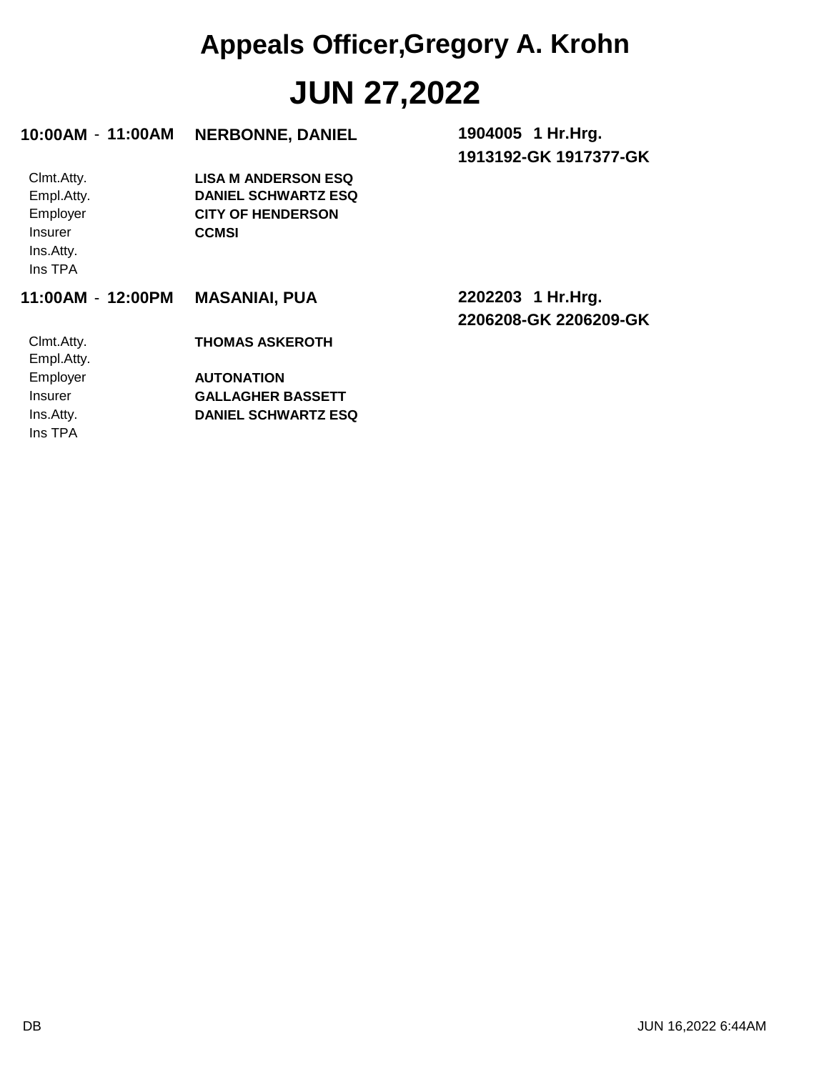# Appeals Officer,Gregory A. Krohn

# JUN 27,2022

**10:00AM - 11:00AM** **NERBONNE, DANIEL** **1904005 1 Hr.Hrg.**
**1913192-GK 1917377-GK**

| | |
|---|---|
| Clmt.Atty. | **LISA M ANDERSON ESQ** |
| Empl.Atty. | **DANIEL SCHWARTZ ESQ** |
| Employer | **CITY OF HENDERSON** |
| Insurer | **CCMSI** |
| Ins.Atty. | |
| Ins TPA | |

**11:00AM - 12:00PM** **MASANIAI, PUA** **2202203 1 Hr.Hrg.**
**2206208-GK 2206209-GK**

| | |
|---|---|
| Clmt.Atty. | **THOMAS ASKEROTH** |
| Empl.Atty. | |
| Employer | **AUTONATION** |
| Insurer | **GALLAGHER BASSETT** |
| Ins.Atty. | **DANIEL SCHWARTZ ESQ** |
| Ins TPA | |

DB JUN 16,2022 6:44AM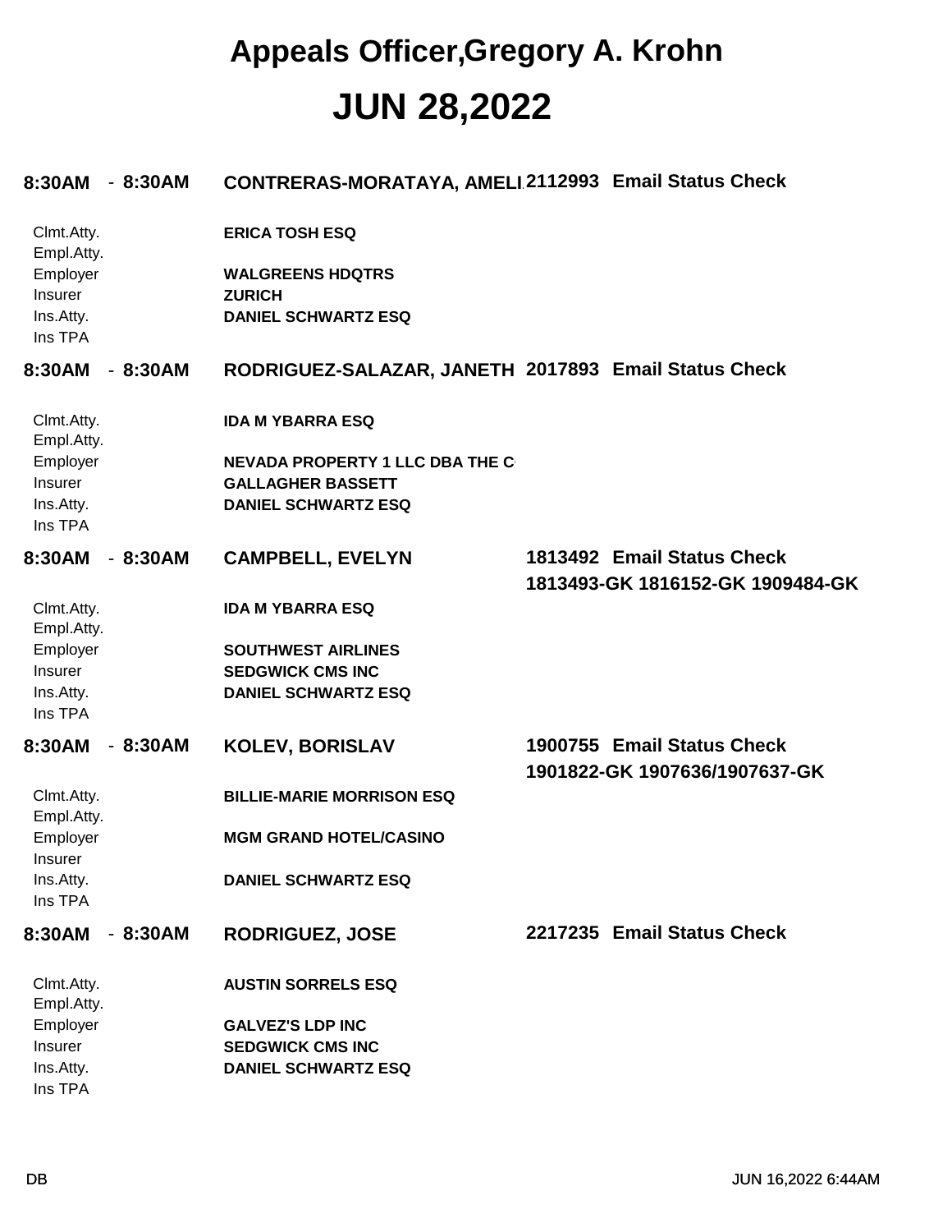# Appeals Officer,Gregory A. Krohn

# JUN 28,2022

**8:30AM - 8:30AM** **CONTRERAS-MORATAYA, AMELI 2112993 Email Status Check**

| | |
|---|---|
| Clmt.Atty. | **ERICA TOSH ESQ** |
| Empl.Atty. | |
| Employer | **WALGREENS HDQTRS** |
| Insurer | **ZURICH** |
| Ins.Atty. | **DANIEL SCHWARTZ ESQ** |
| Ins TPA | |

**8:30AM - 8:30AM** **RODRIGUEZ-SALAZAR, JANETH 2017893 Email Status Check**

| | |
|---|---|
| Clmt.Atty. | **IDA M YBARRA ESQ** |
| Empl.Atty. | |
| Employer | **NEVADA PROPERTY 1 LLC DBA THE C** |
| Insurer | **GALLAGHER BASSETT** |
| Ins.Atty. | **DANIEL SCHWARTZ ESQ** |
| Ins TPA | |

**8:30AM - 8:30AM** **CAMPBELL, EVELYN** **1813492 Email Status Check**
**1813493-GK 1816152-GK 1909484-GK**

| | |
|---|---|
| Clmt.Atty. | **IDA M YBARRA ESQ** |
| Empl.Atty. | |
| Employer | **SOUTHWEST AIRLINES** |
| Insurer | **SEDGWICK CMS INC** |
| Ins.Atty. | **DANIEL SCHWARTZ ESQ** |
| Ins TPA | |

**8:30AM - 8:30AM** **KOLEV, BORISLAV** **1900755 Email Status Check**
**1901822-GK 1907636/1907637-GK**

| | |
|---|---|
| Clmt.Atty. | **BILLIE-MARIE MORRISON ESQ** |
| Empl.Atty. | |
| Employer | **MGM GRAND HOTEL/CASINO** |
| Insurer | |
| Ins.Atty. | **DANIEL SCHWARTZ ESQ** |
| Ins TPA | |

**8:30AM - 8:30AM** **RODRIGUEZ, JOSE** **2217235 Email Status Check**

| | |
|---|---|
| Clmt.Atty. | **AUSTIN SORRELS ESQ** |
| Empl.Atty. | |
| Employer | **GALVEZ'S LDP INC** |
| Insurer | **SEDGWICK CMS INC** |
| Ins.Atty. | **DANIEL SCHWARTZ ESQ** |
| Ins TPA | |

DB JUN 16,2022 6:44AM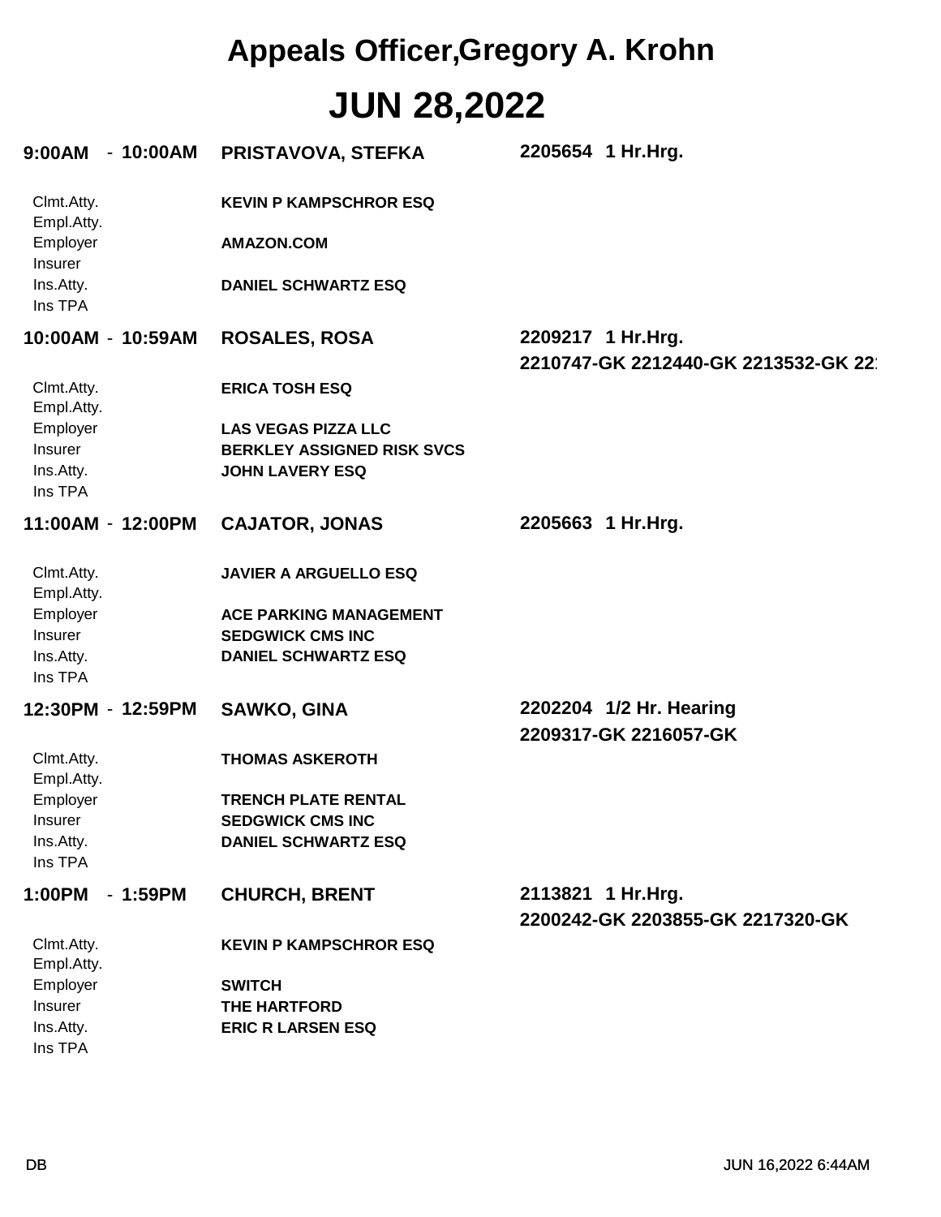# Appeals Officer,Gregory A. Krohn

# JUN 28,2022

**9:00AM - 10:00AM** **PRISTAVOVA, STEFKA** **2205654 1 Hr.Hrg.**

| | |
|---|---|
| Clmt.Atty. | **KEVIN P KAMPSCHROR ESQ** |
| Empl.Atty. | |
| Employer | **AMAZON.COM** |
| Insurer | |
| Ins.Atty. | **DANIEL SCHWARTZ ESQ** |
| Ins TPA | |

**10:00AM - 10:59AM** **ROSALES, ROSA** **2209217 1 Hr.Hrg.**
**2210747-GK 2212440-GK 2213532-GK 22**

| | |
|---|---|
| Clmt.Atty. | **ERICA TOSH ESQ** |
| Empl.Atty. | |
| Employer | **LAS VEGAS PIZZA LLC** |
| Insurer | **BERKLEY ASSIGNED RISK SVCS** |
| Ins.Atty. | **JOHN LAVERY ESQ** |
| Ins TPA | |

**11:00AM - 12:00PM** **CAJATOR, JONAS** **2205663 1 Hr.Hrg.**

| | |
|---|---|
| Clmt.Atty. | **JAVIER A ARGUELLO ESQ** |
| Empl.Atty. | |
| Employer | **ACE PARKING MANAGEMENT** |
| Insurer | **SEDGWICK CMS INC** |
| Ins.Atty. | **DANIEL SCHWARTZ ESQ** |
| Ins TPA | |

**12:30PM - 12:59PM** **SAWKO, GINA** **2202204 1/2 Hr. Hearing**
**2209317-GK 2216057-GK**

| | |
|---|---|
| Clmt.Atty. | **THOMAS ASKEROTH** |
| Empl.Atty. | |
| Employer | **TRENCH PLATE RENTAL** |
| Insurer | **SEDGWICK CMS INC** |
| Ins.Atty. | **DANIEL SCHWARTZ ESQ** |
| Ins TPA | |

**1:00PM - 1:59PM** **CHURCH, BRENT** **2113821 1 Hr.Hrg.**
**2200242-GK 2203855-GK 2217320-GK**

| | |
|---|---|
| Clmt.Atty. | **KEVIN P KAMPSCHROR ESQ** |
| Empl.Atty. | |
| Employer | **SWITCH** |
| Insurer | **THE HARTFORD** |
| Ins.Atty. | **ERIC R LARSEN ESQ** |
| Ins TPA | |

DB JUN 16,2022 6:44AM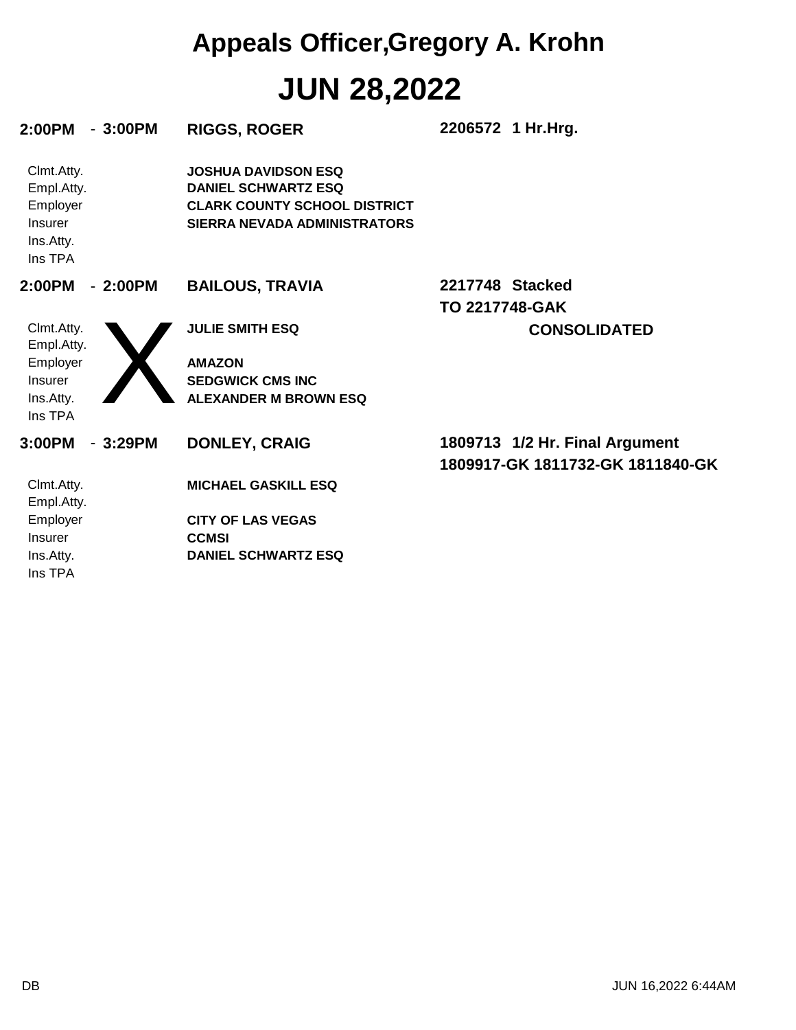# Appeals Officer,Gregory A. Krohn

# JUN 28,2022

**2:00PM - 3:00PM** **RIGGS, ROGER** **2206572 1 Hr.Hrg.**

| | |
|---|---|
| Clmt.Atty. | **JOSHUA DAVIDSON ESQ** |
| Empl.Atty. | **DANIEL SCHWARTZ ESQ** |
| Employer | **CLARK COUNTY SCHOOL DISTRICT** |
| Insurer | **SIERRA NEVADA ADMINISTRATORS** |
| Ins.Atty. | |
| Ins TPA | |

**2:00PM - 2:00PM** **BAILOUS, TRAVIA** **2217748 Stacked**
**TO 2217748-GAK**

X **CONSOLIDATED**

| | |
|---|---|
| Clmt.Atty. | **JULIE SMITH ESQ** |
| Empl.Atty. | |
| Employer | **AMAZON** |
| Insurer | **SEDGWICK CMS INC** |
| Ins.Atty. | **ALEXANDER M BROWN ESQ** |
| Ins TPA | |

**3:00PM - 3:29PM** **DONLEY, CRAIG** **1809713 1/2 Hr. Final Argument**
**1809917-GK 1811732-GK 1811840-GK**

| | |
|---|---|
| Clmt.Atty. | **MICHAEL GASKILL ESQ** |
| Empl.Atty. | |
| Employer | **CITY OF LAS VEGAS** |
| Insurer | **CCMSI** |
| Ins.Atty. | **DANIEL SCHWARTZ ESQ** |
| Ins TPA | |

DB JUN 16,2022 6:44AM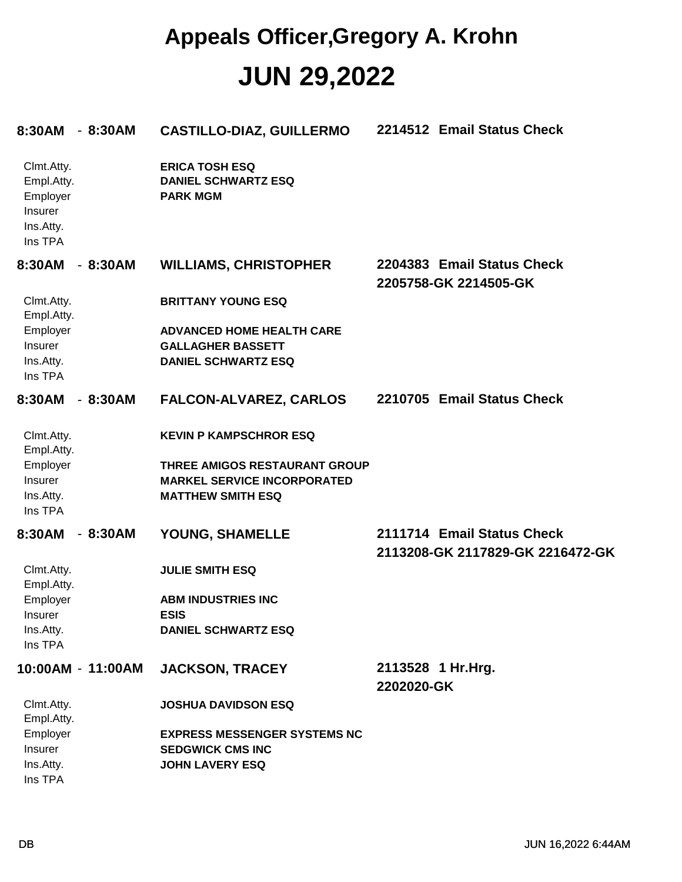# Appeals Officer,Gregory A. Krohn

# JUN 29,2022

**8:30AM - 8:30AM** **CASTILLO-DIAZ, GUILLERMO** **2214512 Email Status Check**

| | |
|---|---|
| Clmt.Atty. | **ERICA TOSH ESQ** |
| Empl.Atty. | **DANIEL SCHWARTZ ESQ** |
| Employer | **PARK MGM** |
| Insurer | |
| Ins.Atty. | |
| Ins TPA | |

**8:30AM - 8:30AM** **WILLIAMS, CHRISTOPHER** **2204383 Email Status Check**
**2205758-GK 2214505-GK**

| | |
|---|---|
| Clmt.Atty. | **BRITTANY YOUNG ESQ** |
| Empl.Atty. | |
| Employer | **ADVANCED HOME HEALTH CARE** |
| Insurer | **GALLAGHER BASSETT** |
| Ins.Atty. | **DANIEL SCHWARTZ ESQ** |
| Ins TPA | |

**8:30AM - 8:30AM** **FALCON-ALVAREZ, CARLOS** **2210705 Email Status Check**

| | |
|---|---|
| Clmt.Atty. | **KEVIN P KAMPSCHROR ESQ** |
| Empl.Atty. | |
| Employer | **THREE AMIGOS RESTAURANT GROUP** |
| Insurer | **MARKEL SERVICE INCORPORATED** |
| Ins.Atty. | **MATTHEW SMITH ESQ** |
| Ins TPA | |

**8:30AM - 8:30AM** **YOUNG, SHAMELLE** **2111714 Email Status Check**
**2113208-GK 2117829-GK 2216472-GK**

| | |
|---|---|
| Clmt.Atty. | **JULIE SMITH ESQ** |
| Empl.Atty. | |
| Employer | **ABM INDUSTRIES INC** |
| Insurer | **ESIS** |
| Ins.Atty. | **DANIEL SCHWARTZ ESQ** |
| Ins TPA | |

**10:00AM - 11:00AM** **JACKSON, TRACEY** **2113528 1 Hr.Hrg.**
**2202020-GK**

| | |
|---|---|
| Clmt.Atty. | **JOSHUA DAVIDSON ESQ** |
| Empl.Atty. | |
| Employer | **EXPRESS MESSENGER SYSTEMS NC** |
| Insurer | **SEDGWICK CMS INC** |
| Ins.Atty. | **JOHN LAVERY ESQ** |
| Ins TPA | |

DB JUN 16,2022 6:44AM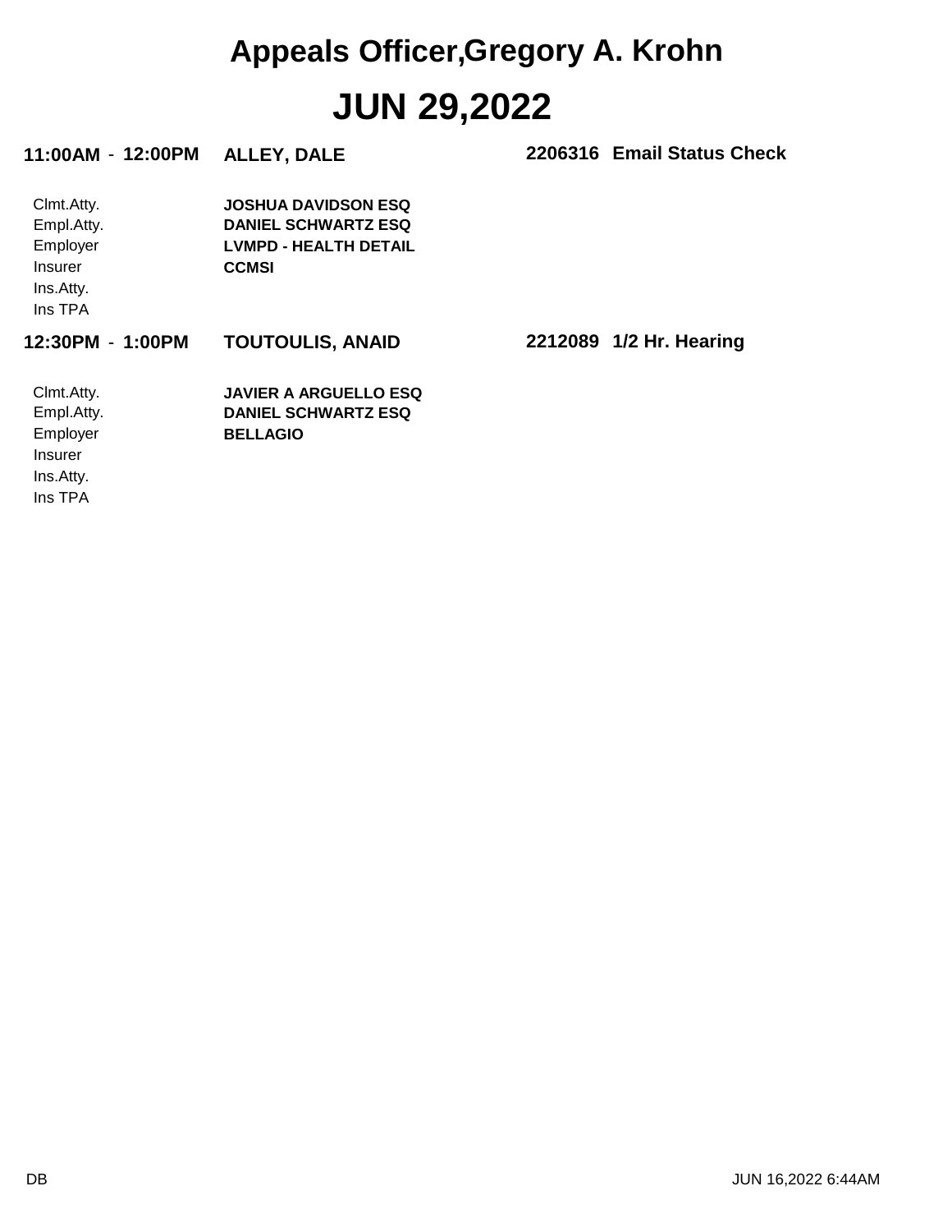# Appeals Officer,Gregory A. Krohn

# JUN 29,2022

**11:00AM - 12:00PM** **ALLEY, DALE** **2206316 Email Status Check**

| | |
|---|---|
| Clmt.Atty. | **JOSHUA DAVIDSON ESQ** |
| Empl.Atty. | **DANIEL SCHWARTZ ESQ** |
| Employer | **LVMPD - HEALTH DETAIL** |
| Insurer | **CCMSI** |
| Ins.Atty. | |
| Ins TPA | |

**12:30PM - 1:00PM** **TOUTOULIS, ANAID** **2212089 1/2 Hr. Hearing**

| | |
|---|---|
| Clmt.Atty. | **JAVIER A ARGUELLO ESQ** |
| Empl.Atty. | **DANIEL SCHWARTZ ESQ** |
| Employer | **BELLAGIO** |
| Insurer | |
| Ins.Atty. | |
| Ins TPA | |

DB JUN 16,2022 6:44AM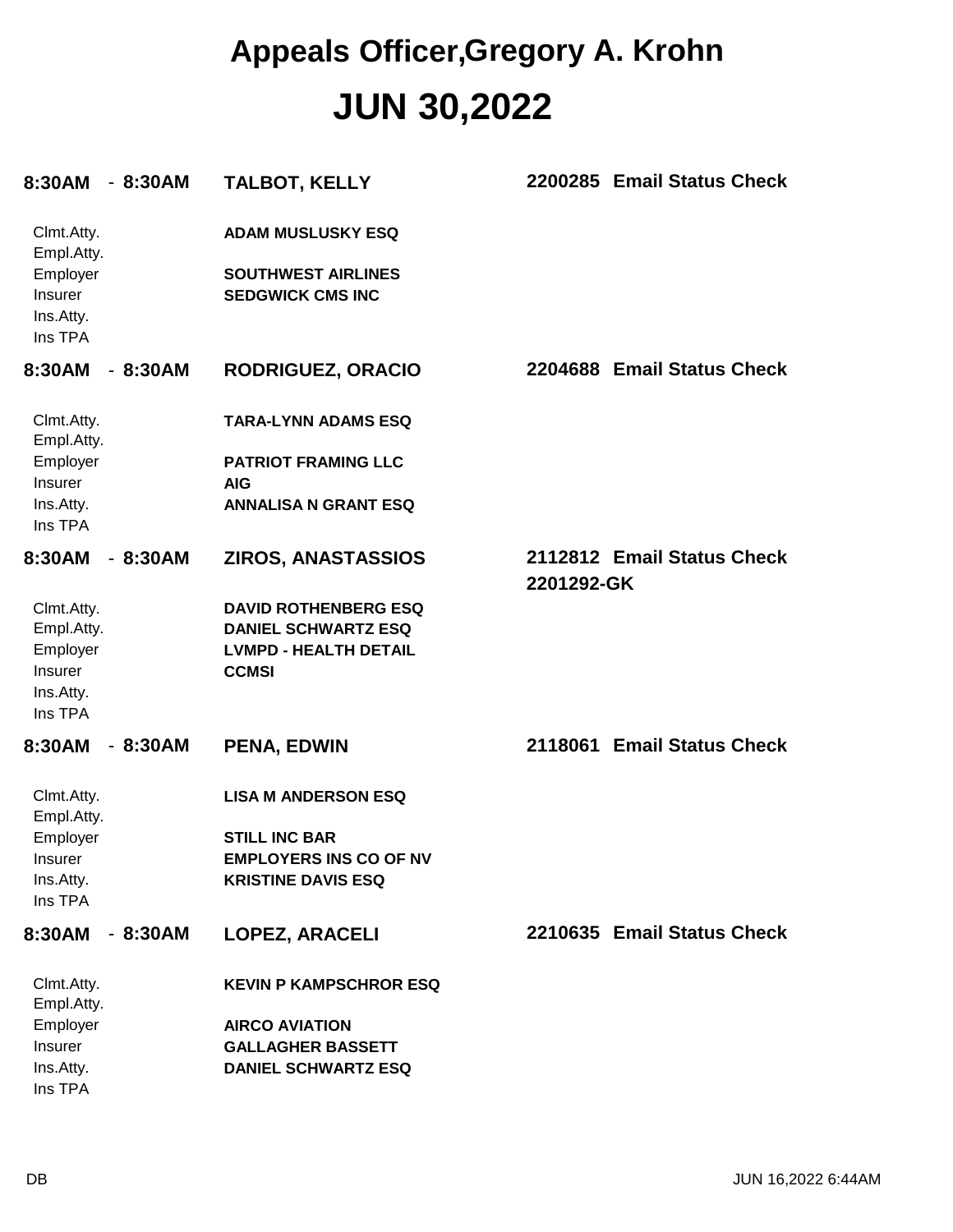# Appeals Officer,Gregory A. Krohn

# JUN 30,2022

**8:30AM - 8:30AM** **TALBOT, KELLY** **2200285 Email Status Check**

| | |
|---|---|
| Clmt.Atty. | **ADAM MUSLUSKY ESQ** |
| Empl.Atty. | |
| Employer | **SOUTHWEST AIRLINES** |
| Insurer | **SEDGWICK CMS INC** |
| Ins.Atty. | |
| Ins TPA | |

**8:30AM - 8:30AM** **RODRIGUEZ, ORACIO** **2204688 Email Status Check**

| | |
|---|---|
| Clmt.Atty. | **TARA-LYNN ADAMS ESQ** |
| Empl.Atty. | |
| Employer | **PATRIOT FRAMING LLC** |
| Insurer | **AIG** |
| Ins.Atty. | **ANNALISA N GRANT ESQ** |
| Ins TPA | |

**8:30AM - 8:30AM** **ZIROS, ANASTASSIOS** **2112812 Email Status Check**
**2201292-GK**

| | |
|---|---|
| Clmt.Atty. | **DAVID ROTHENBERG ESQ** |
| Empl.Atty. | **DANIEL SCHWARTZ ESQ** |
| Employer | **LVMPD - HEALTH DETAIL** |
| Insurer | **CCMSI** |
| Ins.Atty. | |
| Ins TPA | |

**8:30AM - 8:30AM** **PENA, EDWIN** **2118061 Email Status Check**

| | |
|---|---|
| Clmt.Atty. | **LISA M ANDERSON ESQ** |
| Empl.Atty. | |
| Employer | **STILL INC BAR** |
| Insurer | **EMPLOYERS INS CO OF NV** |
| Ins.Atty. | **KRISTINE DAVIS ESQ** |
| Ins TPA | |

**8:30AM - 8:30AM** **LOPEZ, ARACELI** **2210635 Email Status Check**

| | |
|---|---|
| Clmt.Atty. | **KEVIN P KAMPSCHROR ESQ** |
| Empl.Atty. | |
| Employer | **AIRCO AVIATION** |
| Insurer | **GALLAGHER BASSETT** |
| Ins.Atty. | **DANIEL SCHWARTZ ESQ** |
| Ins TPA | |

DB JUN 16,2022 6:44AM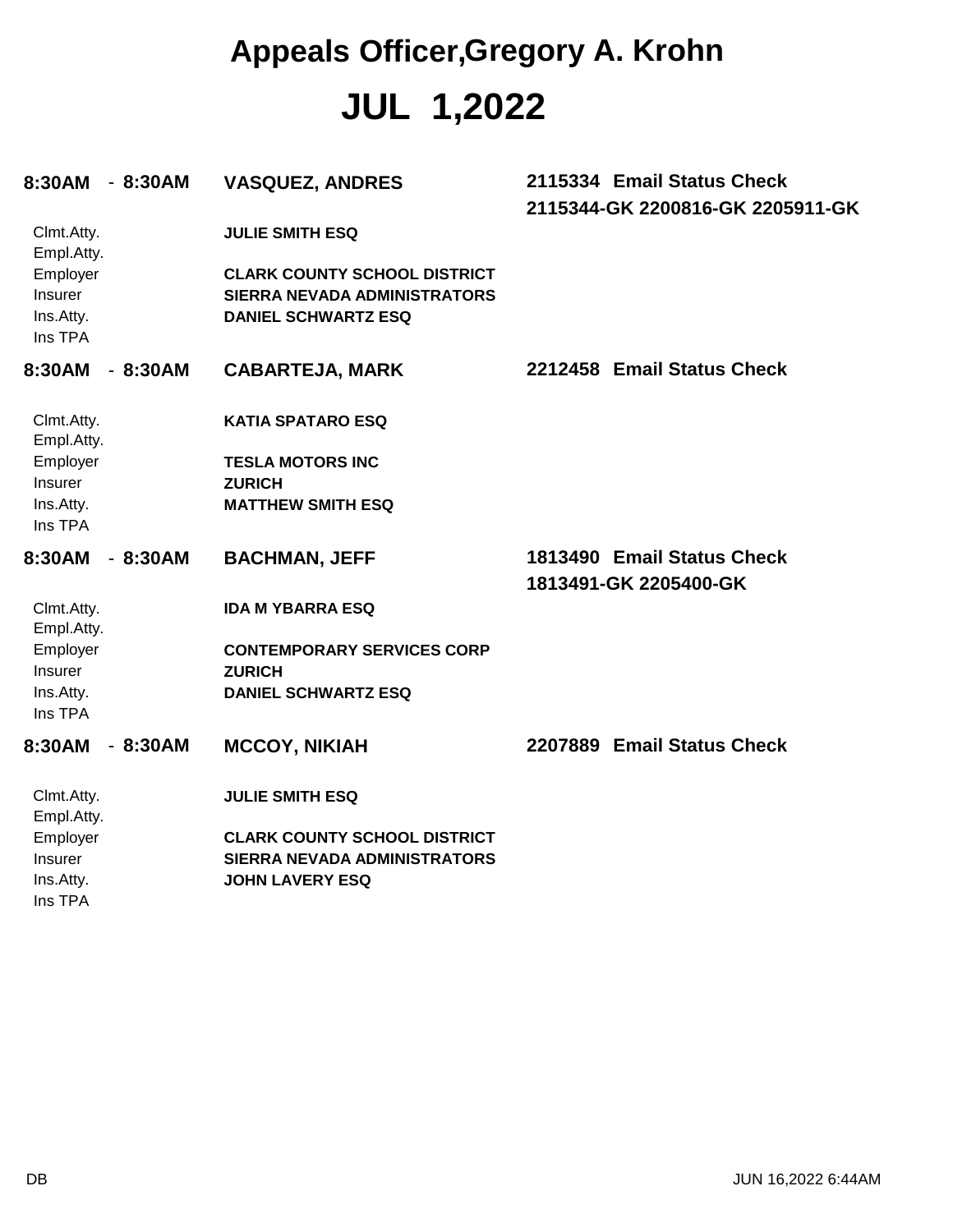# Appeals Officer,Gregory A. Krohn

# JUL 1,2022

**8:30AM - 8:30AM** **VASQUEZ, ANDRES** **2115334 Email Status Check**
**2115344-GK 2200816-GK 2205911-GK**

| | |
|---|---|
| Clmt.Atty. | **JULIE SMITH ESQ** |
| Empl.Atty. | |
| Employer | **CLARK COUNTY SCHOOL DISTRICT** |
| Insurer | **SIERRA NEVADA ADMINISTRATORS** |
| Ins.Atty. | **DANIEL SCHWARTZ ESQ** |
| Ins TPA | |

**8:30AM - 8:30AM** **CABARTEJA, MARK** **2212458 Email Status Check**

| | |
|---|---|
| Clmt.Atty. | **KATIA SPATARO ESQ** |
| Empl.Atty. | |
| Employer | **TESLA MOTORS INC** |
| Insurer | **ZURICH** |
| Ins.Atty. | **MATTHEW SMITH ESQ** |
| Ins TPA | |

**8:30AM - 8:30AM** **BACHMAN, JEFF** **1813490 Email Status Check**
**1813491-GK 2205400-GK**

| | |
|---|---|
| Clmt.Atty. | **IDA M YBARRA ESQ** |
| Empl.Atty. | |
| Employer | **CONTEMPORARY SERVICES CORP** |
| Insurer | **ZURICH** |
| Ins.Atty. | **DANIEL SCHWARTZ ESQ** |
| Ins TPA | |

**8:30AM - 8:30AM** **MCCOY, NIKIAH** **2207889 Email Status Check**

| | |
|---|---|
| Clmt.Atty. | **JULIE SMITH ESQ** |
| Empl.Atty. | |
| Employer | **CLARK COUNTY SCHOOL DISTRICT** |
| Insurer | **SIERRA NEVADA ADMINISTRATORS** |
| Ins.Atty. | **JOHN LAVERY ESQ** |
| Ins TPA | |

DB JUN 16,2022 6:44AM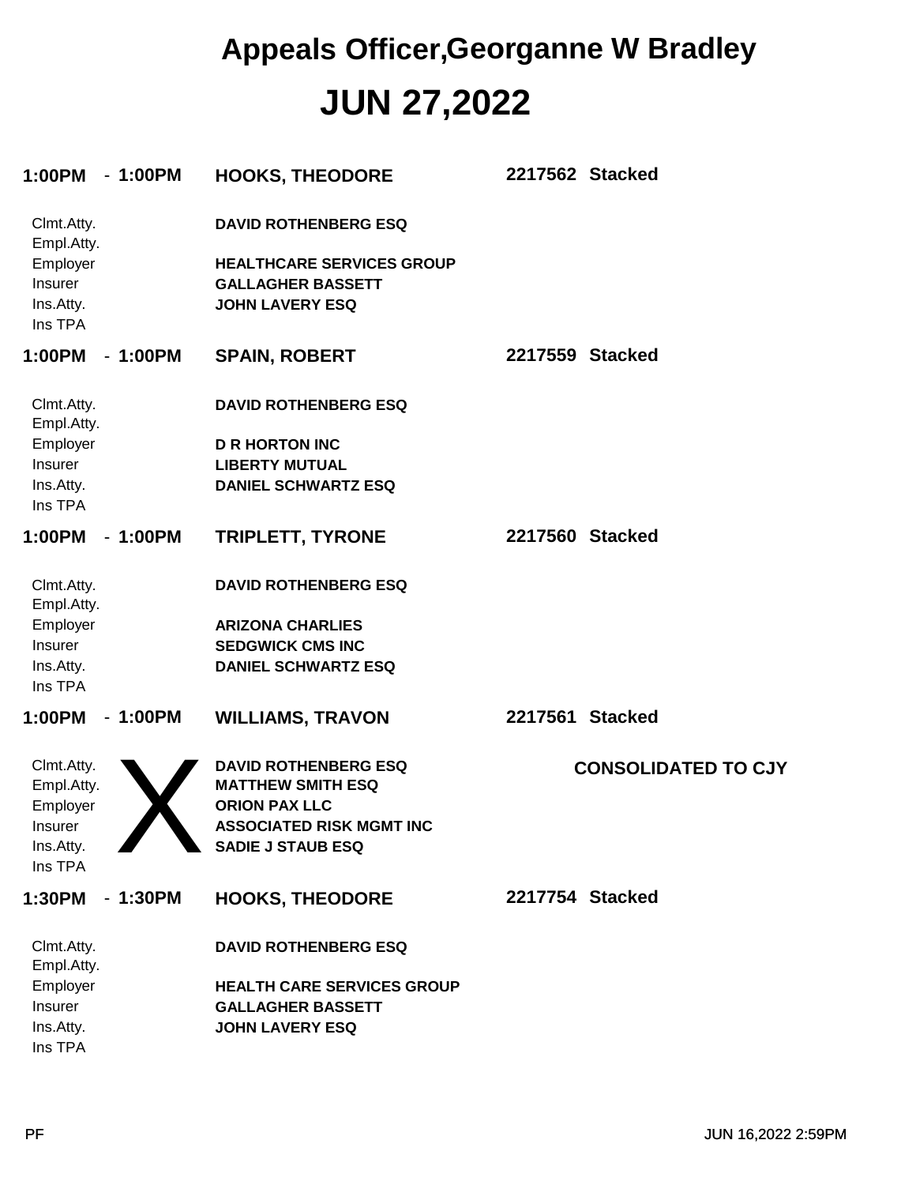# Appeals Officer,Georganne W Bradley

# JUN 27,2022

**1:00PM - 1:00PM** **HOOKS, THEODORE** **2217562 Stacked**

| | |
|---|---|
| Clmt.Atty. | **DAVID ROTHENBERG ESQ** |
| Empl.Atty. | |
| Employer | **HEALTHCARE SERVICES GROUP** |
| Insurer | **GALLAGHER BASSETT** |
| Ins.Atty. | **JOHN LAVERY ESQ** |
| Ins TPA | |

**1:00PM - 1:00PM** **SPAIN, ROBERT** **2217559 Stacked**

| | |
|---|---|
| Clmt.Atty. | **DAVID ROTHENBERG ESQ** |
| Empl.Atty. | |
| Employer | **D R HORTON INC** |
| Insurer | **LIBERTY MUTUAL** |
| Ins.Atty. | **DANIEL SCHWARTZ ESQ** |
| Ins TPA | |

**1:00PM - 1:00PM** **TRIPLETT, TYRONE** **2217560 Stacked**

| | |
|---|---|
| Clmt.Atty. | **DAVID ROTHENBERG ESQ** |
| Empl.Atty. | |
| Employer | **ARIZONA CHARLIES** |
| Insurer | **SEDGWICK CMS INC** |
| Ins.Atty. | **DANIEL SCHWARTZ ESQ** |
| Ins TPA | |

**1:00PM - 1:00PM** **WILLIAMS, TRAVON** **2217561 Stacked**

X

**CONSOLIDATED TO CJY**

| | |
|---|---|
| Clmt.Atty. | **DAVID ROTHENBERG ESQ** |
| Empl.Atty. | **MATTHEW SMITH ESQ** |
| Employer | **ORION PAX LLC** |
| Insurer | **ASSOCIATED RISK MGMT INC** |
| Ins.Atty. | **SADIE J STAUB ESQ** |
| Ins TPA | |

**1:30PM - 1:30PM** **HOOKS, THEODORE** **2217754 Stacked**

| | |
|---|---|
| Clmt.Atty. | **DAVID ROTHENBERG ESQ** |
| Empl.Atty. | |
| Employer | **HEALTH CARE SERVICES GROUP** |
| Insurer | **GALLAGHER BASSETT** |
| Ins.Atty. | **JOHN LAVERY ESQ** |
| Ins TPA | |

PF JUN 16,2022 2:59PM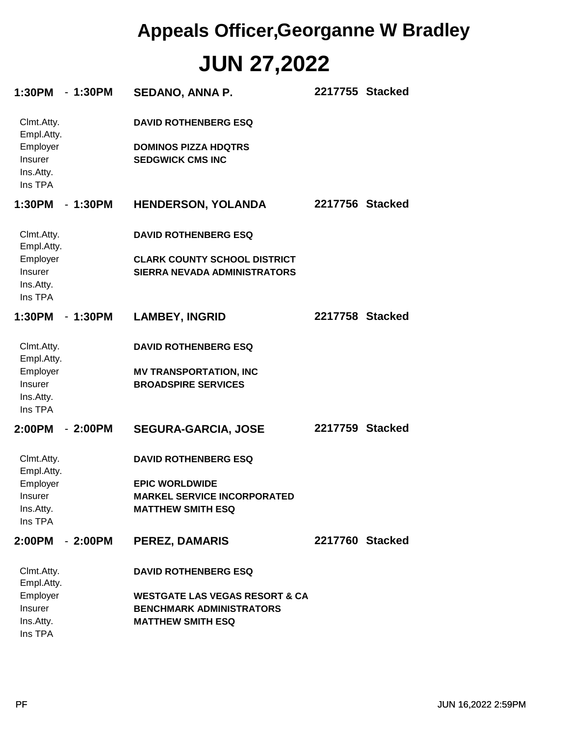# Appeals Officer,Georganne W Bradley

# JUN 27,2022

**1:30PM - 1:30PM** **SEDANO, ANNA P.** **2217755 Stacked**

Clmt.Atty. **DAVID ROTHENBERG ESQ**
Empl.Atty.
Employer **DOMINOS PIZZA HDQTRS**
Insurer **SEDGWICK CMS INC**
Ins.Atty.
Ins TPA

**1:30PM - 1:30PM** **HENDERSON, YOLANDA** **2217756 Stacked**

Clmt.Atty. **DAVID ROTHENBERG ESQ**
Empl.Atty.
Employer **CLARK COUNTY SCHOOL DISTRICT**
Insurer **SIERRA NEVADA ADMINISTRATORS**
Ins.Atty.
Ins TPA

**1:30PM - 1:30PM** **LAMBEY, INGRID** **2217758 Stacked**

Clmt.Atty. **DAVID ROTHENBERG ESQ**
Empl.Atty.
Employer **MV TRANSPORTATION, INC**
Insurer **BROADSPIRE SERVICES**
Ins.Atty.
Ins TPA

**2:00PM - 2:00PM** **SEGURA-GARCIA, JOSE** **2217759 Stacked**

Clmt.Atty. **DAVID ROTHENBERG ESQ**
Empl.Atty.
Employer **EPIC WORLDWIDE**
Insurer **MARKEL SERVICE INCORPORATED**
Ins.Atty. **MATTHEW SMITH ESQ**
Ins TPA

**2:00PM - 2:00PM** **PEREZ, DAMARIS** **2217760 Stacked**

Clmt.Atty. **DAVID ROTHENBERG ESQ**
Empl.Atty.
Employer **WESTGATE LAS VEGAS RESORT & CA**
Insurer **BENCHMARK ADMINISTRATORS**
Ins.Atty. **MATTHEW SMITH ESQ**
Ins TPA

PF JUN 16,2022 2:59PM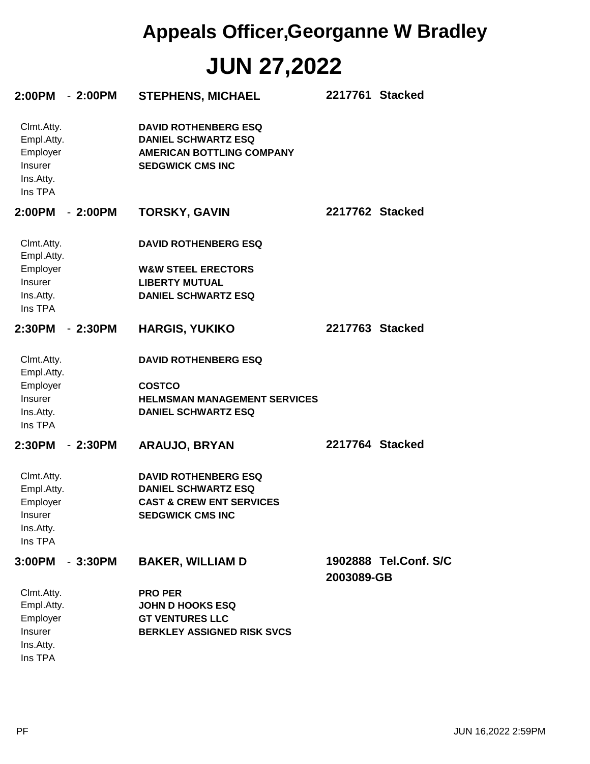# Appeals Officer,Georganne W Bradley

# JUN 27,2022

**2:00PM - 2:00PM** **STEPHENS, MICHAEL** **2217761 Stacked**

| | |
|---|---|
| Clmt.Atty. | **DAVID ROTHENBERG ESQ** |
| Empl.Atty. | **DANIEL SCHWARTZ ESQ** |
| Employer | **AMERICAN BOTTLING COMPANY** |
| Insurer | **SEDGWICK CMS INC** |
| Ins.Atty. | |
| Ins TPA | |

**2:00PM - 2:00PM** **TORSKY, GAVIN** **2217762 Stacked**

| | |
|---|---|
| Clmt.Atty. | **DAVID ROTHENBERG ESQ** |
| Empl.Atty. | |
| Employer | **W&W STEEL ERECTORS** |
| Insurer | **LIBERTY MUTUAL** |
| Ins.Atty. | **DANIEL SCHWARTZ ESQ** |
| Ins TPA | |

**2:30PM - 2:30PM** **HARGIS, YUKIKO** **2217763 Stacked**

| | |
|---|---|
| Clmt.Atty. | **DAVID ROTHENBERG ESQ** |
| Empl.Atty. | |
| Employer | **COSTCO** |
| Insurer | **HELMSMAN MANAGEMENT SERVICES** |
| Ins.Atty. | **DANIEL SCHWARTZ ESQ** |
| Ins TPA | |

**2:30PM - 2:30PM** **ARAUJO, BRYAN** **2217764 Stacked**

| | |
|---|---|
| Clmt.Atty. | **DAVID ROTHENBERG ESQ** |
| Empl.Atty. | **DANIEL SCHWARTZ ESQ** |
| Employer | **CAST & CREW ENT SERVICES** |
| Insurer | **SEDGWICK CMS INC** |
| Ins.Atty. | |
| Ins TPA | |

**3:00PM - 3:30PM** **BAKER, WILLIAM D** **1902888 Tel.Conf. S/C**
**2003089-GB**

| | |
|---|---|
| Clmt.Atty. | **PRO PER** |
| Empl.Atty. | **JOHN D HOOKS ESQ** |
| Employer | **GT VENTURES LLC** |
| Insurer | **BERKLEY ASSIGNED RISK SVCS** |
| Ins.Atty. | |
| Ins TPA | |

PF JUN 16,2022 2:59PM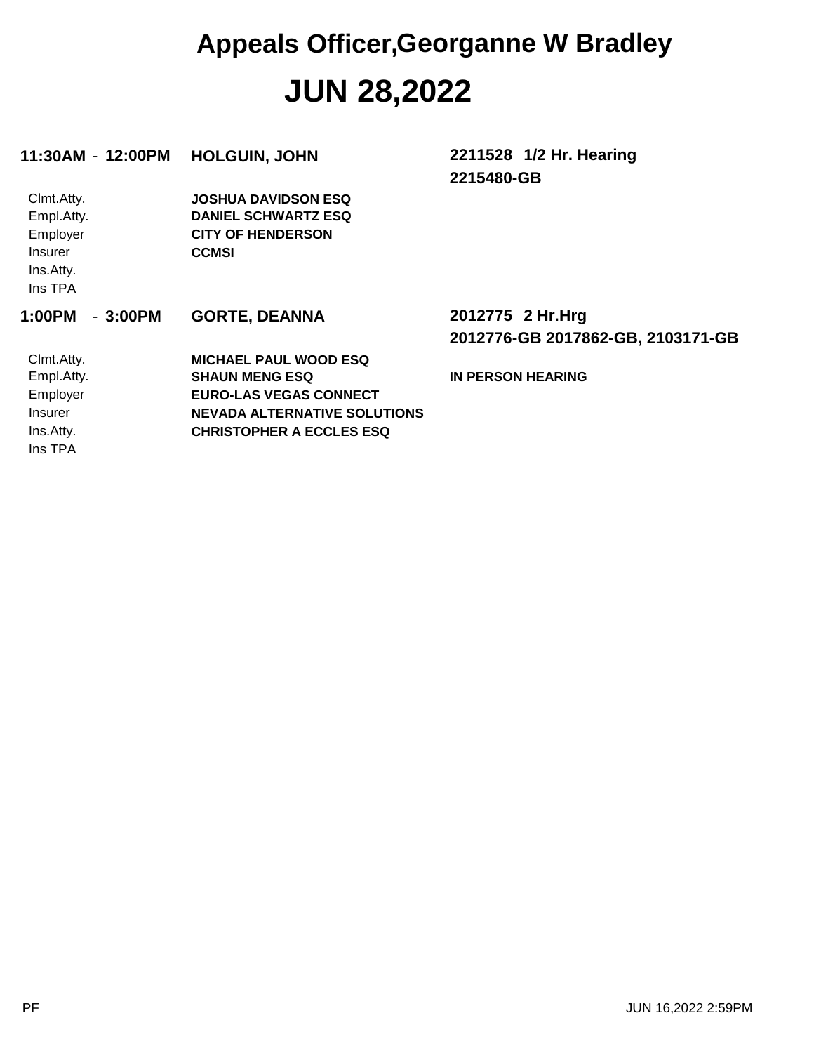# Appeals Officer,Georganne W Bradley

# JUN 28,2022

**11:30AM - 12:00PM** **HOLGUIN, JOHN** **2211528 1/2 Hr. Hearing**
**2215480-GB**

| | |
|---|---|
| Clmt.Atty. | **JOSHUA DAVIDSON ESQ** |
| Empl.Atty. | **DANIEL SCHWARTZ ESQ** |
| Employer | **CITY OF HENDERSON** |
| Insurer | **CCMSI** |
| Ins.Atty. | |
| Ins TPA | |

**1:00PM - 3:00PM** **GORTE, DEANNA** **2012775 2 Hr.Hrg**
**2012776-GB 2017862-GB, 2103171-GB**

| | |
|---|---|
| Clmt.Atty. | **MICHAEL PAUL WOOD ESQ** |
| Empl.Atty. | **SHAUN MENG ESQ** |
| Employer | **EURO-LAS VEGAS CONNECT** |
| Insurer | **NEVADA ALTERNATIVE SOLUTIONS** |
| Ins.Atty. | **CHRISTOPHER A ECCLES ESQ** |
| Ins TPA | |

**IN PERSON HEARING**

PF JUN 16,2022 2:59PM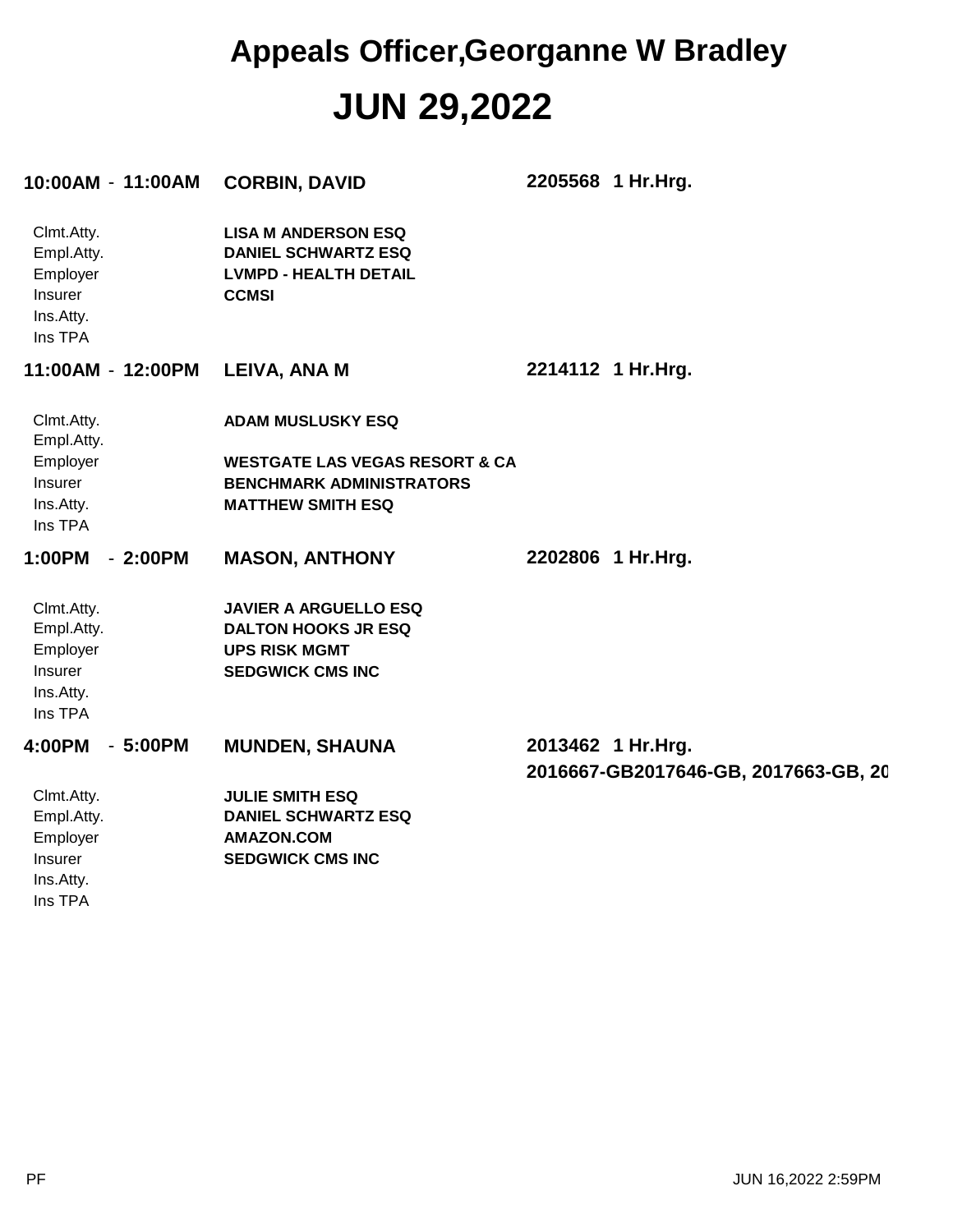# Appeals Officer,Georganne W Bradley

# JUN 29,2022

**10:00AM - 11:00AM** **CORBIN, DAVID** **2205568 1 Hr.Hrg.**

| | |
|---|---|
| Clmt.Atty. | **LISA M ANDERSON ESQ** |
| Empl.Atty. | **DANIEL SCHWARTZ ESQ** |
| Employer | **LVMPD - HEALTH DETAIL** |
| Insurer | **CCMSI** |
| Ins.Atty. | |
| Ins TPA | |

**11:00AM - 12:00PM** **LEIVA, ANA M** **2214112 1 Hr.Hrg.**

| | |
|---|---|
| Clmt.Atty. | **ADAM MUSLUSKY ESQ** |
| Empl.Atty. | |
| Employer | **WESTGATE LAS VEGAS RESORT & CA** |
| Insurer | **BENCHMARK ADMINISTRATORS** |
| Ins.Atty. | **MATTHEW SMITH ESQ** |
| Ins TPA | |

**1:00PM - 2:00PM** **MASON, ANTHONY** **2202806 1 Hr.Hrg.**

| | |
|---|---|
| Clmt.Atty. | **JAVIER A ARGUELLO ESQ** |
| Empl.Atty. | **DALTON HOOKS JR ESQ** |
| Employer | **UPS RISK MGMT** |
| Insurer | **SEDGWICK CMS INC** |
| Ins.Atty. | |
| Ins TPA | |

**4:00PM - 5:00PM** **MUNDEN, SHAUNA** **2013462 1 Hr.Hrg.**
**2016667-GB2017646-GB, 2017663-GB, 20**

| | |
|---|---|
| Clmt.Atty. | **JULIE SMITH ESQ** |
| Empl.Atty. | **DANIEL SCHWARTZ ESQ** |
| Employer | **AMAZON.COM** |
| Insurer | **SEDGWICK CMS INC** |
| Ins.Atty. | |
| Ins TPA | |

PF JUN 16,2022 2:59PM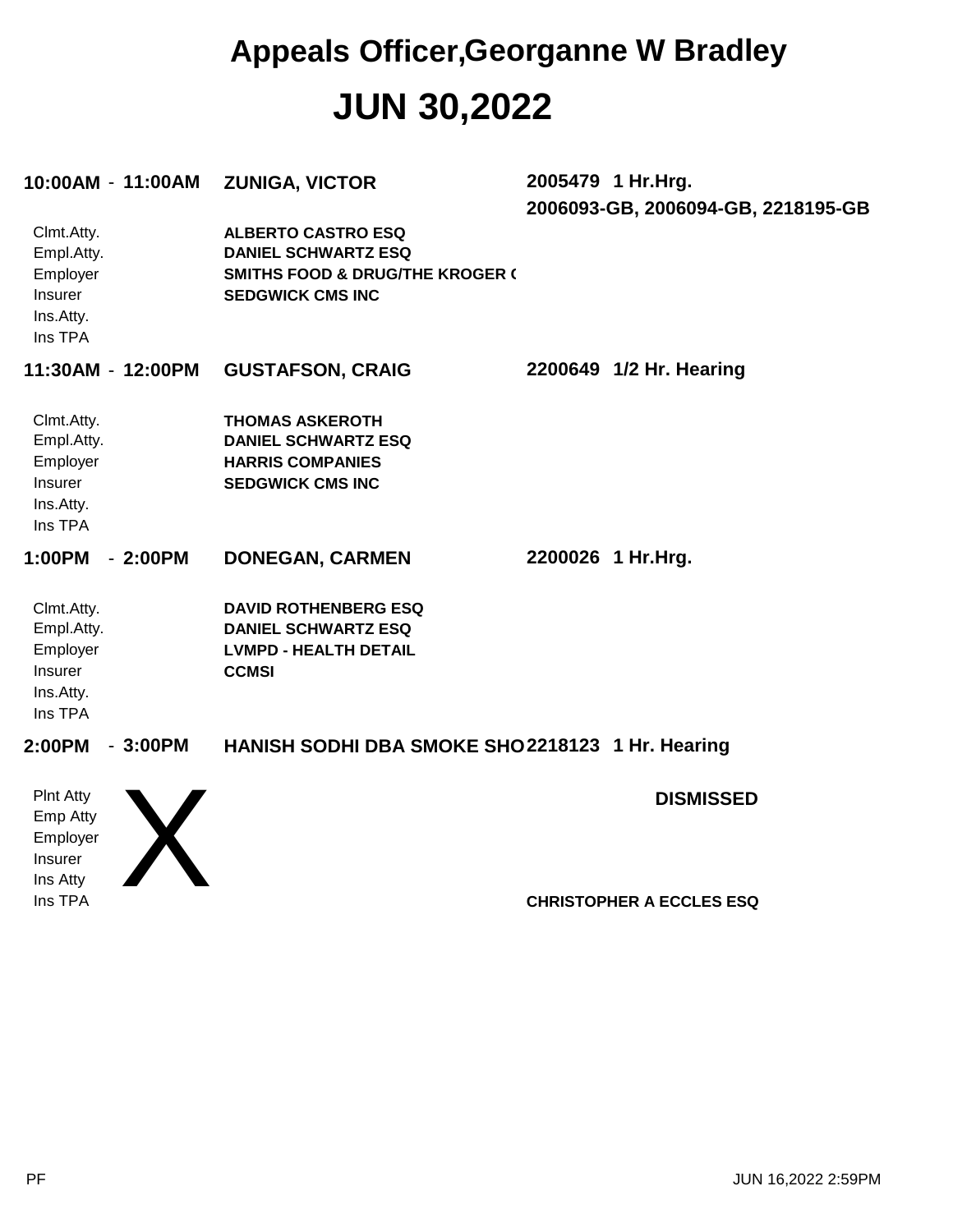# Appeals Officer,Georganne W Bradley

# JUN 30,2022

**10:00AM - 11:00AM** **ZUNIGA, VICTOR** **2005479 1 Hr.Hrg.**
**2006093-GB, 2006094-GB, 2218195-GB**

| | |
|---|---|
| Clmt.Atty. | **ALBERTO CASTRO ESQ** |
| Empl.Atty. | **DANIEL SCHWARTZ ESQ** |
| Employer | **SMITHS FOOD & DRUG/THE KROGER (** |
| Insurer | **SEDGWICK CMS INC** |
| Ins.Atty. | |
| Ins TPA | |

**11:30AM - 12:00PM** **GUSTAFSON, CRAIG** **2200649 1/2 Hr. Hearing**

| | |
|---|---|
| Clmt.Atty. | **THOMAS ASKEROTH** |
| Empl.Atty. | **DANIEL SCHWARTZ ESQ** |
| Employer | **HARRIS COMPANIES** |
| Insurer | **SEDGWICK CMS INC** |
| Ins.Atty. | |
| Ins TPA | |

**1:00PM - 2:00PM** **DONEGAN, CARMEN** **2200026 1 Hr.Hrg.**

| | |
|---|---|
| Clmt.Atty. | **DAVID ROTHENBERG ESQ** |
| Empl.Atty. | **DANIEL SCHWARTZ ESQ** |
| Employer | **LVMPD - HEALTH DETAIL** |
| Insurer | **CCMSI** |
| Ins.Atty. | |
| Ins TPA | |

**2:00PM - 3:00PM** **HANISH SODHI DBA SMOKE SHO** **2218123 1 Hr. Hearing**

X

**DISMISSED**

| | |
|---|---|
| Plnt Atty | |
| Emp Atty | |
| Employer | |
| Insurer | |
| Ins Atty | |
| Ins TPA | **CHRISTOPHER A ECCLES ESQ** |

PF JUN 16,2022 2:59PM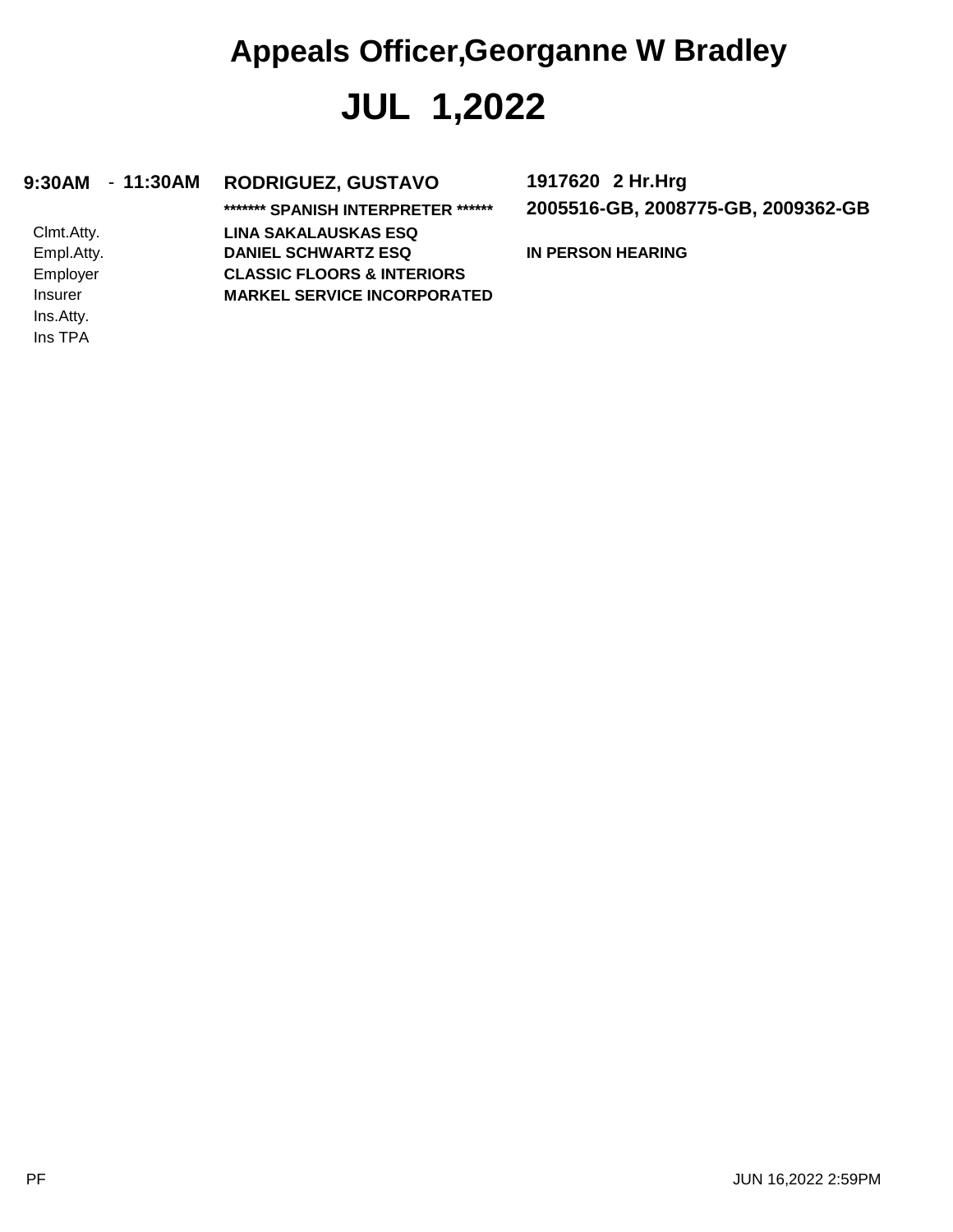# Appeals Officer,Georganne W Bradley

# JUL 1,2022

**9:30AM - 11:30AM** **RODRIGUEZ, GUSTAVO** **1917620 2 Hr.Hrg**

**\*\*\*\*\*\*\* SPANISH INTERPRETER \*\*\*\*\*\*** **2005516-GB, 2008775-GB, 2009362-GB**

| | | |
|---|---|---|
| Clmt.Atty. | **LINA SAKALAUSKAS ESQ** | |
| Empl.Atty. | **DANIEL SCHWARTZ ESQ** | **IN PERSON HEARING** |
| Employer | **CLASSIC FLOORS & INTERIORS** | |
| Insurer | **MARKEL SERVICE INCORPORATED** | |
| Ins.Atty. | | |
| Ins TPA | | |

PF JUN 16,2022 2:59PM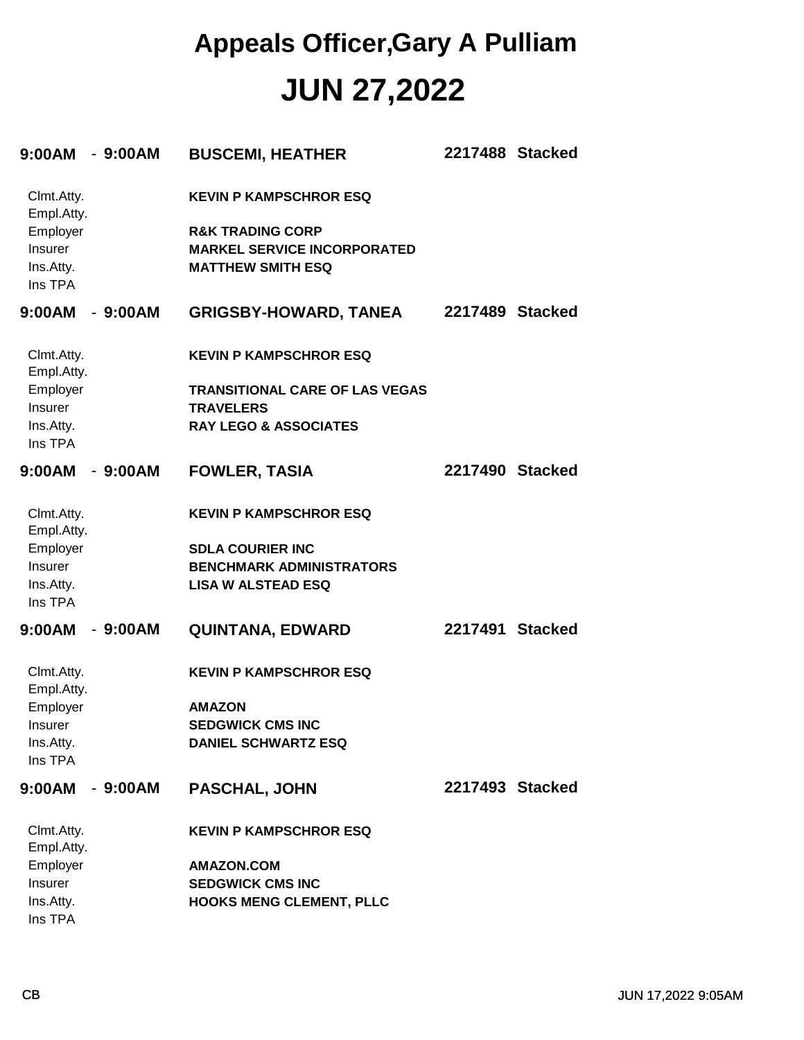# Appeals Officer,Gary A Pulliam

# JUN 27,2022

**9:00AM - 9:00AM** **BUSCEMI, HEATHER** **2217488 Stacked**

| | |
|---|---|
| Clmt.Atty. | **KEVIN P KAMPSCHROR ESQ** |
| Empl.Atty. | |
| Employer | **R&K TRADING CORP** |
| Insurer | **MARKEL SERVICE INCORPORATED** |
| Ins.Atty. | **MATTHEW SMITH ESQ** |
| Ins TPA | |

**9:00AM - 9:00AM** **GRIGSBY-HOWARD, TANEA** **2217489 Stacked**

| | |
|---|---|
| Clmt.Atty. | **KEVIN P KAMPSCHROR ESQ** |
| Empl.Atty. | |
| Employer | **TRANSITIONAL CARE OF LAS VEGAS** |
| Insurer | **TRAVELERS** |
| Ins.Atty. | **RAY LEGO & ASSOCIATES** |
| Ins TPA | |

**9:00AM - 9:00AM** **FOWLER, TASIA** **2217490 Stacked**

| | |
|---|---|
| Clmt.Atty. | **KEVIN P KAMPSCHROR ESQ** |
| Empl.Atty. | |
| Employer | **SDLA COURIER INC** |
| Insurer | **BENCHMARK ADMINISTRATORS** |
| Ins.Atty. | **LISA W ALSTEAD ESQ** |
| Ins TPA | |

**9:00AM - 9:00AM** **QUINTANA, EDWARD** **2217491 Stacked**

| | |
|---|---|
| Clmt.Atty. | **KEVIN P KAMPSCHROR ESQ** |
| Empl.Atty. | |
| Employer | **AMAZON** |
| Insurer | **SEDGWICK CMS INC** |
| Ins.Atty. | **DANIEL SCHWARTZ ESQ** |
| Ins TPA | |

**9:00AM - 9:00AM** **PASCHAL, JOHN** **2217493 Stacked**

| | |
|---|---|
| Clmt.Atty. | **KEVIN P KAMPSCHROR ESQ** |
| Empl.Atty. | |
| Employer | **AMAZON.COM** |
| Insurer | **SEDGWICK CMS INC** |
| Ins.Atty. | **HOOKS MENG CLEMENT, PLLC** |
| Ins TPA | |

CB JUN 17,2022 9:05AM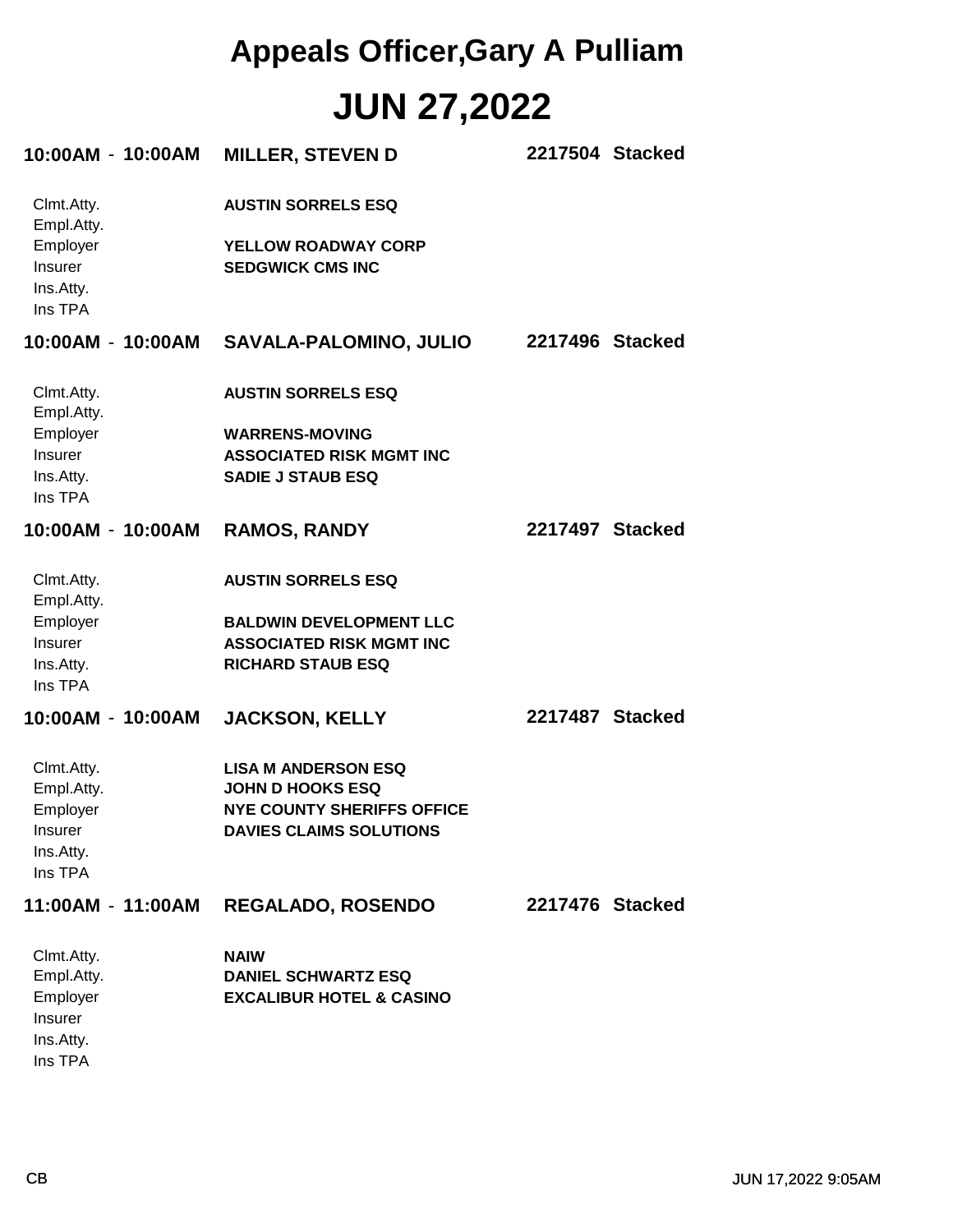# Appeals Officer,Gary A Pulliam

# JUN 27,2022

**10:00AM - 10:00AM** **MILLER, STEVEN D** **2217504 Stacked**

| | |
|---|---|
| Clmt.Atty. | **AUSTIN SORRELS ESQ** |
| Empl.Atty. | |
| Employer | **YELLOW ROADWAY CORP** |
| Insurer | **SEDGWICK CMS INC** |
| Ins.Atty. | |
| Ins TPA | |

**10:00AM - 10:00AM** **SAVALA-PALOMINO, JULIO** **2217496 Stacked**

| | |
|---|---|
| Clmt.Atty. | **AUSTIN SORRELS ESQ** |
| Empl.Atty. | |
| Employer | **WARRENS-MOVING** |
| Insurer | **ASSOCIATED RISK MGMT INC** |
| Ins.Atty. | **SADIE J STAUB ESQ** |
| Ins TPA | |

**10:00AM - 10:00AM** **RAMOS, RANDY** **2217497 Stacked**

| | |
|---|---|
| Clmt.Atty. | **AUSTIN SORRELS ESQ** |
| Empl.Atty. | |
| Employer | **BALDWIN DEVELOPMENT LLC** |
| Insurer | **ASSOCIATED RISK MGMT INC** |
| Ins.Atty. | **RICHARD STAUB ESQ** |
| Ins TPA | |

**10:00AM - 10:00AM** **JACKSON, KELLY** **2217487 Stacked**

| | |
|---|---|
| Clmt.Atty. | **LISA M ANDERSON ESQ** |
| Empl.Atty. | **JOHN D HOOKS ESQ** |
| Employer | **NYE COUNTY SHERIFFS OFFICE** |
| Insurer | **DAVIES CLAIMS SOLUTIONS** |
| Ins.Atty. | |
| Ins TPA | |

**11:00AM - 11:00AM** **REGALADO, ROSENDO** **2217476 Stacked**

| | |
|---|---|
| Clmt.Atty. | **NAIW** |
| Empl.Atty. | **DANIEL SCHWARTZ ESQ** |
| Employer | **EXCALIBUR HOTEL & CASINO** |
| Insurer | |
| Ins.Atty. | |
| Ins TPA | |

CB JUN 17,2022 9:05AM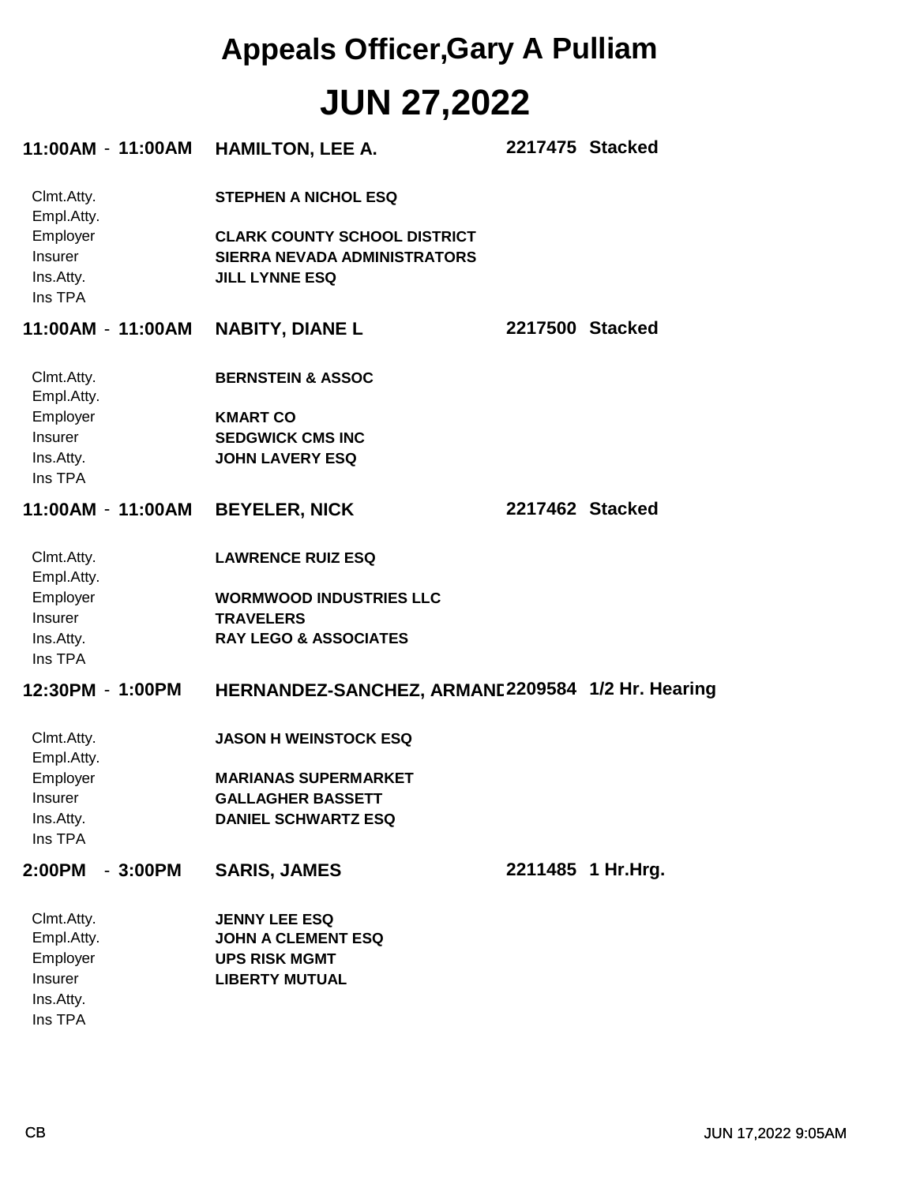# Appeals Officer,Gary A Pulliam

# JUN 27,2022

**11:00AM - 11:00AM** **HAMILTON, LEE A.** **2217475 Stacked**

| | |
|---|---|
| Clmt.Atty. | **STEPHEN A NICHOL ESQ** |
| Empl.Atty. | |
| Employer | **CLARK COUNTY SCHOOL DISTRICT** |
| Insurer | **SIERRA NEVADA ADMINISTRATORS** |
| Ins.Atty. | **JILL LYNNE ESQ** |
| Ins TPA | |

**11:00AM - 11:00AM** **NABITY, DIANE L** **2217500 Stacked**

| | |
|---|---|
| Clmt.Atty. | **BERNSTEIN & ASSOC** |
| Empl.Atty. | |
| Employer | **KMART CO** |
| Insurer | **SEDGWICK CMS INC** |
| Ins.Atty. | **JOHN LAVERY ESQ** |
| Ins TPA | |

**11:00AM - 11:00AM** **BEYELER, NICK** **2217462 Stacked**

| | |
|---|---|
| Clmt.Atty. | **LAWRENCE RUIZ ESQ** |
| Empl.Atty. | |
| Employer | **WORMWOOD INDUSTRIES LLC** |
| Insurer | **TRAVELERS** |
| Ins.Atty. | **RAY LEGO & ASSOCIATES** |
| Ins TPA | |

**12:30PM - 1:00PM** **HERNANDEZ-SANCHEZ, ARMANI** **2209584 1/2 Hr. Hearing**

| | |
|---|---|
| Clmt.Atty. | **JASON H WEINSTOCK ESQ** |
| Empl.Atty. | |
| Employer | **MARIANAS SUPERMARKET** |
| Insurer | **GALLAGHER BASSETT** |
| Ins.Atty. | **DANIEL SCHWARTZ ESQ** |
| Ins TPA | |

**2:00PM - 3:00PM** **SARIS, JAMES** **2211485 1 Hr.Hrg.**

| | |
|---|---|
| Clmt.Atty. | **JENNY LEE ESQ** |
| Empl.Atty. | **JOHN A CLEMENT ESQ** |
| Employer | **UPS RISK MGMT** |
| Insurer | **LIBERTY MUTUAL** |
| Ins.Atty. | |
| Ins TPA | |

CB JUN 17,2022 9:05AM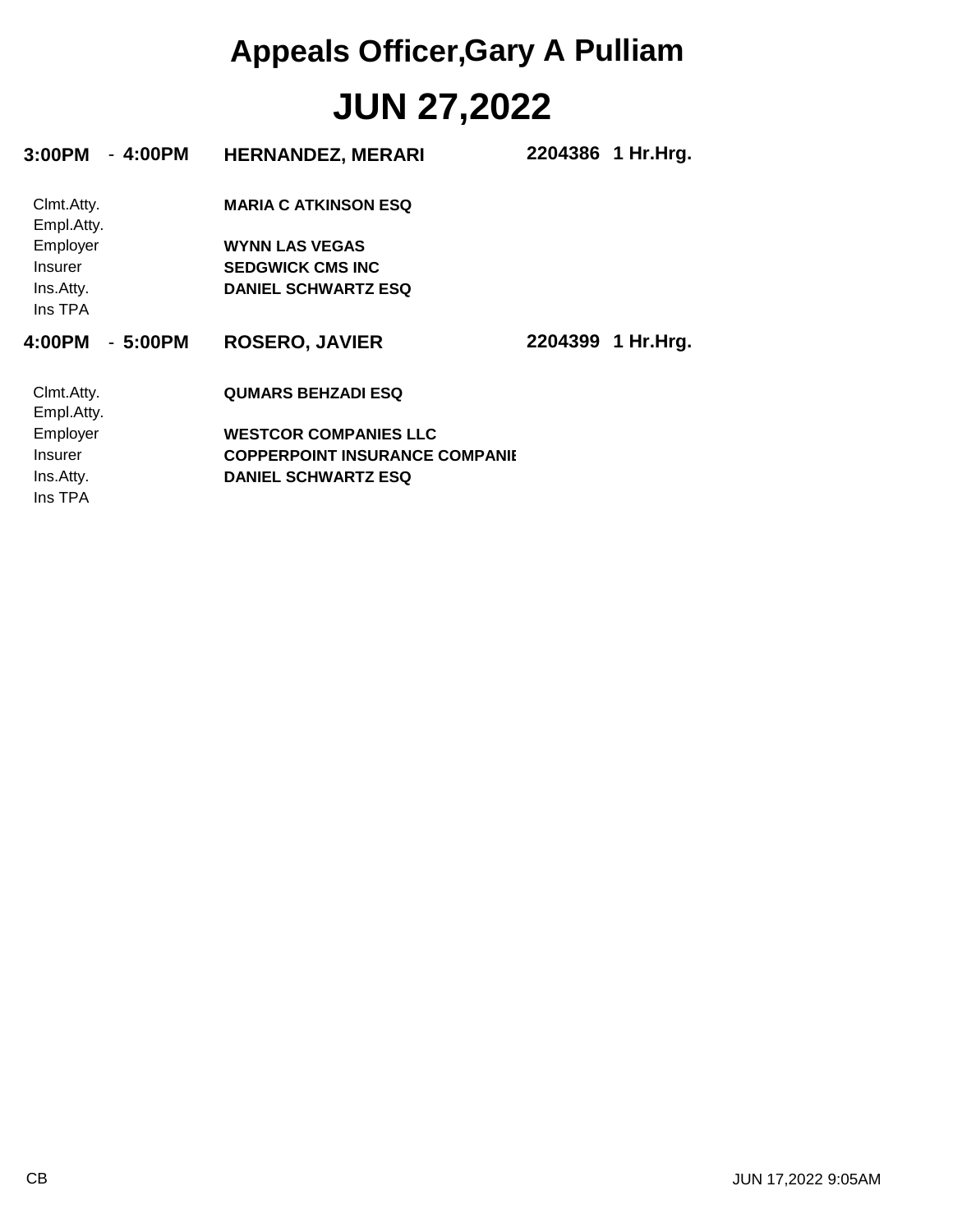# Appeals Officer,Gary A Pulliam

# JUN 27,2022

**3:00PM - 4:00PM** **HERNANDEZ, MERARI** **2204386 1 Hr.Hrg.**

| | |
|---|---|
| Clmt.Atty. | **MARIA C ATKINSON ESQ** |
| Empl.Atty. | |
| Employer | **WYNN LAS VEGAS** |
| Insurer | **SEDGWICK CMS INC** |
| Ins.Atty. | **DANIEL SCHWARTZ ESQ** |
| Ins TPA | |

**4:00PM - 5:00PM** **ROSERO, JAVIER** **2204399 1 Hr.Hrg.**

| | |
|---|---|
| Clmt.Atty. | **QUMARS BEHZADI ESQ** |
| Empl.Atty. | |
| Employer | **WESTCOR COMPANIES LLC** |
| Insurer | **COPPERPOINT INSURANCE COMPANIE** |
| Ins.Atty. | **DANIEL SCHWARTZ ESQ** |
| Ins TPA | |

CB

JUN 17,2022 9:05AM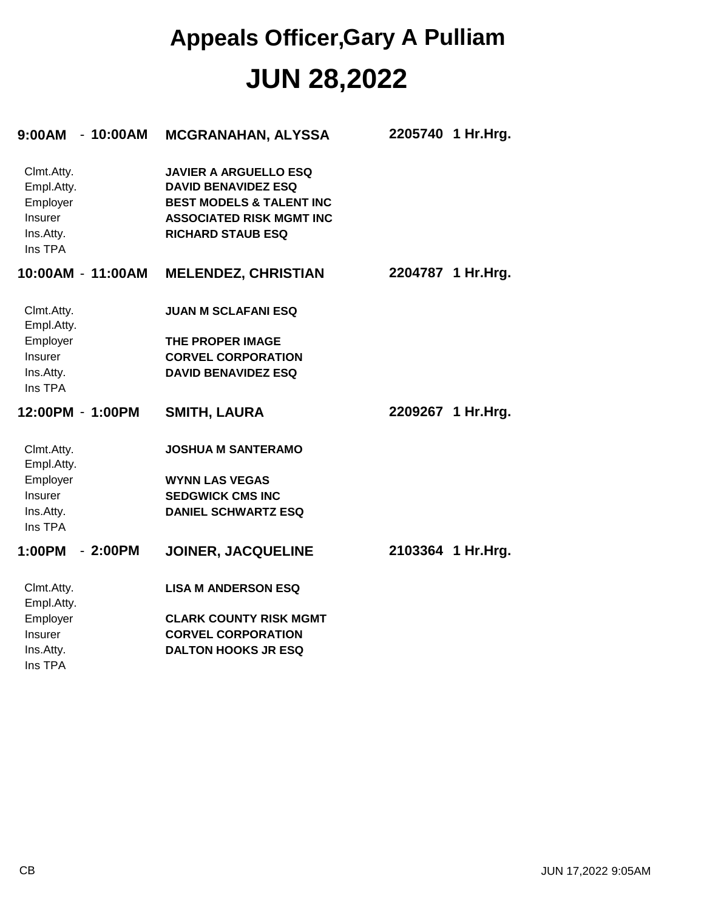# Appeals Officer,Gary A Pulliam

# JUN 28,2022

**9:00AM - 10:00AM** **MCGRANAHAN, ALYSSA** **2205740 1 Hr.Hrg.**

| | |
|---|---|
| Clmt.Atty. | **JAVIER A ARGUELLO ESQ** |
| Empl.Atty. | **DAVID BENAVIDEZ ESQ** |
| Employer | **BEST MODELS & TALENT INC** |
| Insurer | **ASSOCIATED RISK MGMT INC** |
| Ins.Atty. | **RICHARD STAUB ESQ** |
| Ins TPA | |

**10:00AM - 11:00AM** **MELENDEZ, CHRISTIAN** **2204787 1 Hr.Hrg.**

| | |
|---|---|
| Clmt.Atty. | **JUAN M SCLAFANI ESQ** |
| Empl.Atty. | |
| Employer | **THE PROPER IMAGE** |
| Insurer | **CORVEL CORPORATION** |
| Ins.Atty. | **DAVID BENAVIDEZ ESQ** |
| Ins TPA | |

**12:00PM - 1:00PM** **SMITH, LAURA** **2209267 1 Hr.Hrg.**

| | |
|---|---|
| Clmt.Atty. | **JOSHUA M SANTERAMO** |
| Empl.Atty. | |
| Employer | **WYNN LAS VEGAS** |
| Insurer | **SEDGWICK CMS INC** |
| Ins.Atty. | **DANIEL SCHWARTZ ESQ** |
| Ins TPA | |

**1:00PM - 2:00PM** **JOINER, JACQUELINE** **2103364 1 Hr.Hrg.**

| | |
|---|---|
| Clmt.Atty. | **LISA M ANDERSON ESQ** |
| Empl.Atty. | |
| Employer | **CLARK COUNTY RISK MGMT** |
| Insurer | **CORVEL CORPORATION** |
| Ins.Atty. | **DALTON HOOKS JR ESQ** |
| Ins TPA | |

CB JUN 17,2022 9:05AM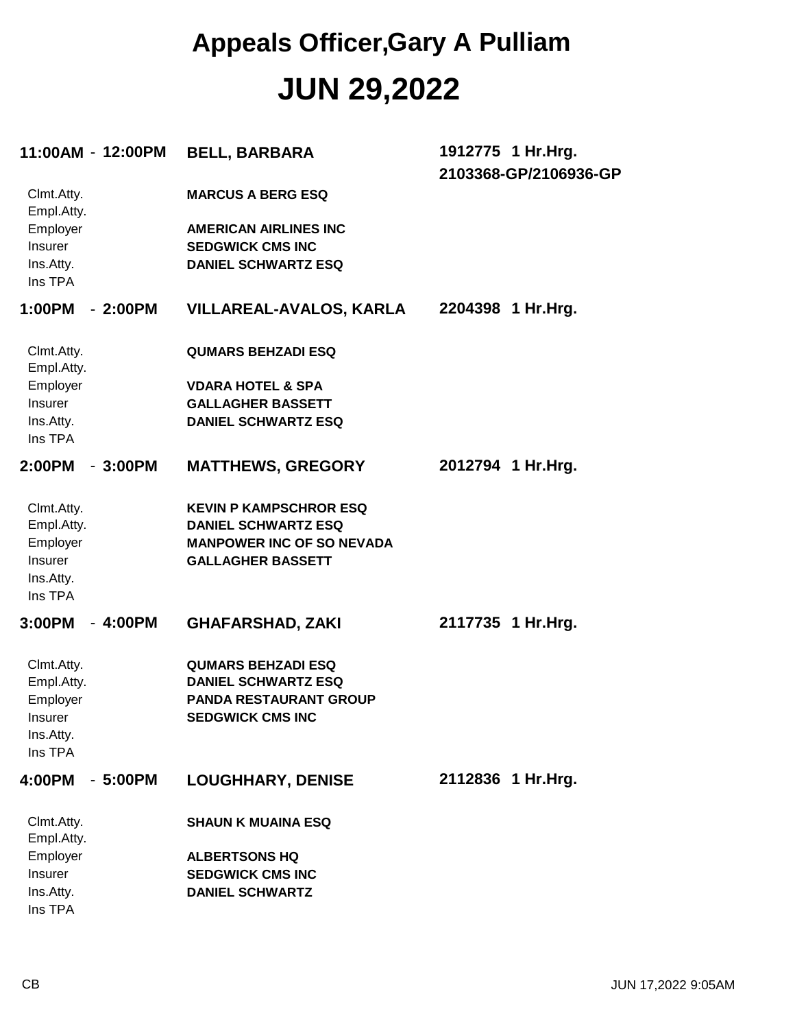# Appeals Officer,Gary A Pulliam

# JUN 29,2022

**11:00AM - 12:00PM** **BELL, BARBARA** **1912775 1 Hr.Hrg.**
**2103368-GP/2106936-GP**

| | |
|---|---|
| Clmt.Atty. | **MARCUS A BERG ESQ** |
| Empl.Atty. | |
| Employer | **AMERICAN AIRLINES INC** |
| Insurer | **SEDGWICK CMS INC** |
| Ins.Atty. | **DANIEL SCHWARTZ ESQ** |
| Ins TPA | |

**1:00PM - 2:00PM** **VILLAREAL-AVALOS, KARLA** **2204398 1 Hr.Hrg.**

| | |
|---|---|
| Clmt.Atty. | **QUMARS BEHZADI ESQ** |
| Empl.Atty. | |
| Employer | **VDARA HOTEL & SPA** |
| Insurer | **GALLAGHER BASSETT** |
| Ins.Atty. | **DANIEL SCHWARTZ ESQ** |
| Ins TPA | |

**2:00PM - 3:00PM** **MATTHEWS, GREGORY** **2012794 1 Hr.Hrg.**

| | |
|---|---|
| Clmt.Atty. | **KEVIN P KAMPSCHROR ESQ** |
| Empl.Atty. | **DANIEL SCHWARTZ ESQ** |
| Employer | **MANPOWER INC OF SO NEVADA** |
| Insurer | **GALLAGHER BASSETT** |
| Ins.Atty. | |
| Ins TPA | |

**3:00PM - 4:00PM** **GHAFARSHAD, ZAKI** **2117735 1 Hr.Hrg.**

| | |
|---|---|
| Clmt.Atty. | **QUMARS BEHZADI ESQ** |
| Empl.Atty. | **DANIEL SCHWARTZ ESQ** |
| Employer | **PANDA RESTAURANT GROUP** |
| Insurer | **SEDGWICK CMS INC** |
| Ins.Atty. | |
| Ins TPA | |

**4:00PM - 5:00PM** **LOUGHHARY, DENISE** **2112836 1 Hr.Hrg.**

| | |
|---|---|
| Clmt.Atty. | **SHAUN K MUAINA ESQ** |
| Empl.Atty. | |
| Employer | **ALBERTSONS HQ** |
| Insurer | **SEDGWICK CMS INC** |
| Ins.Atty. | **DANIEL SCHWARTZ** |
| Ins TPA | |

CB JUN 17,2022 9:05AM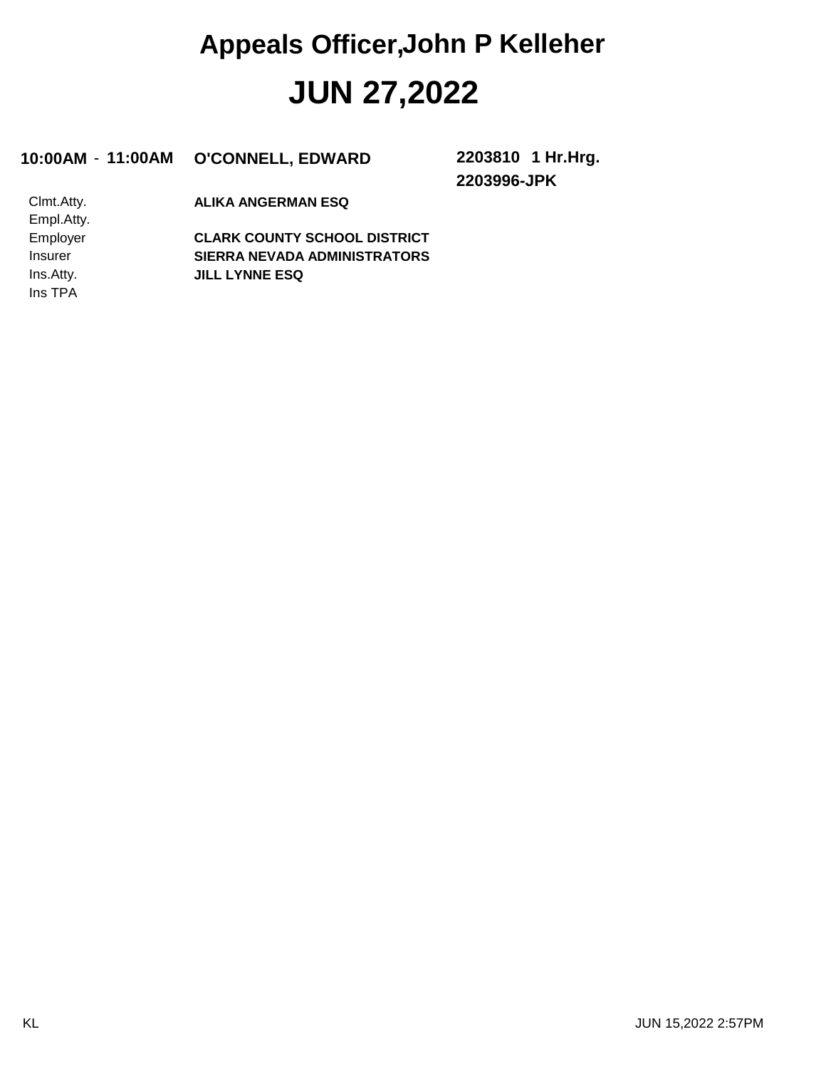# Appeals Officer,John P Kelleher

# JUN 27,2022

**10:00AM - 11:00AM** **O'CONNELL, EDWARD** **2203810 1 Hr.Hrg.**
**2203996-JPK**

| | |
|---|---|
| Clmt.Atty. | **ALIKA ANGERMAN ESQ** |
| Empl.Atty. | |
| Employer | **CLARK COUNTY SCHOOL DISTRICT** |
| Insurer | **SIERRA NEVADA ADMINISTRATORS** |
| Ins.Atty. | **JILL LYNNE ESQ** |
| Ins TPA | |

KL

JUN 15,2022 2:57PM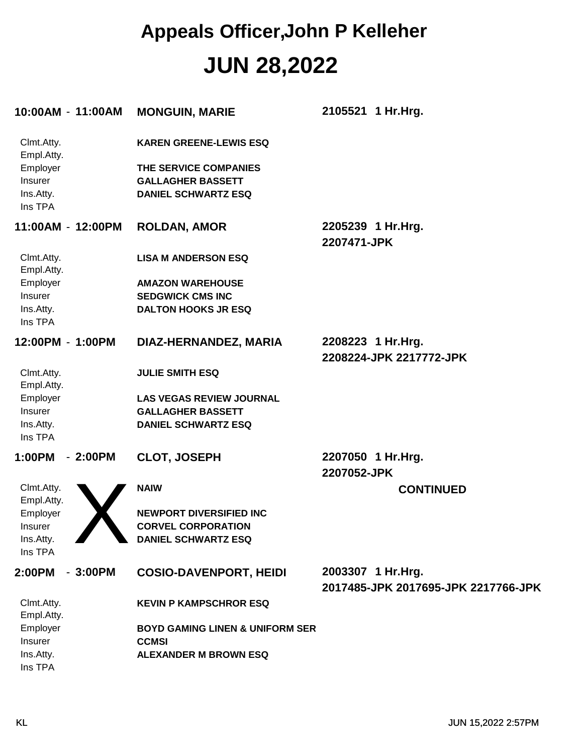# Appeals Officer,John P Kelleher

# JUN 28,2022

**10:00AM - 11:00AM** **MONGUIN, MARIE** **2105521 1 Hr.Hrg.**

| | |
|---|---|
| Clmt.Atty. | **KAREN GREENE-LEWIS ESQ** |
| Empl.Atty. | |
| Employer | **THE SERVICE COMPANIES** |
| Insurer | **GALLAGHER BASSETT** |
| Ins.Atty. | **DANIEL SCHWARTZ ESQ** |
| Ins TPA | |

**11:00AM - 12:00PM** **ROLDAN, AMOR** **2205239 1 Hr.Hrg.**
**2207471-JPK**

| | |
|---|---|
| Clmt.Atty. | **LISA M ANDERSON ESQ** |
| Empl.Atty. | |
| Employer | **AMAZON WAREHOUSE** |
| Insurer | **SEDGWICK CMS INC** |
| Ins.Atty. | **DALTON HOOKS JR ESQ** |
| Ins TPA | |

**12:00PM - 1:00PM** **DIAZ-HERNANDEZ, MARIA** **2208223 1 Hr.Hrg.**
**2208224-JPK 2217772-JPK**

| | |
|---|---|
| Clmt.Atty. | **JULIE SMITH ESQ** |
| Empl.Atty. | |
| Employer | **LAS VEGAS REVIEW JOURNAL** |
| Insurer | **GALLAGHER BASSETT** |
| Ins.Atty. | **DANIEL SCHWARTZ ESQ** |
| Ins TPA | |

**1:00PM - 2:00PM** **CLOT, JOSEPH** **2207050 1 Hr.Hrg.**
**2207052-JPK**

X **CONTINUED**

| | |
|---|---|
| Clmt.Atty. | **NAIW** |
| Empl.Atty. | |
| Employer | **NEWPORT DIVERSIFIED INC** |
| Insurer | **CORVEL CORPORATION** |
| Ins.Atty. | **DANIEL SCHWARTZ ESQ** |
| Ins TPA | |

**2:00PM - 3:00PM** **COSIO-DAVENPORT, HEIDI** **2003307 1 Hr.Hrg.**
**2017485-JPK 2017695-JPK 2217766-JPK**

| | |
|---|---|
| Clmt.Atty. | **KEVIN P KAMPSCHROR ESQ** |
| Empl.Atty. | |
| Employer | **BOYD GAMING LINEN & UNIFORM SER** |
| Insurer | **CCMSI** |
| Ins.Atty. | **ALEXANDER M BROWN ESQ** |
| Ins TPA | |

KL JUN 15,2022 2:57PM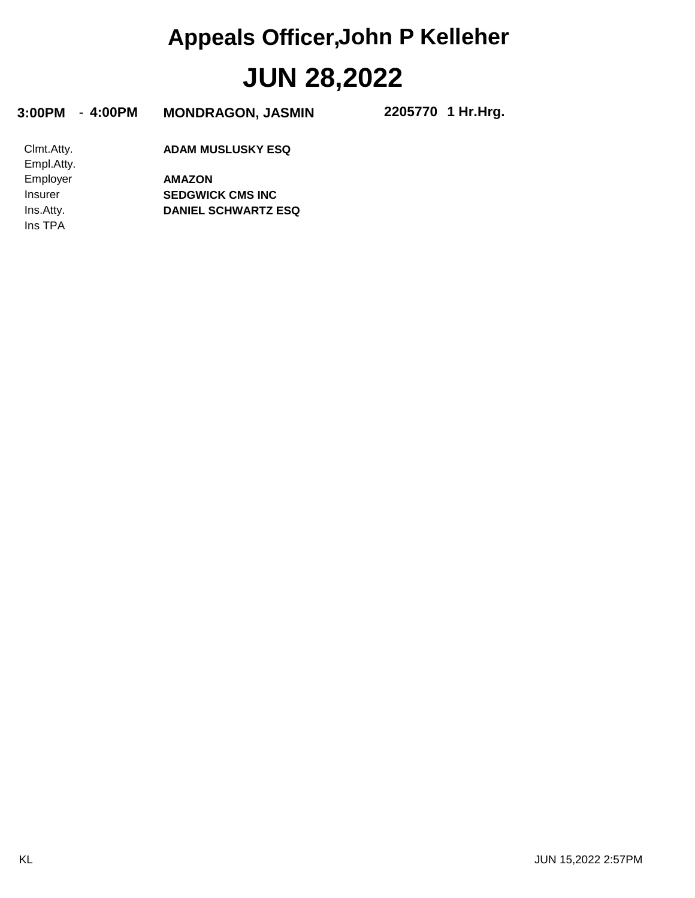# Appeals Officer,John P Kelleher

# JUN 28,2022

**3:00PM - 4:00PM** **MONDRAGON, JASMIN** **2205770 1 Hr.Hrg.**

| | |
|---|---|
| Clmt.Atty. | **ADAM MUSLUSKY ESQ** |
| Empl.Atty. | |
| Employer | **AMAZON** |
| Insurer | **SEDGWICK CMS INC** |
| Ins.Atty. | **DANIEL SCHWARTZ ESQ** |
| Ins TPA | |

KL

JUN 15,2022 2:57PM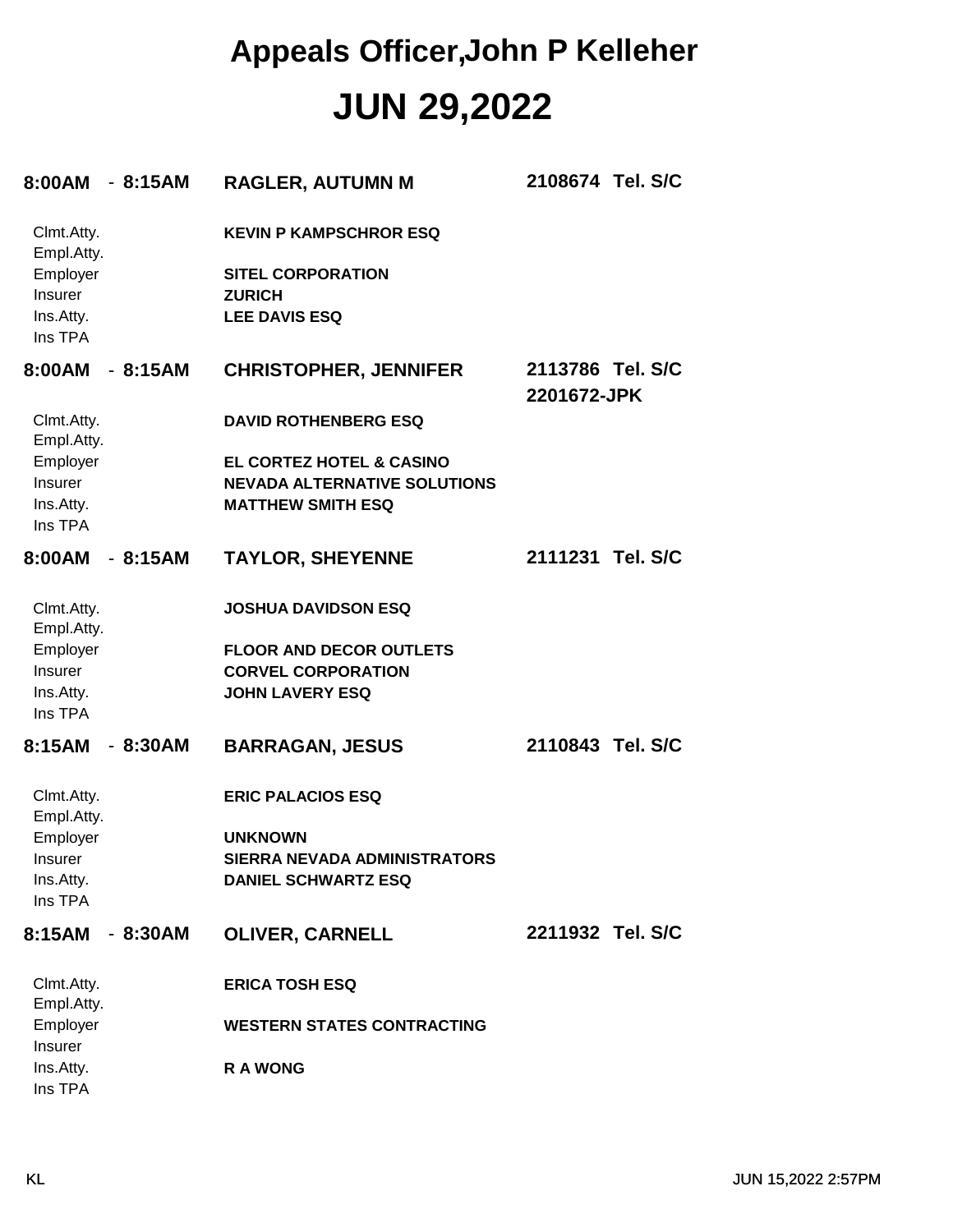# Appeals Officer,John P Kelleher

# JUN 29,2022

**8:00AM - 8:15AM** **RAGLER, AUTUMN M** **2108674 Tel. S/C**

| | |
|---|---|
| Clmt.Atty. | **KEVIN P KAMPSCHROR ESQ** |
| Empl.Atty. | |
| Employer | **SITEL CORPORATION** |
| Insurer | **ZURICH** |
| Ins.Atty. | **LEE DAVIS ESQ** |
| Ins TPA | |

**8:00AM - 8:15AM** **CHRISTOPHER, JENNIFER** **2113786 Tel. S/C**
**2201672-JPK**

| | |
|---|---|
| Clmt.Atty. | **DAVID ROTHENBERG ESQ** |
| Empl.Atty. | |
| Employer | **EL CORTEZ HOTEL & CASINO** |
| Insurer | **NEVADA ALTERNATIVE SOLUTIONS** |
| Ins.Atty. | **MATTHEW SMITH ESQ** |
| Ins TPA | |

**8:00AM - 8:15AM** **TAYLOR, SHEYENNE** **2111231 Tel. S/C**

| | |
|---|---|
| Clmt.Atty. | **JOSHUA DAVIDSON ESQ** |
| Empl.Atty. | |
| Employer | **FLOOR AND DECOR OUTLETS** |
| Insurer | **CORVEL CORPORATION** |
| Ins.Atty. | **JOHN LAVERY ESQ** |
| Ins TPA | |

**8:15AM - 8:30AM** **BARRAGAN, JESUS** **2110843 Tel. S/C**

| | |
|---|---|
| Clmt.Atty. | **ERIC PALACIOS ESQ** |
| Empl.Atty. | |
| Employer | **UNKNOWN** |
| Insurer | **SIERRA NEVADA ADMINISTRATORS** |
| Ins.Atty. | **DANIEL SCHWARTZ ESQ** |
| Ins TPA | |

**8:15AM - 8:30AM** **OLIVER, CARNELL** **2211932 Tel. S/C**

| | |
|---|---|
| Clmt.Atty. | **ERICA TOSH ESQ** |
| Empl.Atty. | |
| Employer | **WESTERN STATES CONTRACTING** |
| Insurer | |
| Ins.Atty. | **R A WONG** |
| Ins TPA | |

KL JUN 15,2022 2:57PM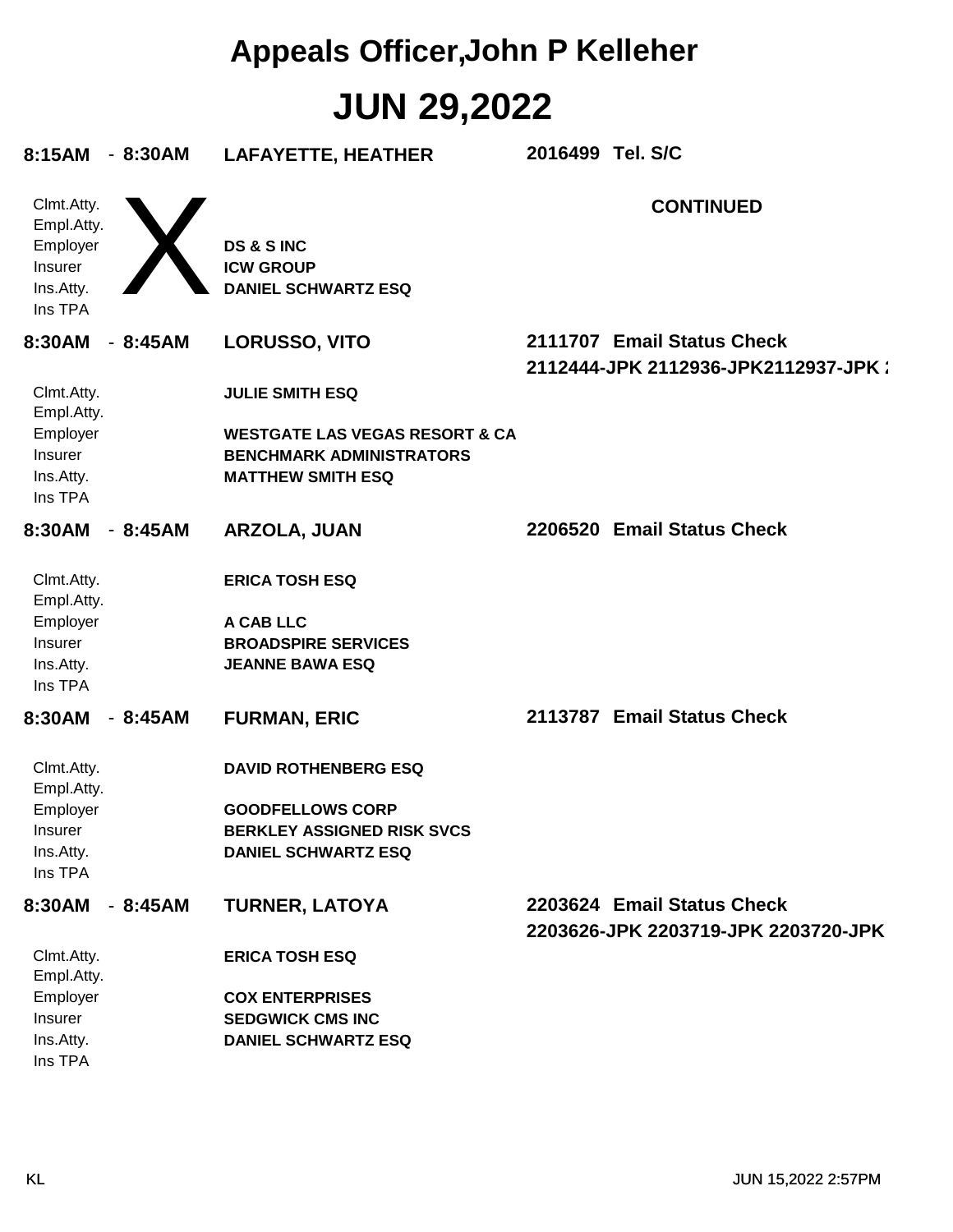# Appeals Officer,John P Kelleher

# JUN 29,2022

**8:15AM - 8:30AM** **LAFAYETTE, HEATHER** **2016499 Tel. S/C**

X

**CONTINUED**

| | |
|---|---|
| Clmt.Atty. | |
| Empl.Atty. | |
| Employer | **DS & S INC** |
| Insurer | **ICW GROUP** |
| Ins.Atty. | **DANIEL SCHWARTZ ESQ** |
| Ins TPA | |

**8:30AM - 8:45AM** **LORUSSO, VITO** **2111707 Email Status Check**
**2112444-JPK 2112936-JPK2112937-JPK 2**

| | |
|---|---|
| Clmt.Atty. | **JULIE SMITH ESQ** |
| Empl.Atty. | |
| Employer | **WESTGATE LAS VEGAS RESORT & CA** |
| Insurer | **BENCHMARK ADMINISTRATORS** |
| Ins.Atty. | **MATTHEW SMITH ESQ** |
| Ins TPA | |

**8:30AM - 8:45AM** **ARZOLA, JUAN** **2206520 Email Status Check**

| | |
|---|---|
| Clmt.Atty. | **ERICA TOSH ESQ** |
| Empl.Atty. | |
| Employer | **A CAB LLC** |
| Insurer | **BROADSPIRE SERVICES** |
| Ins.Atty. | **JEANNE BAWA ESQ** |
| Ins TPA | |

**8:30AM - 8:45AM** **FURMAN, ERIC** **2113787 Email Status Check**

| | |
|---|---|
| Clmt.Atty. | **DAVID ROTHENBERG ESQ** |
| Empl.Atty. | |
| Employer | **GOODFELLOWS CORP** |
| Insurer | **BERKLEY ASSIGNED RISK SVCS** |
| Ins.Atty. | **DANIEL SCHWARTZ ESQ** |
| Ins TPA | |

**8:30AM - 8:45AM** **TURNER, LATOYA** **2203624 Email Status Check**
**2203626-JPK 2203719-JPK 2203720-JPK**

| | |
|---|---|
| Clmt.Atty. | **ERICA TOSH ESQ** |
| Empl.Atty. | |
| Employer | **COX ENTERPRISES** |
| Insurer | **SEDGWICK CMS INC** |
| Ins.Atty. | **DANIEL SCHWARTZ ESQ** |
| Ins TPA | |

KL JUN 15,2022 2:57PM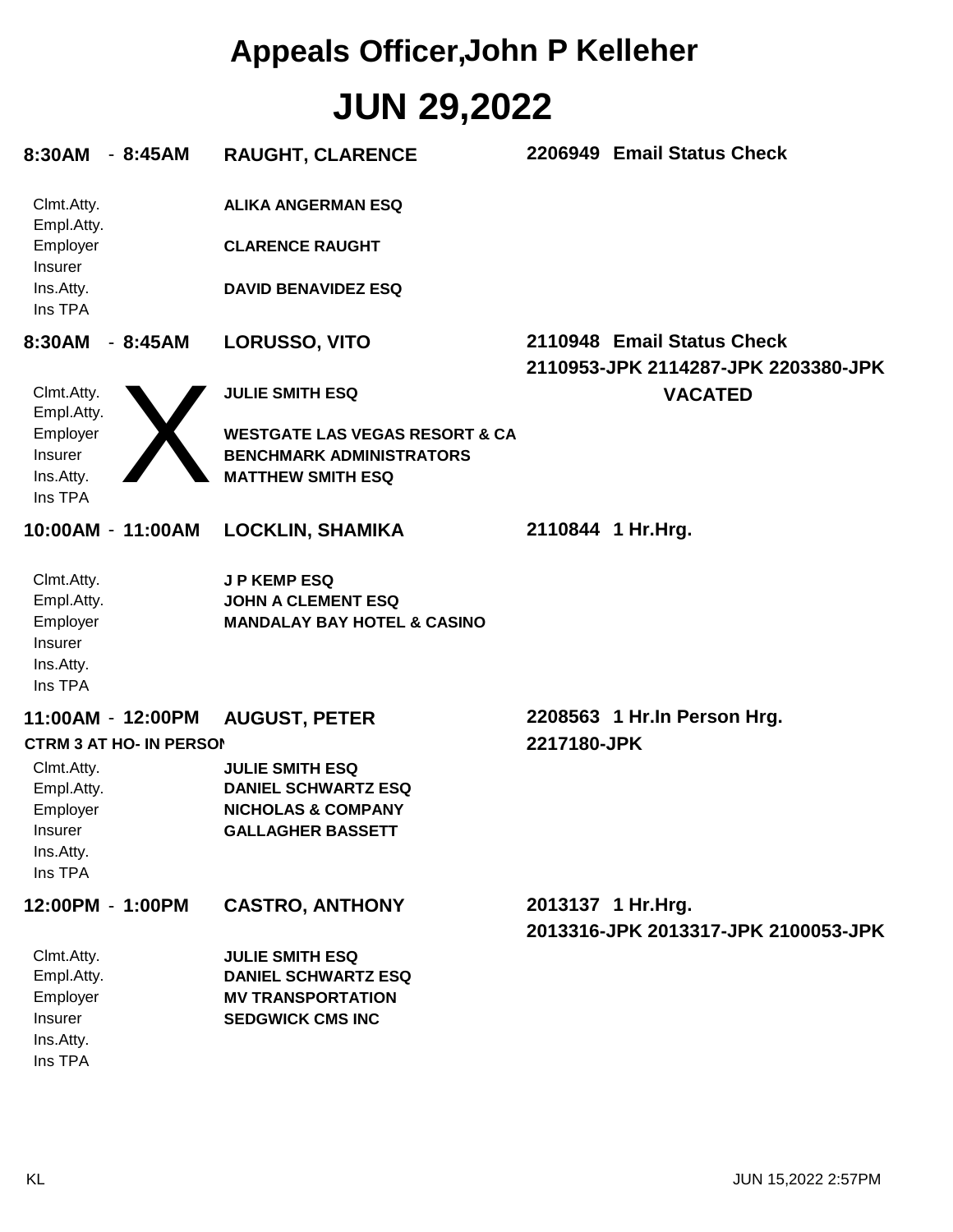# Appeals Officer,John P Kelleher

# JUN 29,2022

**8:30AM - 8:45AM** **RAUGHT, CLARENCE** **2206949 Email Status Check**

| | |
|---|---|
| Clmt.Atty. | **ALIKA ANGERMAN ESQ** |
| Empl.Atty. | |
| Employer | **CLARENCE RAUGHT** |
| Insurer | |
| Ins.Atty. | **DAVID BENAVIDEZ ESQ** |
| Ins TPA | |

**8:30AM - 8:45AM** **LORUSSO, VITO** **2110948 Email Status Check**
**2110953-JPK 2114287-JPK 2203380-JPK**

X

**VACATED**

| | |
|---|---|
| Clmt.Atty. | **JULIE SMITH ESQ** |
| Empl.Atty. | |
| Employer | **WESTGATE LAS VEGAS RESORT & CA** |
| Insurer | **BENCHMARK ADMINISTRATORS** |
| Ins.Atty. | **MATTHEW SMITH ESQ** |
| Ins TPA | |

**10:00AM - 11:00AM** **LOCKLIN, SHAMIKA** **2110844 1 Hr.Hrg.**

| | |
|---|---|
| Clmt.Atty. | **J P KEMP ESQ** |
| Empl.Atty. | **JOHN A CLEMENT ESQ** |
| Employer | **MANDALAY BAY HOTEL & CASINO** |
| Insurer | |
| Ins.Atty. | |
| Ins TPA | |

**11:00AM - 12:00PM** **AUGUST, PETER** **2208563 1 Hr.In Person Hrg.**
**CTRM 3 AT HO- IN PERSON** **2217180-JPK**

| | |
|---|---|
| Clmt.Atty. | **JULIE SMITH ESQ** |
| Empl.Atty. | **DANIEL SCHWARTZ ESQ** |
| Employer | **NICHOLAS & COMPANY** |
| Insurer | **GALLAGHER BASSETT** |
| Ins.Atty. | |
| Ins TPA | |

**12:00PM - 1:00PM** **CASTRO, ANTHONY** **2013137 1 Hr.Hrg.**
**2013316-JPK 2013317-JPK 2100053-JPK**

| | |
|---|---|
| Clmt.Atty. | **JULIE SMITH ESQ** |
| Empl.Atty. | **DANIEL SCHWARTZ ESQ** |
| Employer | **MV TRANSPORTATION** |
| Insurer | **SEDGWICK CMS INC** |
| Ins.Atty. | |
| Ins TPA | |

KL JUN 15,2022 2:57PM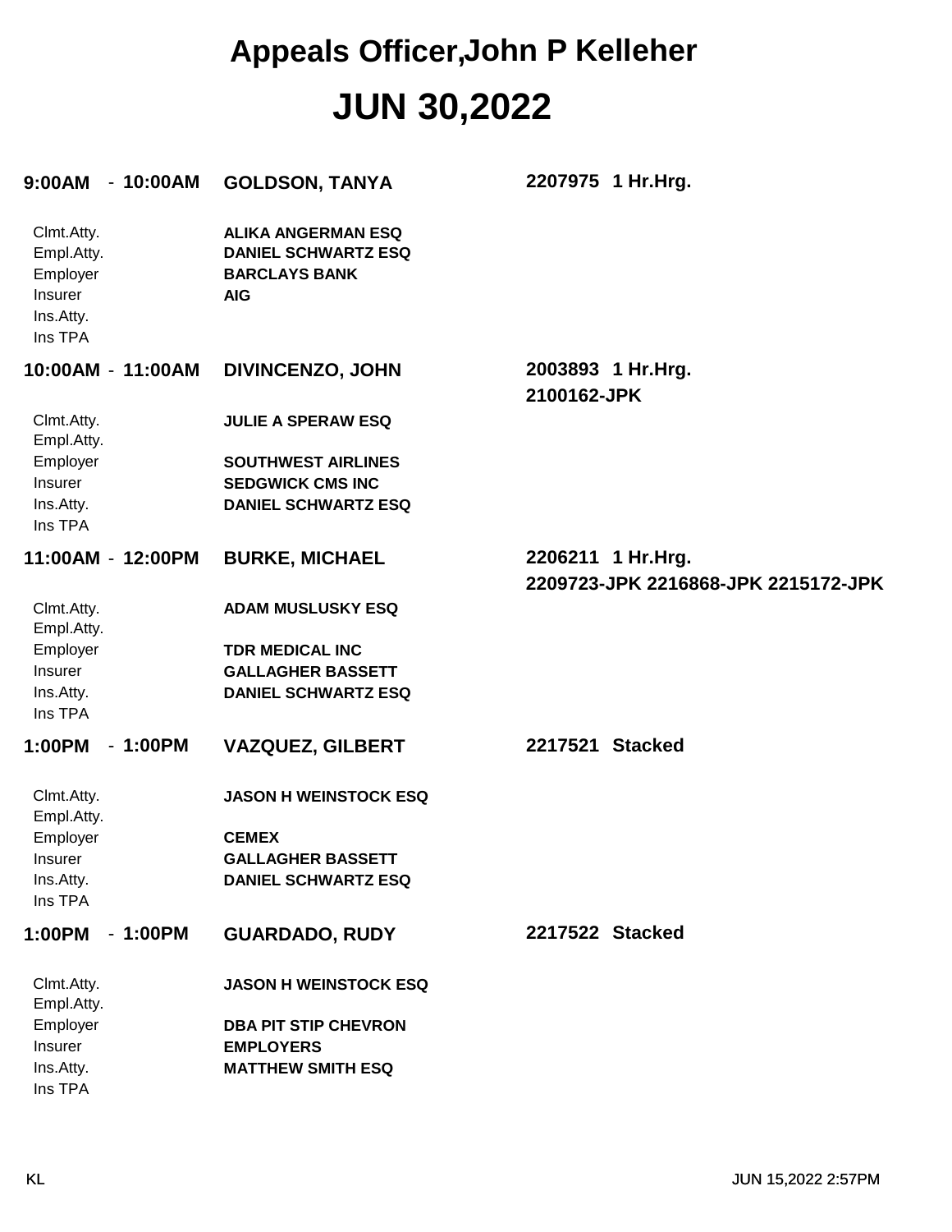# Appeals Officer,John P Kelleher

# JUN 30,2022

**9:00AM - 10:00AM** **GOLDSON, TANYA** **2207975 1 Hr.Hrg.**

| | |
|---|---|
| Clmt.Atty. | **ALIKA ANGERMAN ESQ** |
| Empl.Atty. | **DANIEL SCHWARTZ ESQ** |
| Employer | **BARCLAYS BANK** |
| Insurer | **AIG** |
| Ins.Atty. | |
| Ins TPA | |

**10:00AM - 11:00AM** **DIVINCENZO, JOHN** **2003893 1 Hr.Hrg.**
**2100162-JPK**

| | |
|---|---|
| Clmt.Atty. | **JULIE A SPERAW ESQ** |
| Empl.Atty. | |
| Employer | **SOUTHWEST AIRLINES** |
| Insurer | **SEDGWICK CMS INC** |
| Ins.Atty. | **DANIEL SCHWARTZ ESQ** |
| Ins TPA | |

**11:00AM - 12:00PM** **BURKE, MICHAEL** **2206211 1 Hr.Hrg.**
**2209723-JPK 2216868-JPK 2215172-JPK**

| | |
|---|---|
| Clmt.Atty. | **ADAM MUSLUSKY ESQ** |
| Empl.Atty. | |
| Employer | **TDR MEDICAL INC** |
| Insurer | **GALLAGHER BASSETT** |
| Ins.Atty. | **DANIEL SCHWARTZ ESQ** |
| Ins TPA | |

**1:00PM - 1:00PM** **VAZQUEZ, GILBERT** **2217521 Stacked**

| | |
|---|---|
| Clmt.Atty. | **JASON H WEINSTOCK ESQ** |
| Empl.Atty. | |
| Employer | **CEMEX** |
| Insurer | **GALLAGHER BASSETT** |
| Ins.Atty. | **DANIEL SCHWARTZ ESQ** |
| Ins TPA | |

**1:00PM - 1:00PM** **GUARDADO, RUDY** **2217522 Stacked**

| | |
|---|---|
| Clmt.Atty. | **JASON H WEINSTOCK ESQ** |
| Empl.Atty. | |
| Employer | **DBA PIT STIP CHEVRON** |
| Insurer | **EMPLOYERS** |
| Ins.Atty. | **MATTHEW SMITH ESQ** |
| Ins TPA | |

KL JUN 15,2022 2:57PM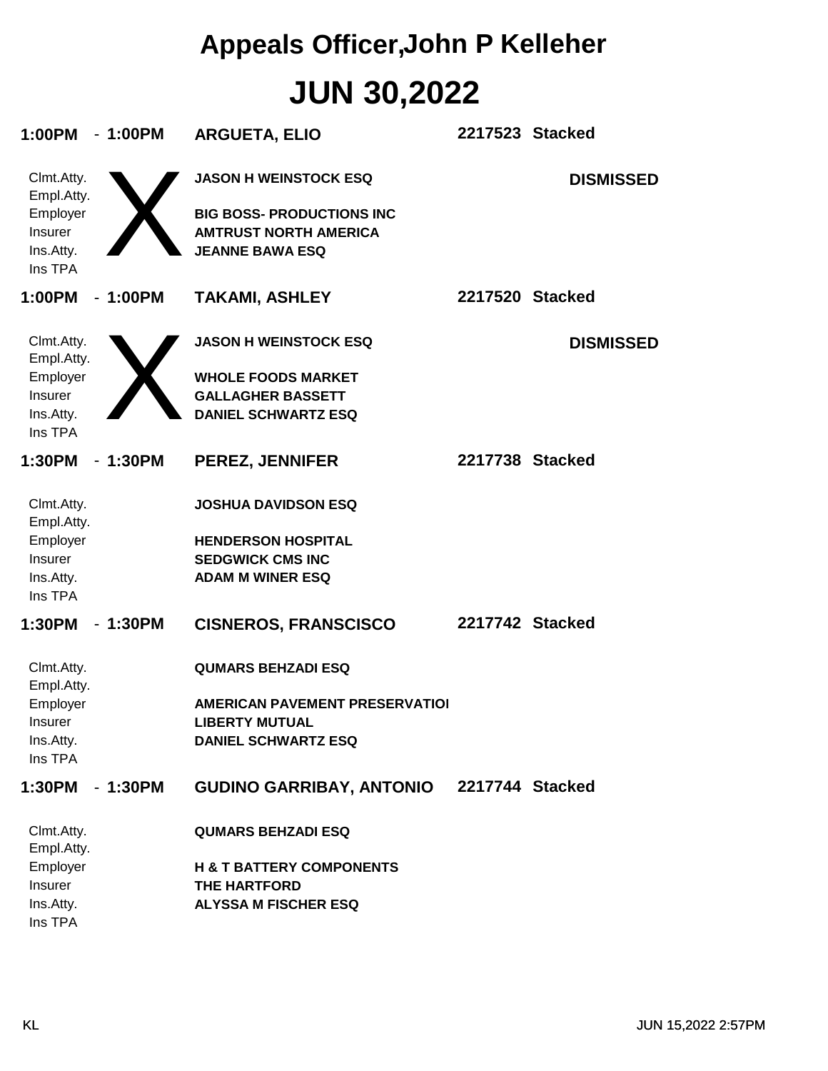# Appeals Officer,John P Kelleher

# JUN 30,2022

**1:00PM - 1:00PM** **ARGUETA, ELIO** **2217523 Stacked**

**DISMISSED**

X

| | |
|---|---|
| Clmt.Atty. | **JASON H WEINSTOCK ESQ** |
| Empl.Atty. | |
| Employer | **BIG BOSS- PRODUCTIONS INC** |
| Insurer | **AMTRUST NORTH AMERICA** |
| Ins.Atty. | **JEANNE BAWA ESQ** |
| Ins TPA | |

**1:00PM - 1:00PM** **TAKAMI, ASHLEY** **2217520 Stacked**

**DISMISSED**

X

| | |
|---|---|
| Clmt.Atty. | **JASON H WEINSTOCK ESQ** |
| Empl.Atty. | |
| Employer | **WHOLE FOODS MARKET** |
| Insurer | **GALLAGHER BASSETT** |
| Ins.Atty. | **DANIEL SCHWARTZ ESQ** |
| Ins TPA | |

**1:30PM - 1:30PM** **PEREZ, JENNIFER** **2217738 Stacked**

| | |
|---|---|
| Clmt.Atty. | **JOSHUA DAVIDSON ESQ** |
| Empl.Atty. | |
| Employer | **HENDERSON HOSPITAL** |
| Insurer | **SEDGWICK CMS INC** |
| Ins.Atty. | **ADAM M WINER ESQ** |
| Ins TPA | |

**1:30PM - 1:30PM** **CISNEROS, FRANSCISCO** **2217742 Stacked**

| | |
|---|---|
| Clmt.Atty. | **QUMARS BEHZADI ESQ** |
| Empl.Atty. | |
| Employer | **AMERICAN PAVEMENT PRESERVATIOI** |
| Insurer | **LIBERTY MUTUAL** |
| Ins.Atty. | **DANIEL SCHWARTZ ESQ** |
| Ins TPA | |

**1:30PM - 1:30PM** **GUDINO GARRIBAY, ANTONIO** **2217744 Stacked**

| | |
|---|---|
| Clmt.Atty. | **QUMARS BEHZADI ESQ** |
| Empl.Atty. | |
| Employer | **H & T BATTERY COMPONENTS** |
| Insurer | **THE HARTFORD** |
| Ins.Atty. | **ALYSSA M FISCHER ESQ** |
| Ins TPA | |

KL JUN 15,2022 2:57PM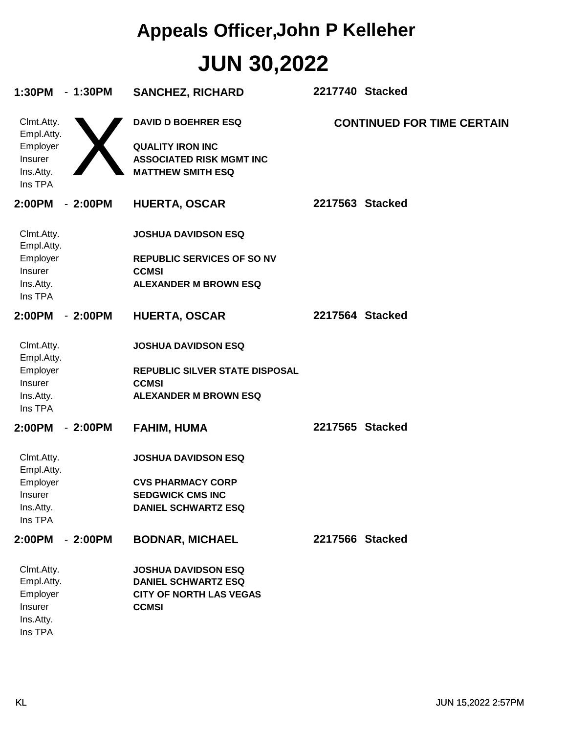# Appeals Officer,John P Kelleher

# JUN 30,2022

**1:30PM - 1:30PM** **SANCHEZ, RICHARD** **2217740 Stacked**

X

**CONTINUED FOR TIME CERTAIN**

| | |
|---|---|
| Clmt.Atty. | **DAVID D BOEHRER ESQ** |
| Empl.Atty. | |
| Employer | **QUALITY IRON INC** |
| Insurer | **ASSOCIATED RISK MGMT INC** |
| Ins.Atty. | **MATTHEW SMITH ESQ** |
| Ins TPA | |

**2:00PM - 2:00PM** **HUERTA, OSCAR** **2217563 Stacked**

| | |
|---|---|
| Clmt.Atty. | **JOSHUA DAVIDSON ESQ** |
| Empl.Atty. | |
| Employer | **REPUBLIC SERVICES OF SO NV** |
| Insurer | **CCMSI** |
| Ins.Atty. | **ALEXANDER M BROWN ESQ** |
| Ins TPA | |

**2:00PM - 2:00PM** **HUERTA, OSCAR** **2217564 Stacked**

| | |
|---|---|
| Clmt.Atty. | **JOSHUA DAVIDSON ESQ** |
| Empl.Atty. | |
| Employer | **REPUBLIC SILVER STATE DISPOSAL** |
| Insurer | **CCMSI** |
| Ins.Atty. | **ALEXANDER M BROWN ESQ** |
| Ins TPA | |

**2:00PM - 2:00PM** **FAHIM, HUMA** **2217565 Stacked**

| | |
|---|---|
| Clmt.Atty. | **JOSHUA DAVIDSON ESQ** |
| Empl.Atty. | |
| Employer | **CVS PHARMACY CORP** |
| Insurer | **SEDGWICK CMS INC** |
| Ins.Atty. | **DANIEL SCHWARTZ ESQ** |
| Ins TPA | |

**2:00PM - 2:00PM** **BODNAR, MICHAEL** **2217566 Stacked**

| | |
|---|---|
| Clmt.Atty. | **JOSHUA DAVIDSON ESQ** |
| Empl.Atty. | **DANIEL SCHWARTZ ESQ** |
| Employer | **CITY OF NORTH LAS VEGAS** |
| Insurer | **CCMSI** |
| Ins.Atty. | |
| Ins TPA | |

KL JUN 15,2022 2:57PM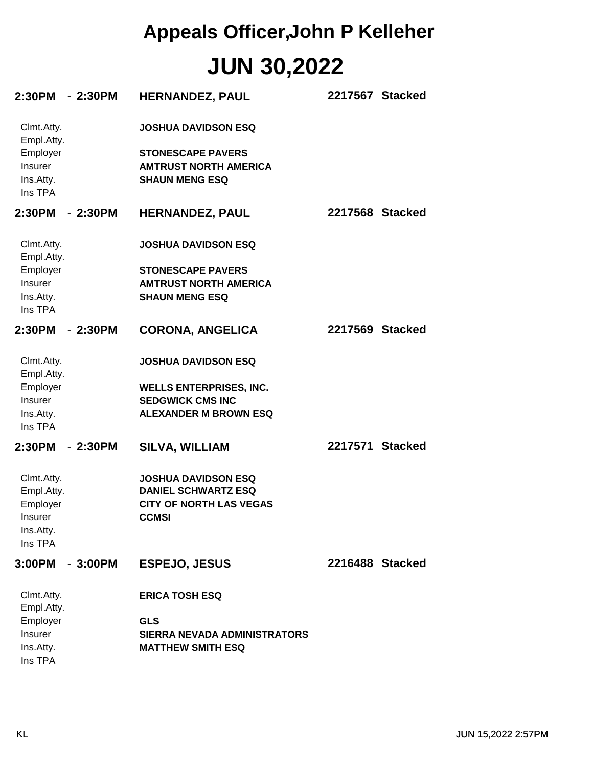# Appeals Officer,John P Kelleher

# JUN 30,2022

**2:30PM - 2:30PM** **HERNANDEZ, PAUL** **2217567 Stacked**

| | |
|---|---|
| Clmt.Atty. | **JOSHUA DAVIDSON ESQ** |
| Empl.Atty. | |
| Employer | **STONESCAPE PAVERS** |
| Insurer | **AMTRUST NORTH AMERICA** |
| Ins.Atty. | **SHAUN MENG ESQ** |
| Ins TPA | |

**2:30PM - 2:30PM** **HERNANDEZ, PAUL** **2217568 Stacked**

| | |
|---|---|
| Clmt.Atty. | **JOSHUA DAVIDSON ESQ** |
| Empl.Atty. | |
| Employer | **STONESCAPE PAVERS** |
| Insurer | **AMTRUST NORTH AMERICA** |
| Ins.Atty. | **SHAUN MENG ESQ** |
| Ins TPA | |

**2:30PM - 2:30PM** **CORONA, ANGELICA** **2217569 Stacked**

| | |
|---|---|
| Clmt.Atty. | **JOSHUA DAVIDSON ESQ** |
| Empl.Atty. | |
| Employer | **WELLS ENTERPRISES, INC.** |
| Insurer | **SEDGWICK CMS INC** |
| Ins.Atty. | **ALEXANDER M BROWN ESQ** |
| Ins TPA | |

**2:30PM - 2:30PM** **SILVA, WILLIAM** **2217571 Stacked**

| | |
|---|---|
| Clmt.Atty. | **JOSHUA DAVIDSON ESQ** |
| Empl.Atty. | **DANIEL SCHWARTZ ESQ** |
| Employer | **CITY OF NORTH LAS VEGAS** |
| Insurer | **CCMSI** |
| Ins.Atty. | |
| Ins TPA | |

**3:00PM - 3:00PM** **ESPEJO, JESUS** **2216488 Stacked**

| | |
|---|---|
| Clmt.Atty. | **ERICA TOSH ESQ** |
| Empl.Atty. | |
| Employer | **GLS** |
| Insurer | **SIERRA NEVADA ADMINISTRATORS** |
| Ins.Atty. | **MATTHEW SMITH ESQ** |
| Ins TPA | |

KL JUN 15,2022 2:57PM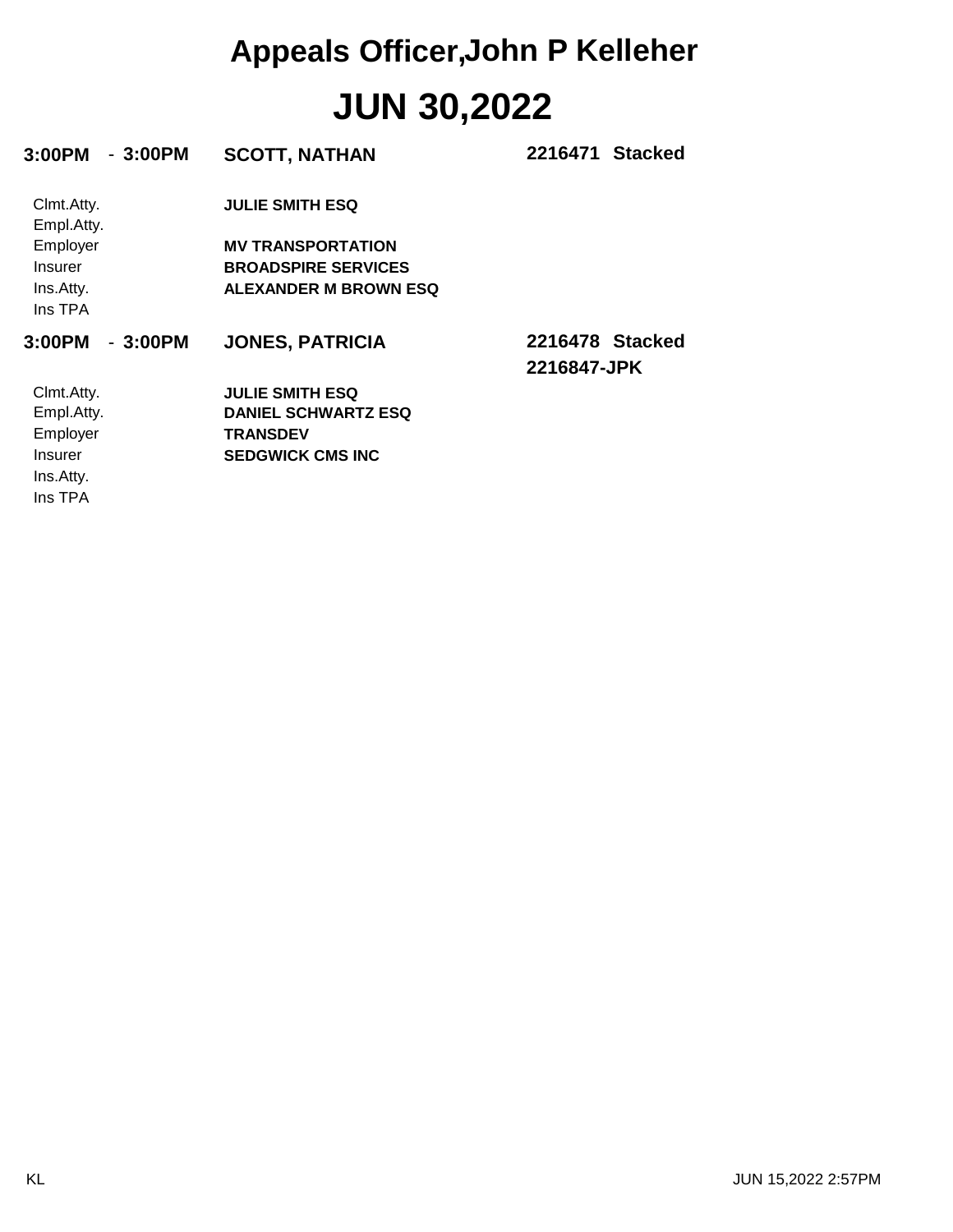# Appeals Officer,John P Kelleher

# JUN 30,2022

**3:00PM - 3:00PM** **SCOTT, NATHAN** **2216471 Stacked**

| | |
|---|---|
| Clmt.Atty. | **JULIE SMITH ESQ** |
| Empl.Atty. | |
| Employer | **MV TRANSPORTATION** |
| Insurer | **BROADSPIRE SERVICES** |
| Ins.Atty. | **ALEXANDER M BROWN ESQ** |
| Ins TPA | |

**3:00PM - 3:00PM** **JONES, PATRICIA** **2216478 Stacked**
**2216847-JPK**

| | |
|---|---|
| Clmt.Atty. | **JULIE SMITH ESQ** |
| Empl.Atty. | **DANIEL SCHWARTZ ESQ** |
| Employer | **TRANSDEV** |
| Insurer | **SEDGWICK CMS INC** |
| Ins.Atty. | |
| Ins TPA | |

KL JUN 15,2022 2:57PM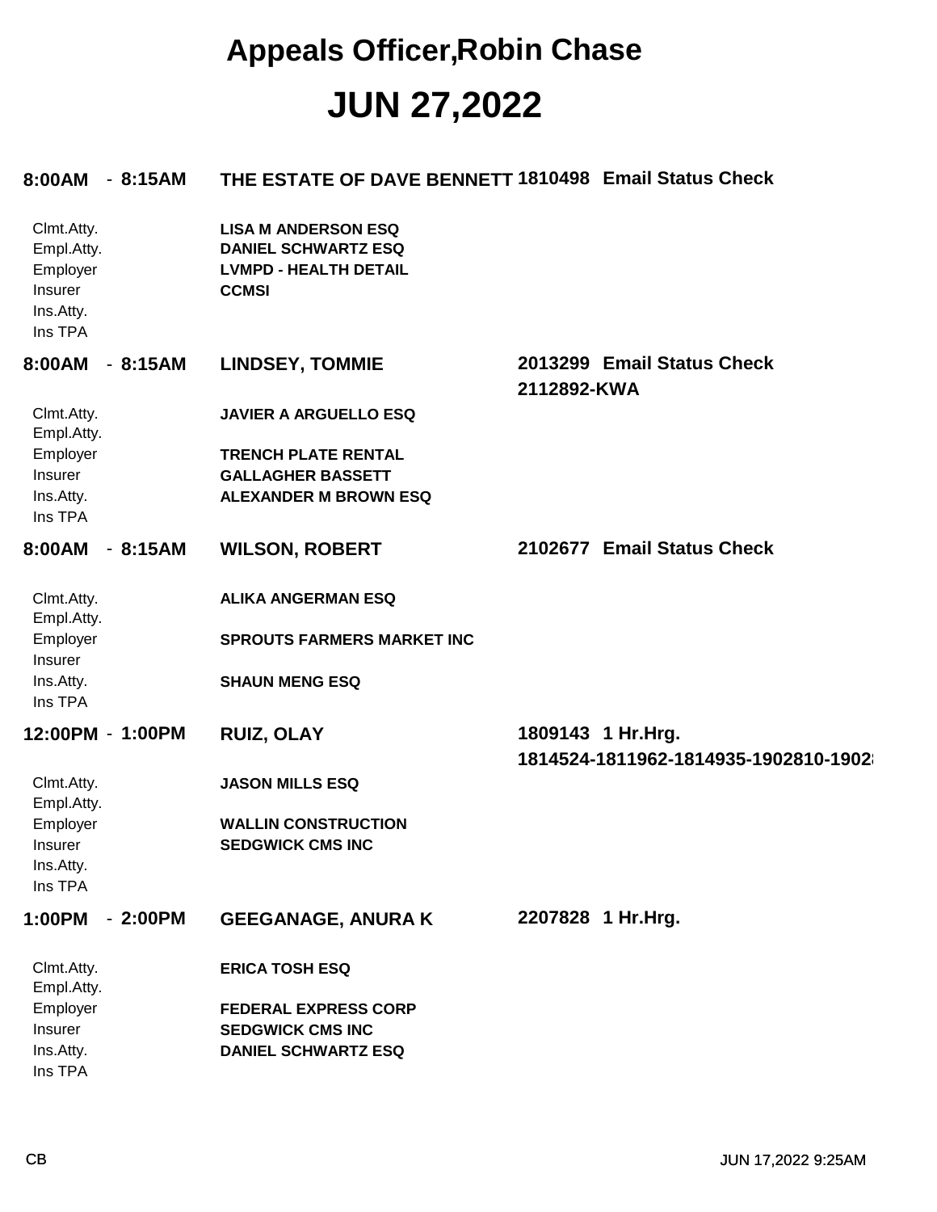# Appeals Officer,Robin Chase

# JUN 27,2022

**8:00AM - 8:15AM** **THE ESTATE OF DAVE BENNETT** **1810498 Email Status Check**

| | |
|---|---|
| Clmt.Atty. | **LISA M ANDERSON ESQ** |
| Empl.Atty. | **DANIEL SCHWARTZ ESQ** |
| Employer | **LVMPD - HEALTH DETAIL** |
| Insurer | **CCMSI** |
| Ins.Atty. | |
| Ins TPA | |

**8:00AM - 8:15AM** **LINDSEY, TOMMIE** **2013299 Email Status Check**
**2112892-KWA**

| | |
|---|---|
| Clmt.Atty. | **JAVIER A ARGUELLO ESQ** |
| Empl.Atty. | |
| Employer | **TRENCH PLATE RENTAL** |
| Insurer | **GALLAGHER BASSETT** |
| Ins.Atty. | **ALEXANDER M BROWN ESQ** |
| Ins TPA | |

**8:00AM - 8:15AM** **WILSON, ROBERT** **2102677 Email Status Check**

| | |
|---|---|
| Clmt.Atty. | **ALIKA ANGERMAN ESQ** |
| Empl.Atty. | |
| Employer | **SPROUTS FARMERS MARKET INC** |
| Insurer | |
| Ins.Atty. | **SHAUN MENG ESQ** |
| Ins TPA | |

**12:00PM - 1:00PM** **RUIZ, OLAY** **1809143 1 Hr.Hrg.**
**1814524-1811962-1814935-1902810-1902**

| | |
|---|---|
| Clmt.Atty. | **JASON MILLS ESQ** |
| Empl.Atty. | |
| Employer | **WALLIN CONSTRUCTION** |
| Insurer | **SEDGWICK CMS INC** |
| Ins.Atty. | |
| Ins TPA | |

**1:00PM - 2:00PM** **GEEGANAGE, ANURA K** **2207828 1 Hr.Hrg.**

| | |
|---|---|
| Clmt.Atty. | **ERICA TOSH ESQ** |
| Empl.Atty. | |
| Employer | **FEDERAL EXPRESS CORP** |
| Insurer | **SEDGWICK CMS INC** |
| Ins.Atty. | **DANIEL SCHWARTZ ESQ** |
| Ins TPA | |

CB JUN 17,2022 9:25AM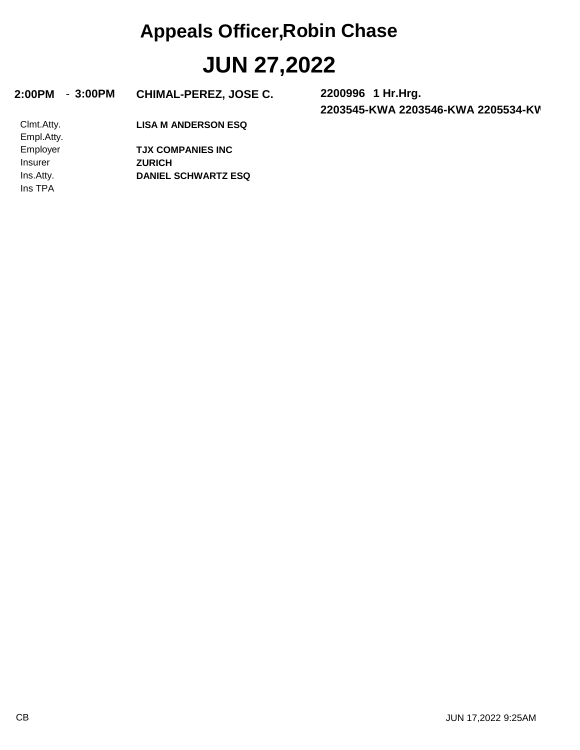# Appeals Officer,Robin Chase

# JUN 27,2022

**2:00PM** - **3:00PM** **CHIMAL-PEREZ, JOSE C.** **2200996 1 Hr.Hrg.**

**2203545-KWA 2203546-KWA 2205534-KW**

| | |
|---|---|
| Clmt.Atty. | **LISA M ANDERSON ESQ** |
| Empl.Atty. | |
| Employer | **TJX COMPANIES INC** |
| Insurer | **ZURICH** |
| Ins.Atty. | **DANIEL SCHWARTZ ESQ** |
| Ins TPA | |

CB

JUN 17,2022 9:25AM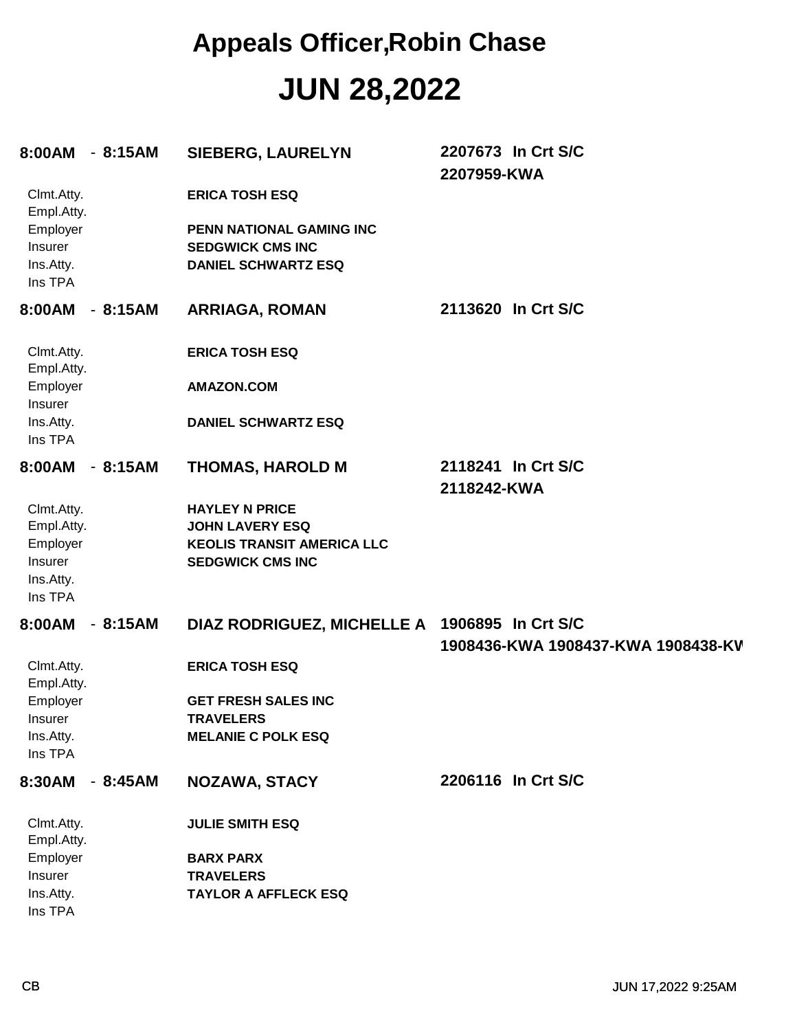# Appeals Officer,Robin Chase

# JUN 28,2022

**8:00AM - 8:15AM** **SIEBERG, LAURELYN** **2207673 In Crt S/C**
**2207959-KWA**

| | |
|---|---|
| Clmt.Atty. | **ERICA TOSH ESQ** |
| Empl.Atty. | |
| Employer | **PENN NATIONAL GAMING INC** |
| Insurer | **SEDGWICK CMS INC** |
| Ins.Atty. | **DANIEL SCHWARTZ ESQ** |
| Ins TPA | |

**8:00AM - 8:15AM** **ARRIAGA, ROMAN** **2113620 In Crt S/C**

| | |
|---|---|
| Clmt.Atty. | **ERICA TOSH ESQ** |
| Empl.Atty. | |
| Employer | **AMAZON.COM** |
| Insurer | |
| Ins.Atty. | **DANIEL SCHWARTZ ESQ** |
| Ins TPA | |

**8:00AM - 8:15AM** **THOMAS, HAROLD M** **2118241 In Crt S/C**
**2118242-KWA**

| | |
|---|---|
| Clmt.Atty. | **HAYLEY N PRICE** |
| Empl.Atty. | **JOHN LAVERY ESQ** |
| Employer | **KEOLIS TRANSIT AMERICA LLC** |
| Insurer | **SEDGWICK CMS INC** |
| Ins.Atty. | |
| Ins TPA | |

**8:00AM - 8:15AM** **DIAZ RODRIGUEZ, MICHELLE A** **1906895 In Crt S/C**
**1908436-KWA 1908437-KWA 1908438-KW**

| | |
|---|---|
| Clmt.Atty. | **ERICA TOSH ESQ** |
| Empl.Atty. | |
| Employer | **GET FRESH SALES INC** |
| Insurer | **TRAVELERS** |
| Ins.Atty. | **MELANIE C POLK ESQ** |
| Ins TPA | |

**8:30AM - 8:45AM** **NOZAWA, STACY** **2206116 In Crt S/C**

| | |
|---|---|
| Clmt.Atty. | **JULIE SMITH ESQ** |
| Empl.Atty. | |
| Employer | **BARX PARX** |
| Insurer | **TRAVELERS** |
| Ins.Atty. | **TAYLOR A AFFLECK ESQ** |
| Ins TPA | |

CB JUN 17,2022 9:25AM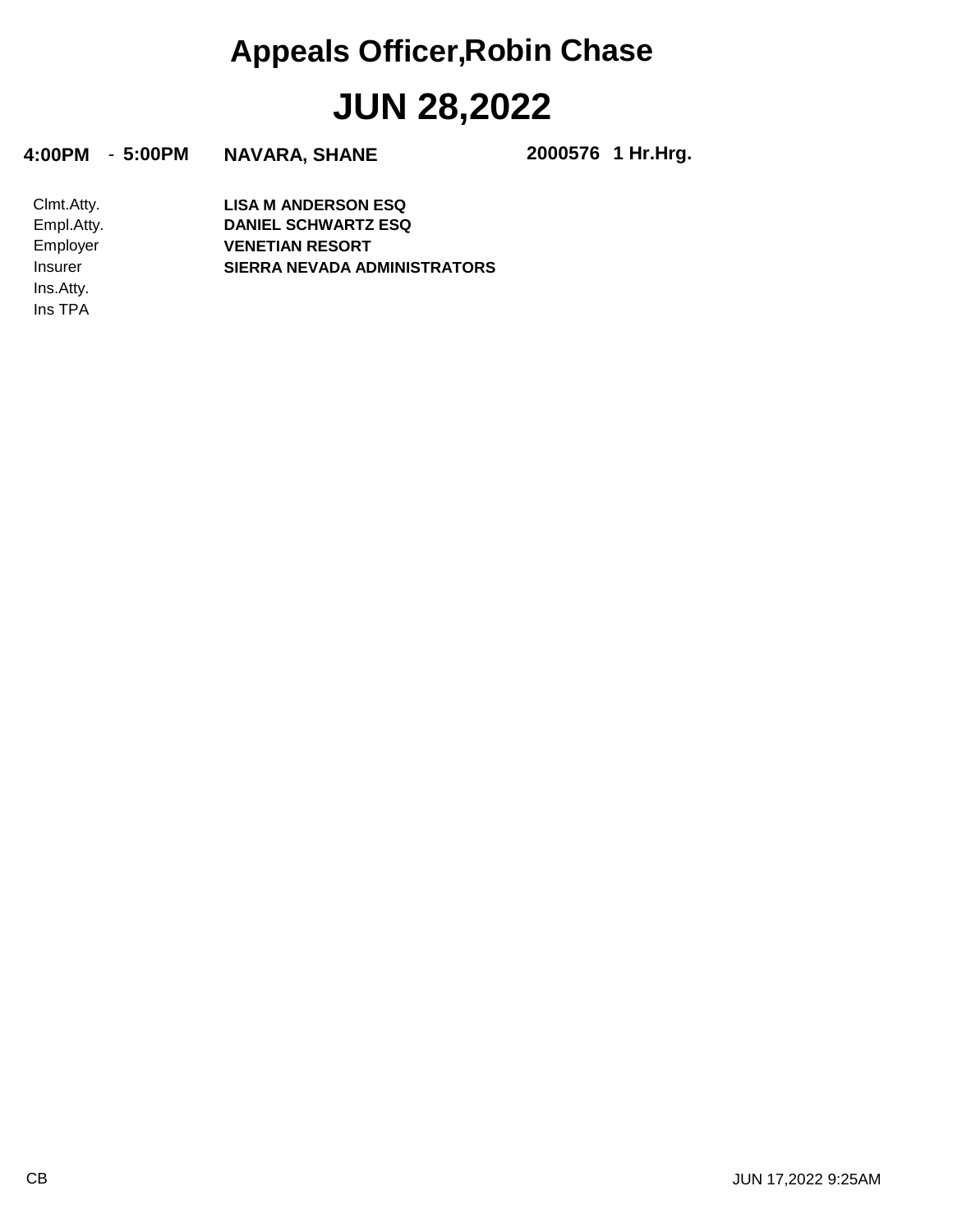# Appeals Officer,Robin Chase

# JUN 28,2022

**4:00PM - 5:00PM** **NAVARA, SHANE** **2000576 1 Hr.Hrg.**

| | |
|---|---|
| Clmt.Atty. | **LISA M ANDERSON ESQ** |
| Empl.Atty. | **DANIEL SCHWARTZ ESQ** |
| Employer | **VENETIAN RESORT** |
| Insurer | **SIERRA NEVADA ADMINISTRATORS** |
| Ins.Atty. | |
| Ins TPA | |

CB

JUN 17,2022 9:25AM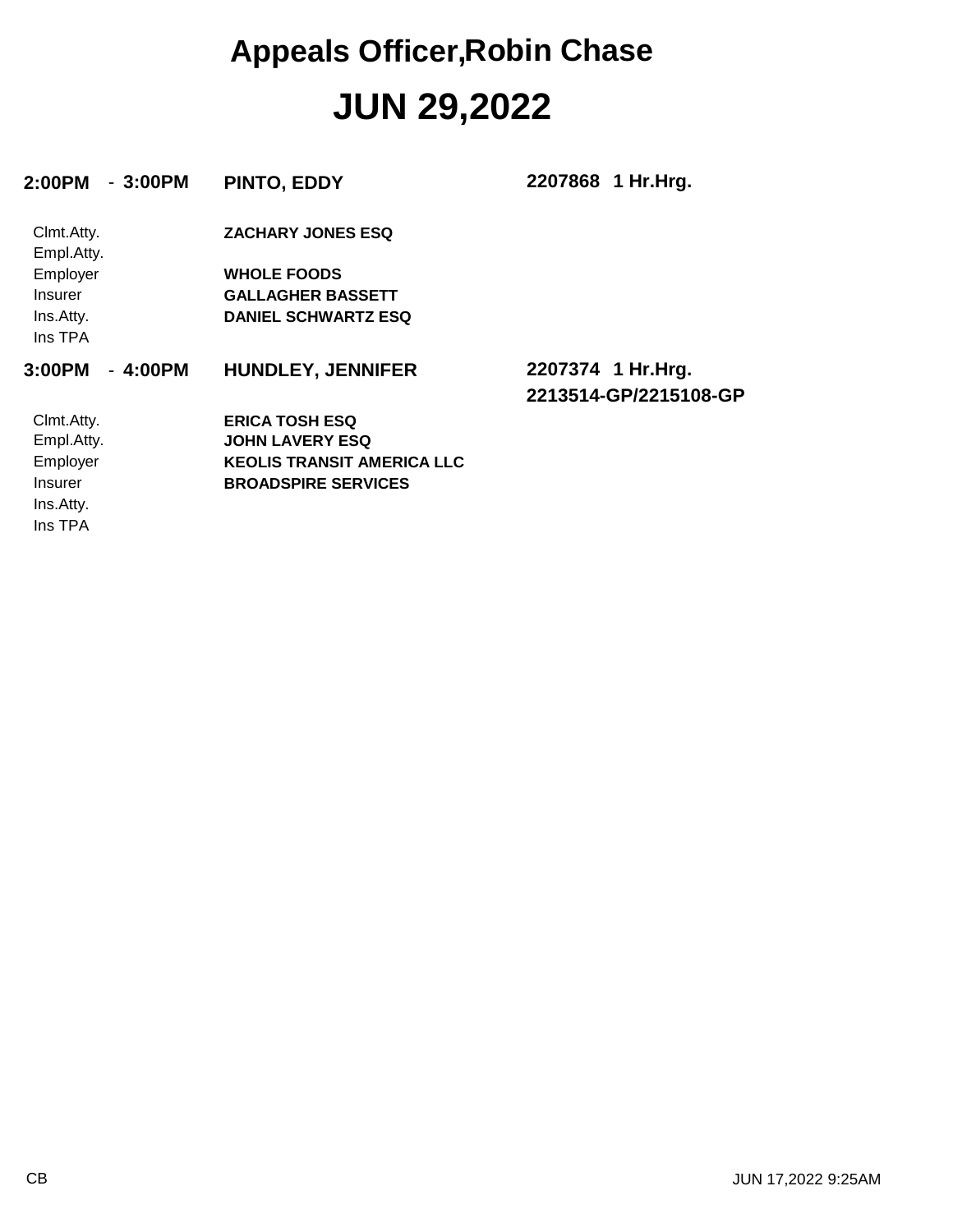# Appeals Officer,Robin Chase

# JUN 29,2022

**2:00PM - 3:00PM** **PINTO, EDDY** **2207868 1 Hr.Hrg.**

| | |
|---|---|
| Clmt.Atty. | **ZACHARY JONES ESQ** |
| Empl.Atty. | |
| Employer | **WHOLE FOODS** |
| Insurer | **GALLAGHER BASSETT** |
| Ins.Atty. | **DANIEL SCHWARTZ ESQ** |
| Ins TPA | |

**3:00PM - 4:00PM** **HUNDLEY, JENNIFER** **2207374 1 Hr.Hrg.**
**2213514-GP/2215108-GP**

| | |
|---|---|
| Clmt.Atty. | **ERICA TOSH ESQ** |
| Empl.Atty. | **JOHN LAVERY ESQ** |
| Employer | **KEOLIS TRANSIT AMERICA LLC** |
| Insurer | **BROADSPIRE SERVICES** |
| Ins.Atty. | |
| Ins TPA | |

CB JUN 17,2022 9:25AM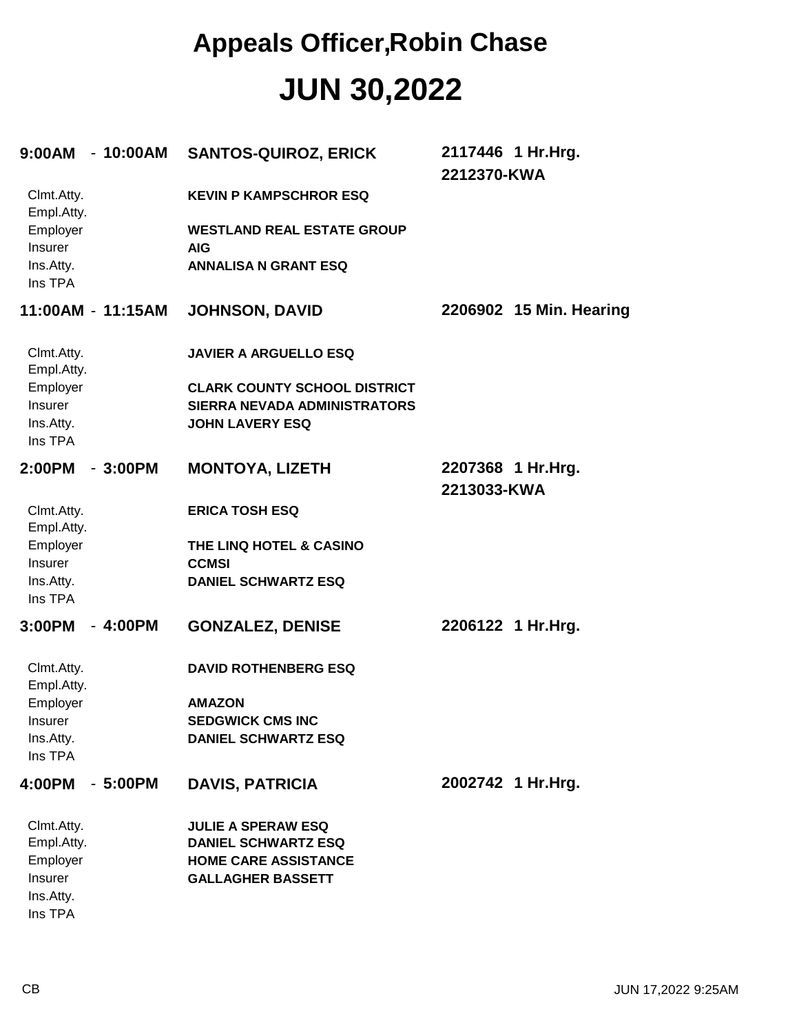# Appeals Officer,Robin Chase

# JUN 30,2022

**9:00AM - 10:00AM** **SANTOS-QUIROZ, ERICK** **2117446 1 Hr.Hrg.**
**2212370-KWA**

| | |
|---|---|
| Clmt.Atty. | **KEVIN P KAMPSCHROR ESQ** |
| Empl.Atty. | |
| Employer | **WESTLAND REAL ESTATE GROUP** |
| Insurer | **AIG** |
| Ins.Atty. | **ANNALISA N GRANT ESQ** |
| Ins TPA | |

**11:00AM - 11:15AM** **JOHNSON, DAVID** **2206902 15 Min. Hearing**

| | |
|---|---|
| Clmt.Atty. | **JAVIER A ARGUELLO ESQ** |
| Empl.Atty. | |
| Employer | **CLARK COUNTY SCHOOL DISTRICT** |
| Insurer | **SIERRA NEVADA ADMINISTRATORS** |
| Ins.Atty. | **JOHN LAVERY ESQ** |
| Ins TPA | |

**2:00PM - 3:00PM** **MONTOYA, LIZETH** **2207368 1 Hr.Hrg.**
**2213033-KWA**

| | |
|---|---|
| Clmt.Atty. | **ERICA TOSH ESQ** |
| Empl.Atty. | |
| Employer | **THE LINQ HOTEL & CASINO** |
| Insurer | **CCMSI** |
| Ins.Atty. | **DANIEL SCHWARTZ ESQ** |
| Ins TPA | |

**3:00PM - 4:00PM** **GONZALEZ, DENISE** **2206122 1 Hr.Hrg.**

| | |
|---|---|
| Clmt.Atty. | **DAVID ROTHENBERG ESQ** |
| Empl.Atty. | |
| Employer | **AMAZON** |
| Insurer | **SEDGWICK CMS INC** |
| Ins.Atty. | **DANIEL SCHWARTZ ESQ** |
| Ins TPA | |

**4:00PM - 5:00PM** **DAVIS, PATRICIA** **2002742 1 Hr.Hrg.**

| | |
|---|---|
| Clmt.Atty. | **JULIE A SPERAW ESQ** |
| Empl.Atty. | **DANIEL SCHWARTZ ESQ** |
| Employer | **HOME CARE ASSISTANCE** |
| Insurer | **GALLAGHER BASSETT** |
| Ins.Atty. | |
| Ins TPA | |

CB JUN 17,2022 9:25AM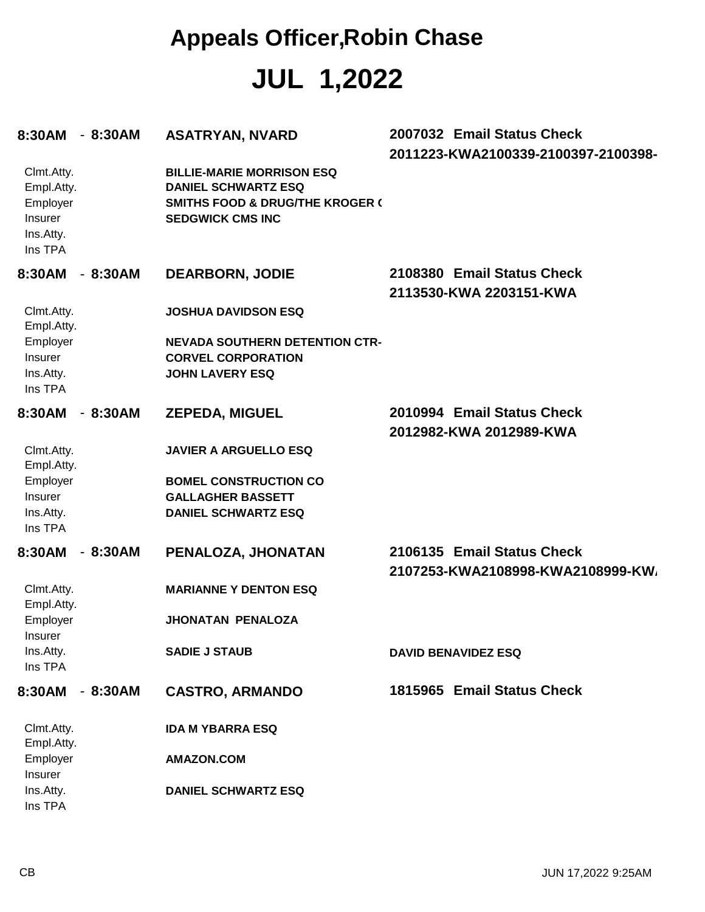# Appeals Officer,Robin Chase

# JUL 1,2022

**8:30AM - 8:30AM** **ASATRYAN, NVARD** **2007032 Email Status Check**
**2011223-KWA2100339-2100397-2100398-**

| | | |
|---|---|---|
| Clmt.Atty. | **BILLIE-MARIE MORRISON ESQ** | |
| Empl.Atty. | **DANIEL SCHWARTZ ESQ** | |
| Employer | **SMITHS FOOD & DRUG/THE KROGER C** | |
| Insurer | **SEDGWICK CMS INC** | |
| Ins.Atty. | | |
| Ins TPA | | |

**8:30AM - 8:30AM** **DEARBORN, JODIE** **2108380 Email Status Check**
**2113530-KWA 2203151-KWA**

| | | |
|---|---|---|
| Clmt.Atty. | **JOSHUA DAVIDSON ESQ** | |
| Empl.Atty. | | |
| Employer | **NEVADA SOUTHERN DETENTION CTR-** | |
| Insurer | **CORVEL CORPORATION** | |
| Ins.Atty. | **JOHN LAVERY ESQ** | |
| Ins TPA | | |

**8:30AM - 8:30AM** **ZEPEDA, MIGUEL** **2010994 Email Status Check**
**2012982-KWA 2012989-KWA**

| | | |
|---|---|---|
| Clmt.Atty. | **JAVIER A ARGUELLO ESQ** | |
| Empl.Atty. | | |
| Employer | **BOMEL CONSTRUCTION CO** | |
| Insurer | **GALLAGHER BASSETT** | |
| Ins.Atty. | **DANIEL SCHWARTZ ESQ** | |
| Ins TPA | | |

**8:30AM - 8:30AM** **PENALOZA, JHONATAN** **2106135 Email Status Check**
**2107253-KWA2108998-KWA2108999-KW/**

| | | |
|---|---|---|
| Clmt.Atty. | **MARIANNE Y DENTON ESQ** | |
| Empl.Atty. | | |
| Employer | **JHONATAN PENALOZA** | |
| Insurer | | |
| Ins.Atty. | **SADIE J STAUB** | **DAVID BENAVIDEZ ESQ** |
| Ins TPA | | |

**8:30AM - 8:30AM** **CASTRO, ARMANDO** **1815965 Email Status Check**

| | | |
|---|---|---|
| Clmt.Atty. | **IDA M YBARRA ESQ** | |
| Empl.Atty. | | |
| Employer | **AMAZON.COM** | |
| Insurer | | |
| Ins.Atty. | **DANIEL SCHWARTZ ESQ** | |
| Ins TPA | | |

CB JUN 17,2022 9:25AM